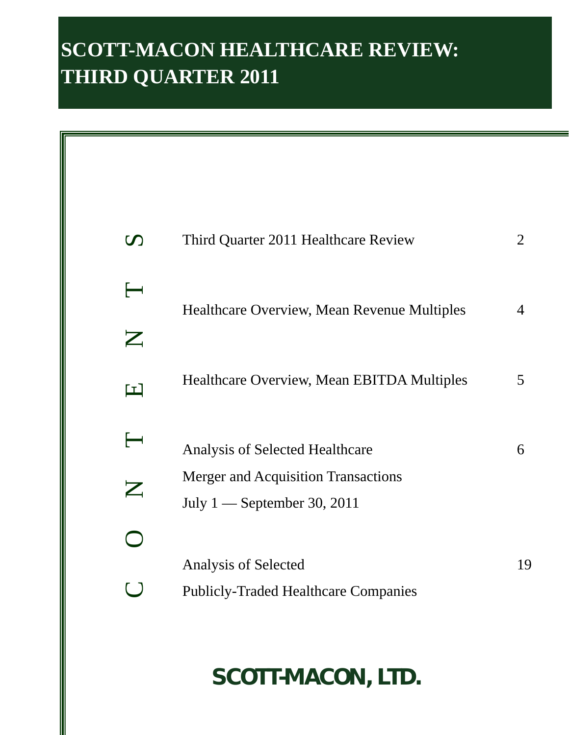# SCOTT-MACON HEALTHCARE REVIEW: THIRD QUARTER 2011

## CONTENTS

| | |
|---|---|
| Third Quarter 2011 Healthcare Review | 2 |
| Healthcare Overview, Mean Revenue Multiples | 4 |
| Healthcare Overview, Mean EBITDA Multiples | 5 |
| Analysis of Selected Healthcare Merger and Acquisition Transactions July 1 — September 30, 2011 | 6 |
| Analysis of Selected Publicly-Traded Healthcare Companies | 19 |

**SCOTT-MACON, LTD.**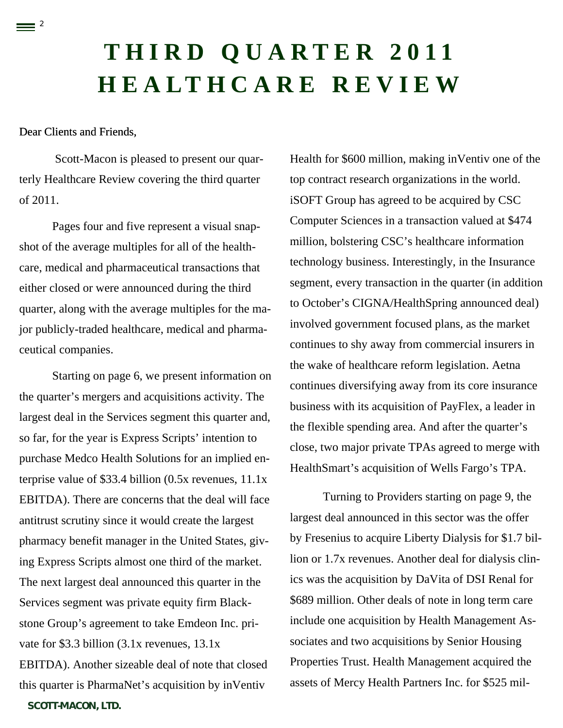# THIRD QUARTER 2011 HEALTHCARE REVIEW

Dear Clients and Friends,

Scott-Macon is pleased to present our quarterly Healthcare Review covering the third quarter of 2011.

Pages four and five represent a visual snapshot of the average multiples for all of the healthcare, medical and pharmaceutical transactions that either closed or were announced during the third quarter, along with the average multiples for the major publicly-traded healthcare, medical and pharmaceutical companies.

Starting on page 6, we present information on the quarter's mergers and acquisitions activity. The largest deal in the Services segment this quarter and, so far, for the year is Express Scripts' intention to purchase Medco Health Solutions for an implied enterprise value of $33.4 billion (0.5x revenues, 11.1x EBITDA). There are concerns that the deal will face antitrust scrutiny since it would create the largest pharmacy benefit manager in the United States, giving Express Scripts almost one third of the market. The next largest deal announced this quarter in the Services segment was private equity firm Blackstone Group's agreement to take Emdeon Inc. private for $3.3 billion (3.1x revenues, 13.1x EBITDA). Another sizeable deal of note that closed this quarter is PharmaNet's acquisition by inVentiv Health for $600 million, making inVentiv one of the top contract research organizations in the world. iSOFT Group has agreed to be acquired by CSC Computer Sciences in a transaction valued at $474 million, bolstering CSC's healthcare information technology business. Interestingly, in the Insurance segment, every transaction in the quarter (in addition to October's CIGNA/HealthSpring announced deal) involved government focused plans, as the market continues to shy away from commercial insurers in the wake of healthcare reform legislation. Aetna continues diversifying away from its core insurance business with its acquisition of PayFlex, a leader in the flexible spending area. And after the quarter's close, two major private TPAs agreed to merge with HealthSmart's acquisition of Wells Fargo's TPA.

Turning to Providers starting on page 9, the largest deal announced in this sector was the offer by Fresenius to acquire Liberty Dialysis for $1.7 billion or 1.7x revenues. Another deal for dialysis clinics was the acquisition by DaVita of DSI Renal for $689 million. Other deals of note in long term care include one acquisition by Health Management Associates and two acquisitions by Senior Housing Properties Trust. Health Management acquired the assets of Mercy Health Partners Inc. for $525 mil-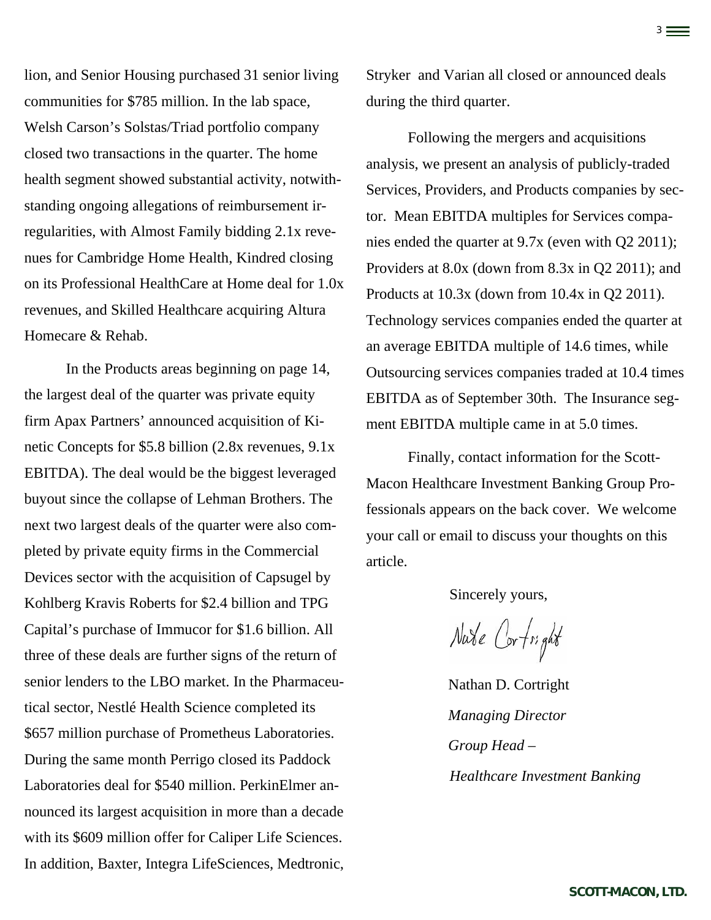lion, and Senior Housing purchased 31 senior living communities for $785 million. In the lab space, Welsh Carson's Solstas/Triad portfolio company closed two transactions in the quarter. The home health segment showed substantial activity, notwithstanding ongoing allegations of reimbursement irregularities, with Almost Family bidding 2.1x revenues for Cambridge Home Health, Kindred closing on its Professional HealthCare at Home deal for 1.0x revenues, and Skilled Healthcare acquiring Altura Homecare & Rehab.

In the Products areas beginning on page 14, the largest deal of the quarter was private equity firm Apax Partners' announced acquisition of Kinetic Concepts for $5.8 billion (2.8x revenues, 9.1x EBITDA). The deal would be the biggest leveraged buyout since the collapse of Lehman Brothers. The next two largest deals of the quarter were also completed by private equity firms in the Commercial Devices sector with the acquisition of Capsugel by Kohlberg Kravis Roberts for $2.4 billion and TPG Capital's purchase of Immucor for $1.6 billion. All three of these deals are further signs of the return of senior lenders to the LBO market. In the Pharmaceutical sector, Nestlé Health Science completed its $657 million purchase of Prometheus Laboratories. During the same month Perrigo closed its Paddock Laboratories deal for $540 million. PerkinElmer announced its largest acquisition in more than a decade with its $609 million offer for Caliper Life Sciences. In addition, Baxter, Integra LifeSciences, Medtronic, Stryker and Varian all closed or announced deals during the third quarter.

Following the mergers and acquisitions analysis, we present an analysis of publicly-traded Services, Providers, and Products companies by sector. Mean EBITDA multiples for Services companies ended the quarter at 9.7x (even with Q2 2011); Providers at 8.0x (down from 8.3x in Q2 2011); and Products at 10.3x (down from 10.4x in Q2 2011). Technology services companies ended the quarter at an average EBITDA multiple of 14.6 times, while Outsourcing services companies traded at 10.4 times EBITDA as of September 30th. The Insurance segment EBITDA multiple came in at 5.0 times.

Finally, contact information for the Scott-Macon Healthcare Investment Banking Group Professionals appears on the back cover. We welcome your call or email to discuss your thoughts on this article.

Sincerely yours,

Nate Cortright

Nathan D. Cortright
*Managing Director*
*Group Head –*
*Healthcare Investment Banking*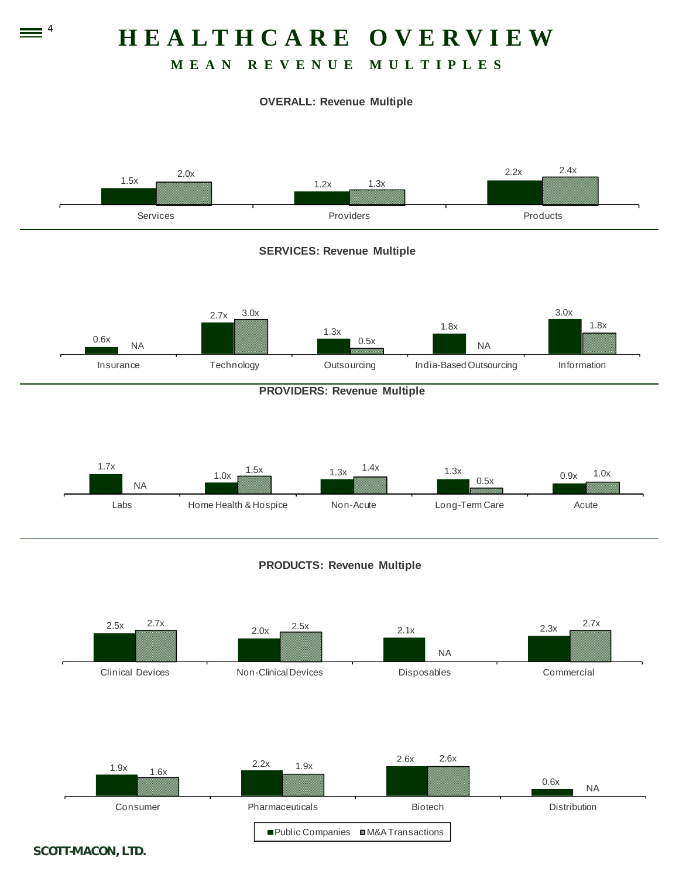# HEALTHCARE OVERVIEW

## MEAN REVENUE MULTIPLES

**OVERALL: Revenue Multiple**

| | Public Companies | M&A Transactions |
|---|---|---|
| Services | 1.5x | 2.0x |
| Providers | 1.2x | 1.3x |
| Products | 2.2x | 2.4x |

**SERVICES: Revenue Multiple**

| | Public Companies | M&A Transactions |
|---|---|---|
| Insurance | 0.6x | NA |
| Technology | 2.7x | 3.0x |
| Outsourcing | 1.3x | 0.5x |
| India-Based Outsourcing | 1.8x | NA |
| Information | 3.0x | 1.8x |

**PROVIDERS: Revenue Multiple**

| | Public Companies | M&A Transactions |
|---|---|---|
| Labs | 1.7x | NA |
| Home Health & Hospice | 1.0x | 1.5x |
| Non-Acute | 1.3x | 1.4x |
| Long-Term Care | 1.3x | 0.5x |
| Acute | 0.9x | 1.0x |

**PRODUCTS: Revenue Multiple**

| | Public Companies | M&A Transactions |
|---|---|---|
| Clinical Devices | 2.5x | 2.7x |
| Non-Clinical Devices | 2.0x | 2.5x |
| Disposables | 2.1x | NA |
| Commercial | 2.3x | 2.7x |
| Consumer | 1.9x | 1.6x |
| Pharmaceuticals | 2.2x | 1.9x |
| Biotech | 2.6x | 2.6x |
| Distribution | 0.6x | NA |

■ Public Companies ■ M&A Transactions

SCOTT-MACON, LTD.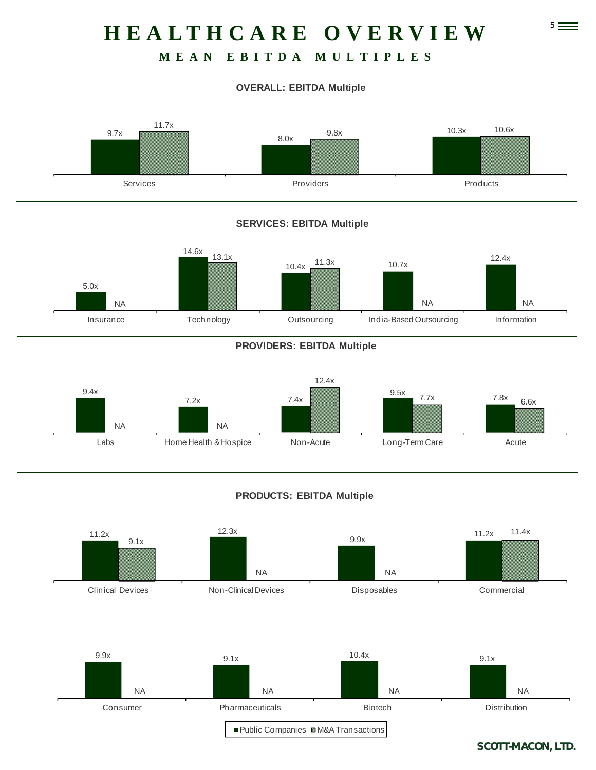# HEALTHCARE OVERVIEW

## MEAN EBITDA MULTIPLES

### OVERALL: EBITDA Multiple

| | Public Companies | M&A Transactions |
|---|---|---|
| Services | 9.7x | 11.7x |
| Providers | 8.0x | 9.8x |
| Products | 10.3x | 10.6x |

### SERVICES: EBITDA Multiple

| | Public Companies | M&A Transactions |
|---|---|---|
| Insurance | 5.0x | NA |
| Technology | 14.6x | 13.1x |
| Outsourcing | 10.4x | 11.3x |
| India-Based Outsourcing | 10.7x | NA |
| Information | 12.4x | NA |

### PROVIDERS: EBITDA Multiple

| | Public Companies | M&A Transactions |
|---|---|---|
| Labs | 9.4x | NA |
| Home Health & Hospice | 7.2x | NA |
| Non-Acute | 7.4x | 12.4x |
| Long-Term Care | 9.5x | 7.7x |
| Acute | 7.8x | 6.6x |

### PRODUCTS: EBITDA Multiple

| | Public Companies | M&A Transactions |
|---|---|---|
| Clinical Devices | 11.2x | 9.1x |
| Non-Clinical Devices | 12.3x | NA |
| Disposables | 9.9x | NA |
| Commercial | 11.2x | 11.4x |
| Consumer | 9.9x | NA |
| Pharmaceuticals | 9.1x | NA |
| Biotech | 10.4x | NA |
| Distribution | 9.1x | NA |

■ Public Companies ■ M&A Transactions

SCOTT-MACON, LTD.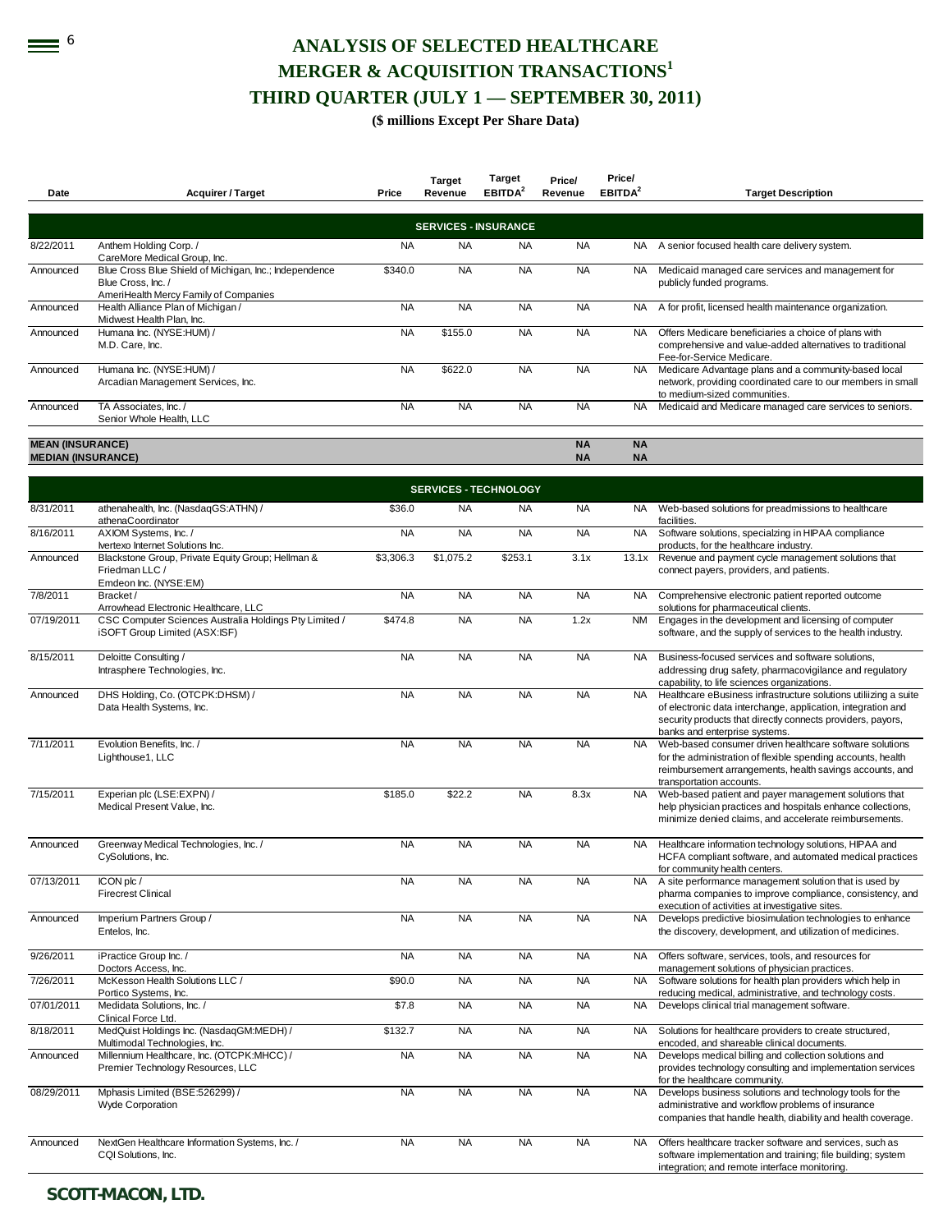# ANALYSIS OF SELECTED HEALTHCARE MERGER & ACQUISITION TRANSACTIONS[1]

## THIRD QUARTER (JULY 1 — SEPTEMBER 30, 2011)

**($ millions Except Per Share Data)**

| Date | Acquirer / Target | Price | Target Revenue | Target EBITDA[2] | Price/ Revenue | Price/ EBITDA[2] | Target Description |
|---|---|---|---|---|---|---|---|
| | | | **SERVICES - INSURANCE** | | | | |
| 8/22/2011 | Anthem Holding Corp. / CareMore Medical Group, Inc. | NA | NA | NA | NA | NA | A senior focused health care delivery system. |
| Announced | Blue Cross Blue Shield of Michigan, Inc.; Independence Blue Cross, Inc. / AmeriHealth Mercy Family of Companies | $340.0 | NA | NA | NA | NA | Medicaid managed care services and management for publicly funded programs. |
| Announced | Health Alliance Plan of Michigan / Midwest Health Plan, Inc. | NA | NA | NA | NA | NA | A for profit, licensed health maintenance organization. |
| Announced | Humana Inc. (NYSE:HUM) / M.D. Care, Inc. | NA | $155.0 | NA | NA | NA | Offers Medicare beneficiaries a choice of plans with comprehensive and value-added alternatives to traditional Fee-for-Service Medicare. |
| Announced | Humana Inc. (NYSE:HUM) / Arcadian Management Services, Inc. | NA | $622.0 | NA | NA | NA | Medicare Advantage plans and a community-based local network, providing coordinated care to our members in small to medium-sized communities. |
| Announced | TA Associates, Inc. / Senior Whole Health, LLC | NA | NA | NA | NA | NA | Medicaid and Medicare managed care services to seniors. |
| **MEAN (INSURANCE)** | | | | | **NA** | **NA** | |
| **MEDIAN (INSURANCE)** | | | | | **NA** | **NA** | |
| | | | **SERVICES - TECHNOLOGY** | | | | |
| 8/31/2011 | athenahealth, Inc. (NasdaqGS:ATHN) / athenaCoordinator | $36.0 | NA | NA | NA | NA | Web-based solutions for preadmissions to healthcare facilities. |
| 8/16/2011 | AXIOM Systems, Inc. / Ivertexo Internet Solutions Inc. | NA | NA | NA | NA | NA | Software solutions, specialzing in HIPAA compliance products, for the healthcare industry. |
| Announced | Blackstone Group, Private Equity Group; Hellman & Friedman LLC / Emdeon Inc. (NYSE:EM) | $3,306.3 | $1,075.2 | $253.1 | 3.1x | 13.1x | Revenue and payment cycle management solutions that connect payers, providers, and patients. |
| 7/8/2011 | Bracket / Arrowhead Electronic Healthcare, LLC | NA | NA | NA | NA | NA | Comprehensive electronic patient reported outcome solutions for pharmaceutical clients. |
| 07/19/2011 | CSC Computer Sciences Australia Holdings Pty Limited / iSOFT Group Limited (ASX:ISF) | $474.8 | NA | NA | 1.2x | NM | Engages in the development and licensing of computer software, and the supply of services to the health industry. |
| 8/15/2011 | Deloitte Consulting / Intrasphere Technologies, Inc. | NA | NA | NA | NA | NA | Business-focused services and software solutions, addressing drug safety, pharmacovigilance and regulatory capability, to life sciences organizations. |
| Announced | DHS Holding, Co. (OTCPK:DHSM) / Data Health Systems, Inc. | NA | NA | NA | NA | NA | Healthcare eBusiness infrastructure solutions utiliizing a suite of electronic data interchange, application, integration and security products that directly connects providers, payors, banks and enterprise systems. |
| 7/11/2011 | Evolution Benefits, Inc. / Lighthouse1, LLC | NA | NA | NA | NA | NA | Web-based consumer driven healthcare software solutions for the administration of flexible spending accounts, health reimbursement arrangements, health savings accounts, and transportation accounts. |
| 7/15/2011 | Experian plc (LSE:EXPN) / Medical Present Value, Inc. | $185.0 | $22.2 | NA | 8.3x | NA | Web-based patient and payer management solutions that help physician practices and hospitals enhance collections, minimize denied claims, and accelerate reimbursements. |
| Announced | Greenway Medical Technologies, Inc. / CySolutions, Inc. | NA | NA | NA | NA | NA | Healthcare information technology solutions, HIPAA and HCFA compliant software, and automated medical practices for community health centers. |
| 07/13/2011 | ICON plc / Firecrest Clinical | NA | NA | NA | NA | NA | A site performance management solution that is used by pharma companies to improve compliance, consistency, and execution of activities at investigative sites. |
| Announced | Imperium Partners Group / Entelos, Inc. | NA | NA | NA | NA | NA | Develops predictive biosimulation technologies to enhance the discovery, development, and utilization of medicines. |
| 9/26/2011 | iPractice Group Inc. / Doctors Access, Inc. | NA | NA | NA | NA | NA | Offers software, services, tools, and resources for management solutions of physician practices. |
| 7/26/2011 | McKesson Health Solutions LLC / Portico Systems, Inc. | $90.0 | NA | NA | NA | NA | Software solutions for health plan providers which help in reducing medical, administrative, and technology costs. |
| 07/01/2011 | Medidata Solutions, Inc. / Clinical Force Ltd. | $7.8 | NA | NA | NA | NA | Develops clinical trial management software. |
| 8/18/2011 | MedQuist Holdings Inc. (NasdaqGM:MEDH) / Multimodal Technologies, Inc. | $132.7 | NA | NA | NA | NA | Solutions for healthcare providers to create structured, encoded, and shareable clinical documents. |
| Announced | Millennium Healthcare, Inc. (OTCPK:MHCC) / Premier Technology Resources, LLC | NA | NA | NA | NA | NA | Develops medical billing and collection solutions and provides technology consulting and implementation services for the healthcare community. |
| 08/29/2011 | Mphasis Limited (BSE:526299) / Wyde Corporation | NA | NA | NA | NA | NA | Develops business solutions and technology tools for the administrative and workflow problems of insurance companies that handle health, diability and health coverage. |
| Announced | NextGen Healthcare Information Systems, Inc. / CQI Solutions, Inc. | NA | NA | NA | NA | NA | Offers healthcare tracker software and services, such as software implementation and training; file building; system integration; and remote interface monitoring. |

**SCOTT-MACON, LTD.**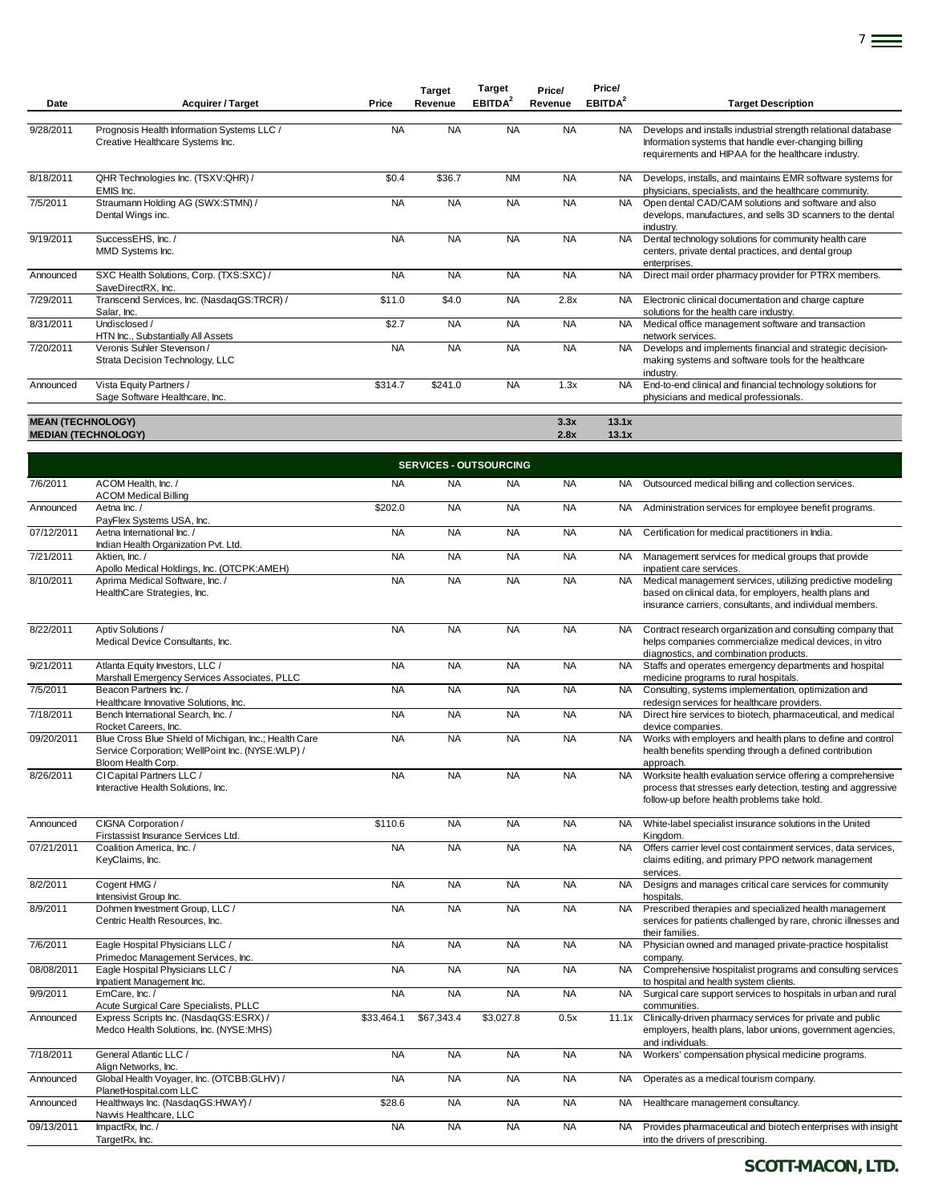| Date | Acquirer / Target | Price | Target Revenue | Target EBITDA[2] | Price/ Revenue | Price/ EBITDA[2] | Target Description |
|---|---|---|---|---|---|---|---|
| 9/28/2011 | Prognosis Health Information Systems LLC / Creative Healthcare Systems Inc. | NA | NA | NA | NA | NA | Develops and installs industrial strength relational database Information systems that handle ever-changing billing requirements and HIPAA for the healthcare industry. |
| 8/18/2011 | QHR Technologies Inc. (TSXV:QHR) / EMIS Inc. | $0.4 | $36.7 | NM | NA | NA | Develops, installs, and maintains EMR software systems for physicians, specialists, and the healthcare community. |
| 7/5/2011 | Straumann Holding AG (SWX:STMN) / Dental Wings inc. | NA | NA | NA | NA | NA | Open dental CAD/CAM solutions and software and also develops, manufactures, and sells 3D scanners to the dental industry. |
| 9/19/2011 | SuccessEHS, Inc. / MMD Systems Inc. | NA | NA | NA | NA | NA | Dental technology solutions for community health care centers, private dental practices, and dental group enterprises. |
| Announced | SXC Health Solutions, Corp. (TXS:SXC) / SaveDirectRX, Inc. | NA | NA | NA | NA | NA | Direct mail order pharmacy provider for PTRX members. |
| 7/29/2011 | Transcend Services, Inc. (NasdaqGS:TRCR) / Salar, Inc. | $11.0 | $4.0 | NA | 2.8x | NA | Electronic clinical documentation and charge capture solutions for the health care industry. |
| 8/31/2011 | Undisclosed / HTN Inc., Substantially All Assets | $2.7 | NA | NA | NA | NA | Medical office management software and transaction network services. |
| 7/20/2011 | Veronis Suhler Stevenson / Strata Decision Technology, LLC | NA | NA | NA | NA | NA | Develops and implements financial and strategic decision-making systems and software tools for the healthcare industry. |
| Announced | Vista Equity Partners / Sage Software Healthcare, Inc. | $314.7 | $241.0 | NA | 1.3x | NA | End-to-end clinical and financial technology solutions for physicians and medical professionals. |
| **MEAN (TECHNOLOGY)** | | | | | **3.3x** | **13.1x** | |
| **MEDIAN (TECHNOLOGY)** | | | | | **2.8x** | **13.1x** | |
| | | | **SERVICES - OUTSOURCING** | | | | |
| 7/6/2011 | ACOM Health, Inc. / ACOM Medical Billing | NA | NA | NA | NA | NA | Outsourced medical billing and collection services. |
| Announced | Aetna Inc. / PayFlex Systems USA, Inc. | $202.0 | NA | NA | NA | NA | Administration services for employee benefit programs. |
| 07/12/2011 | Aetna International Inc. / Indian Health Organization Pvt. Ltd. | NA | NA | NA | NA | NA | Certification for medical practitioners in India. |
| 7/21/2011 | Aktien, Inc. / Apollo Medical Holdings, Inc. (OTCPK:AMEH) | NA | NA | NA | NA | NA | Management services for medical groups that provide inpatient care services. |
| 8/10/2011 | Aprima Medical Software, Inc. / HealthCare Strategies, Inc. | NA | NA | NA | NA | NA | Medical management services, utilizing predictive modeling based on clinical data, for employers, health plans and insurance carriers, consultants, and individual members. |
| 8/22/2011 | Aptiv Solutions / Medical Device Consultants, Inc. | NA | NA | NA | NA | NA | Contract research organization and consulting company that helps companies commercialize medical devices, in vitro diagnostics, and combination products. |
| 9/21/2011 | Atlanta Equity Investors, LLC / Marshall Emergency Services Associates, PLLC | NA | NA | NA | NA | NA | Staffs and operates emergency departments and hospital medicine programs to rural hospitals. |
| 7/5/2011 | Beacon Partners Inc. / Healthcare Innovative Solutions, Inc. | NA | NA | NA | NA | NA | Consulting, systems implementation, optimization and redesign services for healthcare providers. |
| 7/18/2011 | Bench International Search, Inc. / Rocket Careers, Inc. | NA | NA | NA | NA | NA | Direct hire services to biotech, pharmaceutical, and medical device companies. |
| 09/20/2011 | Blue Cross Blue Shield of Michigan, Inc.; Health Care Service Corporation; WellPoint Inc. (NYSE:WLP) / Bloom Health Corp. | NA | NA | NA | NA | NA | Works with employers and health plans to define and control health benefits spending through a defined contribution approach. |
| 8/26/2011 | CI Capital Partners LLC / Interactive Health Solutions, Inc. | NA | NA | NA | NA | NA | Worksite health evaluation service offering a comprehensive process that stresses early detection, testing and aggressive follow-up before health problems take hold. |
| Announced | CIGNA Corporation / Firstassist Insurance Services Ltd. | $110.6 | NA | NA | NA | NA | White-label specialist insurance solutions in the United Kingdom. |
| 07/21/2011 | Coalition America, Inc. / KeyClaims, Inc. | NA | NA | NA | NA | NA | Offers carrier level cost containment services, data services, claims editing, and primary PPO network management services. |
| 8/2/2011 | Cogent HMG / Intensivist Group Inc. | NA | NA | NA | NA | NA | Designs and manages critical care services for community hospitals. |
| 8/9/2011 | Dohmen Investment Group, LLC / Centric Health Resources, Inc. | NA | NA | NA | NA | NA | Prescribed therapies and specialized health management services for patients challenged by rare, chronic illnesses and their families. |
| 7/6/2011 | Eagle Hospital Physicians LLC / Primedoc Management Services, Inc. | NA | NA | NA | NA | NA | Physician owned and managed private-practice hospitalist company. |
| 08/08/2011 | Eagle Hospital Physicians LLC / Inpatient Management Inc. | NA | NA | NA | NA | NA | Comprehensive hospitalist programs and consulting services to hospital and health system clients. |
| 9/9/2011 | EmCare, Inc. / Acute Surgical Care Specialists, PLLC | NA | NA | NA | NA | NA | Surgical care support services to hospitals in urban and rural communities. |
| Announced | Express Scripts Inc. (NasdaqGS:ESRX) / Medco Health Solutions, Inc. (NYSE:MHS) | $33,464.1 | $67,343.4 | $3,027.8 | 0.5x | 11.1x | Clinically-driven pharmacy services for private and public employers, health plans, labor unions, government agencies, and individuals. |
| 7/18/2011 | General Atlantic LLC / Align Networks, Inc. | NA | NA | NA | NA | NA | Workers' compensation physical medicine programs. |
| Announced | Global Health Voyager, Inc. (OTCBB:GLHV) / PlanetHospital.com LLC | NA | NA | NA | NA | NA | Operates as a medical tourism company. |
| Announced | Healthways Inc. (NasdaqGS:HWAY) / Navvis Healthcare, LLC | $28.6 | NA | NA | NA | NA | Healthcare management consultancy. |
| 09/13/2011 | ImpactRx, Inc. / TargetRx, Inc. | NA | NA | NA | NA | NA | Provides pharmaceutical and biotech enterprises with insight into the drivers of prescribing. |

**SCOTT-MACON, LTD.**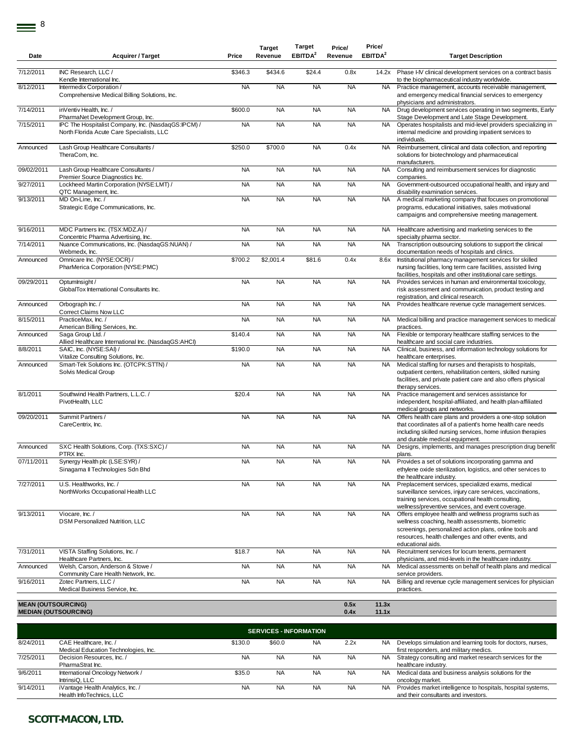| Date | Acquirer / Target | Price | Target Revenue | Target EBITDA[2] | Price/ Revenue | Price/ EBITDA[2] | Target Description |
|---|---|---|---|---|---|---|---|
| 7/12/2011 | INC Research, LLC / Kendle International Inc. | $346.3 | $434.6 | $24.4 | 0.8x | 14.2x | Phase I-IV clinical development services on a contract basis to the biopharmaceutical industry worldwide. |
| 8/12/2011 | Intermedix Corporation / Comprehensive Medical Billing Solutions, Inc. | NA | NA | NA | NA | NA | Practice management, accounts receivable management, and emergency medical financial services to emergency physicians and administrators. |
| 7/14/2011 | inVentiv Health, Inc. / PharmaNet Development Group, Inc. | $600.0 | NA | NA | NA | NA | Drug development services operating in two segments, Early Stage Development and Late Stage Development. |
| 7/15/2011 | IPC The Hospitalist Company, Inc. (NasdaqGS:IPCM) / North Florida Acute Care Specialists, LLC | NA | NA | NA | NA | NA | Operates hospitalists and mid-level providers specializing in internal medicine and providing inpatient services to individuals. |
| Announced | Lash Group Healthcare Consultants / TheraCom, Inc. | $250.0 | $700.0 | NA | 0.4x | NA | Reimbursement, clinical and data collection, and reporting solutions for biotechnology and pharmaceutical manufacturers. |
| 09/02/2011 | Lash Group Healthcare Consultants / Premier Source Diagnostics Inc. | NA | NA | NA | NA | NA | Consulting and reimbursement services for diagnostic companies. |
| 9/27/2011 | Lockheed Martin Corporation (NYSE:LMT) / QTC Management, Inc. | NA | NA | NA | NA | NA | Government-outsourced occupational health, and injury and disability examination services. |
| 9/13/2011 | MD On-Line, Inc. / Strategic Edge Communications, Inc. | NA | NA | NA | NA | NA | A medical marketing company that focuses on promotional programs, educational initiatives, sales motivational campaigns and comprehensive meeting management. |
| 9/16/2011 | MDC Partners Inc. (TSX:MDZ.A) / Concentric Pharma Advertising, Inc. | NA | NA | NA | NA | NA | Healthcare advertising and marketing services to the specialty pharma sector. |
| 7/14/2011 | Nuance Communications, Inc. (NasdaqGS:NUAN) / Webmedx, Inc. | NA | NA | NA | NA | NA | Transcription outsourcing solutions to support the clinical documentation needs of hospitals and clinics. |
| Announced | Omnicare Inc. (NYSE:OCR) / PharMerica Corporation (NYSE:PMC) | $700.2 | $2,001.4 | $81.6 | 0.4x | 8.6x | Institutional pharmacy management services for skilled nursing facilities, long term care facilities, assisted living facilities, hospitals and other institutional care settings. |
| 09/29/2011 | OptumInsight / GlobalTox International Consultants Inc. | NA | NA | NA | NA | NA | Provides services in human and environmental toxicology, risk assessment and communication, product testing and registration, and clinical research. |
| Announced | Orbograph Inc. / Correct Claims Now LLC | NA | NA | NA | NA | NA | Provides healthcare revenue cycle management services. |
| 8/15/2011 | PracticeMax, Inc. / American Billing Services, Inc. | NA | NA | NA | NA | NA | Medical billing and practice management services to medical practices. |
| Announced | Saga Group Ltd. / Allied Healthcare International Inc. (NasdaqGS:AHCI) | $140.4 | NA | NA | NA | NA | Flexible or temporary healthcare staffing services to the healthcare and social care industries. |
| 8/8/2011 | SAIC, Inc. (NYSE:SAI) / Vitalize Consulting Solutions, Inc. | $190.0 | NA | NA | NA | NA | Clinical, business, and information technology solutions for healthcare enterprises. |
| Announced | Smart-Tek Solutions Inc. (OTCPK:STTN) / Solvis Medical Group | NA | NA | NA | NA | NA | Medical staffing for nurses and therapists to hospitals, outpatient centers, rehabilitation centers, skilled nursing facilities, and private patient care and also offers physical therapy services. |
| 8/1/2011 | Southwind Health Partners, L.L.C. / PivotHealth, LLC | $20.4 | NA | NA | NA | NA | Practice management and services assistance for independent, hospital-affiliated, and health plan-affiliated medical groups and networks. |
| 09/20/2011 | Summit Partners / CareCentrix, Inc. | NA | NA | NA | NA | NA | Offers health care plans and providers a one-stop solution that coordinates all of a patient's home health care needs including skilled nursing services, home infusion therapies and durable medical equipment. |
| Announced | SXC Health Solutions, Corp. (TXS:SXC) / PTRX Inc. | NA | NA | NA | NA | NA | Designs, implements, and manages prescription drug benefit plans. |
| 07/11/2011 | Synergy Health plc (LSE:SYR) / Sinagama II Technologies Sdn Bhd | NA | NA | NA | NA | NA | Provides a set of solutions incorporating gamma and ethylene oxide sterilization, logistics, and other services to the healthcare industry. |
| 7/27/2011 | U.S. Healthworks, Inc. / NorthWorks Occupational Health LLC | NA | NA | NA | NA | NA | Preplacement services, specialized exams, medical surveillance services, injury care services, vaccinations, training services, occupational health consulting, wellness/preventive services, and event coverage. |
| 9/13/2011 | Viocare, Inc. / DSM Personalized Nutrition, LLC | NA | NA | NA | NA | NA | Offers employee health and wellness programs such as wellness coaching, health assessments, biometric screenings, personalized action plans, online tools and resources, health challenges and other events, and educational aids. |
| 7/31/2011 | VISTA Staffing Solutions, Inc. / Healthcare Partners, Inc. | $18.7 | NA | NA | NA | NA | Recruitment services for locum tenens, permanent physicians, and mid-levels in the healthcare industry. |
| Announced | Welsh, Carson, Anderson & Stowe / Community Care Health Network, Inc. | NA | NA | NA | NA | NA | Medical assessments on behalf of health plans and medical service providers. |
| 9/16/2011 | Zotec Partners, LLC / Medical Business Service, Inc. | NA | NA | NA | NA | NA | Billing and revenue cycle management services for physician practices. |
| **MEAN (OUTSOURCING)** | | | | | **0.5x** | **11.3x** | |
| **MEDIAN (OUTSOURCING)** | | | | | **0.4x** | **11.1x** | |
| | | | **SERVICES - INFORMATION** | | | | |
| 8/24/2011 | CAE Healthcare, Inc. / Medical Education Technologies, Inc. | $130.0 | $60.0 | NA | 2.2x | NA | Develops simulation and learning tools for doctors, nurses, first responders, and military medics. |
| 7/25/2011 | Decision Resources, Inc. / PharmaStrat Inc. | NA | NA | NA | NA | NA | Strategy consulting and market research services for the healthcare industry. |
| 9/6/2011 | International Oncology Network / IntrinsiQ, LLC | $35.0 | NA | NA | NA | NA | Medical data and business analysis solutions for the oncology market. |
| 9/14/2011 | iVantage Health Analytics, Inc. / Health InfoTechnics, LLC | NA | NA | NA | NA | NA | Provides market intelligence to hospitals, hospital systems, and their consultants and investors. |

**SCOTT-MACON, LTD.**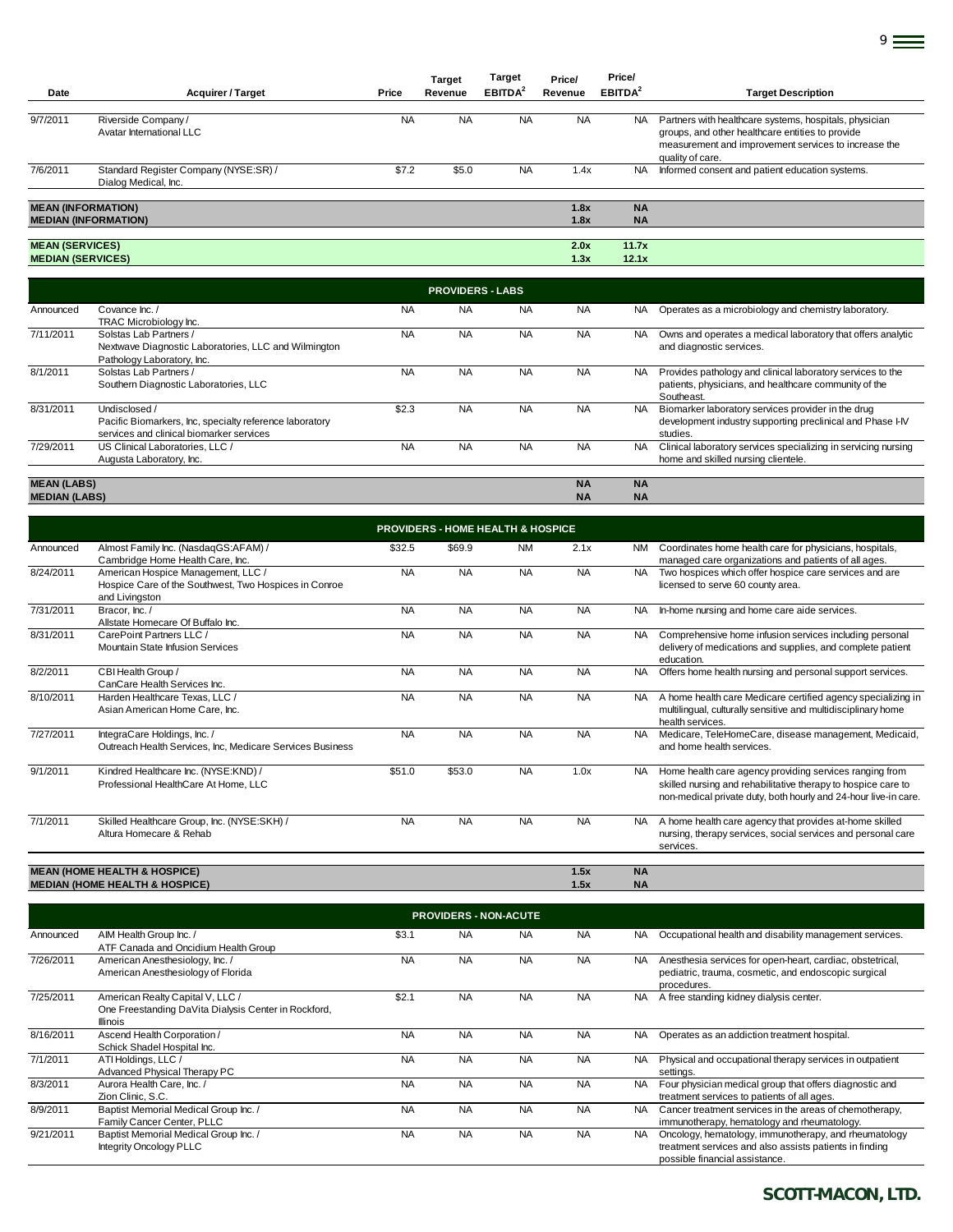| Date | Acquirer / Target | Price | Target Revenue | Target EBITDA[2] | Price/ Revenue | Price/ EBITDA[2] | Target Description |
|---|---|---|---|---|---|---|---|
| 9/7/2011 | Riverside Company / Avatar International LLC | NA | NA | NA | NA | NA | Partners with healthcare systems, hospitals, physician groups, and other healthcare entities to provide measurement and improvement services to increase the quality of care. |
| 7/6/2011 | Standard Register Company (NYSE:SR) / Dialog Medical, Inc. | $7.2 | $5.0 | NA | 1.4x | NA | Informed consent and patient education systems. |
| **MEAN (INFORMATION)** | | | | | **1.8x** | **NA** | |
| **MEDIAN (INFORMATION)** | | | | | **1.8x** | **NA** | |
| **MEAN (SERVICES)** | | | | | **2.0x** | **11.7x** | |
| **MEDIAN (SERVICES)** | | | | | **1.3x** | **12.1x** | |
| | | | **PROVIDERS - LABS** | | | | |
| Announced | Covance Inc. / TRAC Microbiology Inc. | NA | NA | NA | NA | NA | Operates as a microbiology and chemistry laboratory. |
| 7/11/2011 | Solstas Lab Partners / Nextwave Diagnostic Laboratories, LLC and Wilmington Pathology Laboratory, Inc. | NA | NA | NA | NA | NA | Owns and operates a medical laboratory that offers analytic and diagnostic services. |
| 8/1/2011 | Solstas Lab Partners / Southern Diagnostic Laboratories, LLC | NA | NA | NA | NA | NA | Provides pathology and clinical laboratory services to the patients, physicians, and healthcare community of the Southeast. |
| 8/31/2011 | Undisclosed / Pacific Biomarkers, Inc, specialty reference laboratory services and clinical biomarker services | $2.3 | NA | NA | NA | NA | Biomarker laboratory services provider in the drug development industry supporting preclinical and Phase I-IV studies. |
| 7/29/2011 | US Clinical Laboratories, LLC / Augusta Laboratory, Inc. | NA | NA | NA | NA | NA | Clinical laboratory services specializing in servicing nursing home and skilled nursing clientele. |
| **MEAN (LABS)** | | | | | **NA** | **NA** | |
| **MEDIAN (LABS)** | | | | | **NA** | **NA** | |
| | | | **PROVIDERS - HOME HEALTH & HOSPICE** | | | | |
| Announced | Almost Family Inc. (NasdaqGS:AFAM) / Cambridge Home Health Care, Inc. | $32.5 | $69.9 | NM | 2.1x | NM | Coordinates home health care for physicians, hospitals, managed care organizations and patients of all ages. |
| 8/24/2011 | American Hospice Management, LLC / Hospice Care of the Southwest, Two Hospices in Conroe and Livingston | NA | NA | NA | NA | NA | Two hospices which offer hospice care services and are licensed to serve 60 county area. |
| 7/31/2011 | Bracor, Inc. / Allstate Homecare Of Buffalo Inc. | NA | NA | NA | NA | NA | In-home nursing and home care aide services. |
| 8/31/2011 | CarePoint Partners LLC / Mountain State Infusion Services | NA | NA | NA | NA | NA | Comprehensive home infusion services including personal delivery of medications and supplies, and complete patient education. |
| 8/2/2011 | CBI Health Group / CanCare Health Services Inc. | NA | NA | NA | NA | NA | Offers home health nursing and personal support services. |
| 8/10/2011 | Harden Healthcare Texas, LLC / Asian American Home Care, Inc. | NA | NA | NA | NA | NA | A home health care Medicare certified agency specializing in multilingual, culturally sensitive and multidisciplinary home health services. |
| 7/27/2011 | IntegraCare Holdings, Inc. / Outreach Health Services, Inc, Medicare Services Business | NA | NA | NA | NA | NA | Medicare, TeleHomeCare, disease management, Medicaid, and home health services. |
| 9/1/2011 | Kindred Healthcare Inc. (NYSE:KND) / Professional HealthCare At Home, LLC | $51.0 | $53.0 | NA | 1.0x | NA | Home health care agency providing services ranging from skilled nursing and rehabilitative therapy to hospice care to non-medical private duty, both hourly and 24-hour live-in care. |
| 7/1/2011 | Skilled Healthcare Group, Inc. (NYSE:SKH) / Altura Homecare & Rehab | NA | NA | NA | NA | NA | A home health care agency that provides at-home skilled nursing, therapy services, social services and personal care services. |
| **MEAN (HOME HEALTH & HOSPICE)** | | | | | **1.5x** | **NA** | |
| **MEDIAN (HOME HEALTH & HOSPICE)** | | | | | **1.5x** | **NA** | |
| | | | **PROVIDERS - NON-ACUTE** | | | | |
| Announced | AIM Health Group Inc. / ATF Canada and Oncidium Health Group | $3.1 | NA | NA | NA | NA | Occupational health and disability management services. |
| 7/26/2011 | American Anesthesiology, Inc. / American Anesthesiology of Florida | NA | NA | NA | NA | NA | Anesthesia services for open-heart, cardiac, obstetrical, pediatric, trauma, cosmetic, and endoscopic surgical procedures. |
| 7/25/2011 | American Realty Capital V, LLC / One Freestanding DaVita Dialysis Center in Rockford, Illinois | $2.1 | NA | NA | NA | NA | A free standing kidney dialysis center. |
| 8/16/2011 | Ascend Health Corporation / Schick Shadel Hospital Inc. | NA | NA | NA | NA | NA | Operates as an addiction treatment hospital. |
| 7/1/2011 | ATI Holdings, LLC / Advanced Physical Therapy PC | NA | NA | NA | NA | NA | Physical and occupational therapy services in outpatient settings. |
| 8/3/2011 | Aurora Health Care, Inc. / Zion Clinic, S.C. | NA | NA | NA | NA | NA | Four physician medical group that offers diagnostic and treatment services to patients of all ages. |
| 8/9/2011 | Baptist Memorial Medical Group Inc. / Family Cancer Center, PLLC | NA | NA | NA | NA | NA | Cancer treatment services in the areas of chemotherapy, immunotherapy, hematology and rheumatology. |
| 9/21/2011 | Baptist Memorial Medical Group Inc. / Integrity Oncology PLLC | NA | NA | NA | NA | NA | Oncology, hematology, immunotherapy, and rheumatology treatment services and also assists patients in finding possible financial assistance. |

**SCOTT-MACON, LTD.**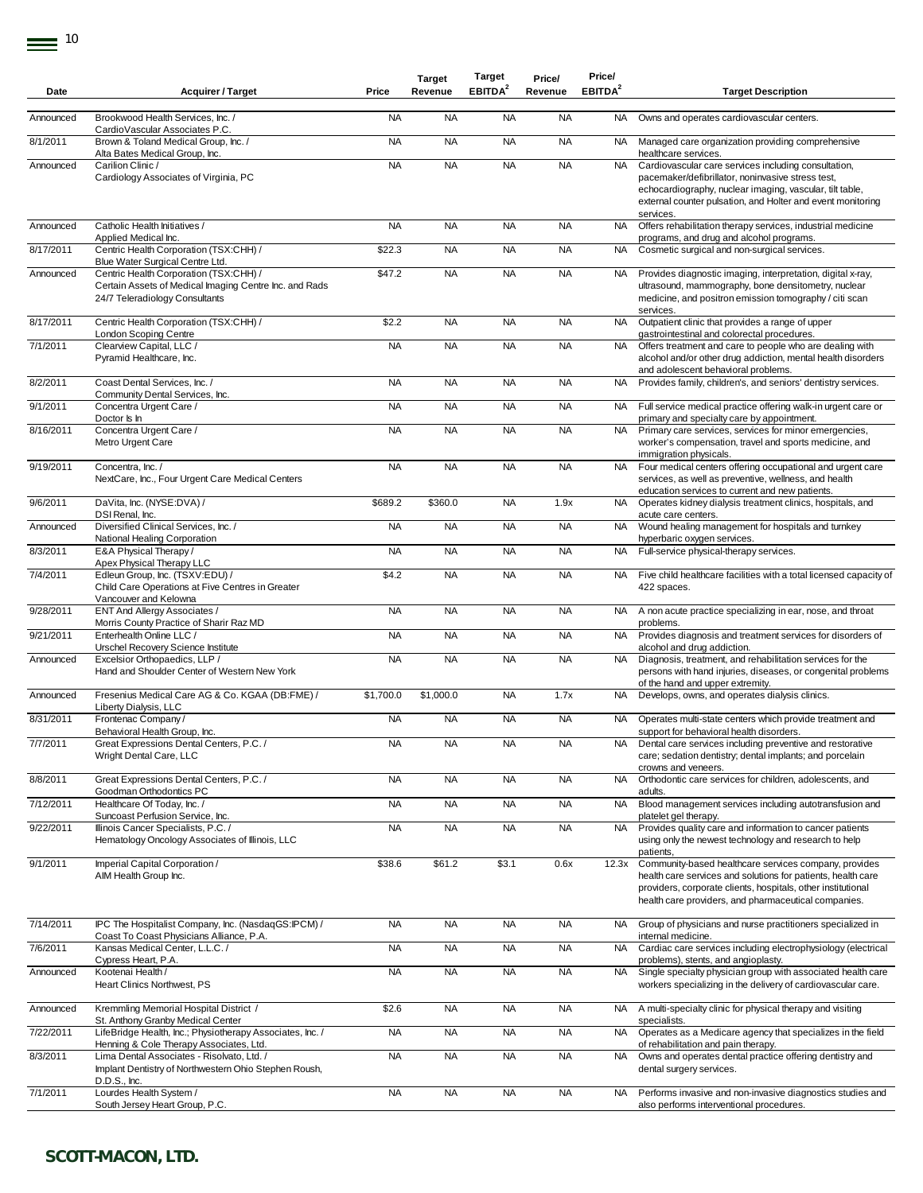| Date | Acquirer / Target | Price | Target Revenue | Target EBITDA[2] | Price/ Revenue | Price/ EBITDA[2] | Target Description |
|---|---|---|---|---|---|---|---|
| Announced | Brookwood Health Services, Inc. / CardioVascular Associates P.C. | NA | NA | NA | NA | NA | Owns and operates cardiovascular centers. |
| 8/1/2011 | Brown & Toland Medical Group, Inc. / Alta Bates Medical Group, Inc. | NA | NA | NA | NA | NA | Managed care organization providing comprehensive healthcare services. |
| Announced | Carilion Clinic / Cardiology Associates of Virginia, PC | NA | NA | NA | NA | NA | Cardiovascular care services including consultation, pacemaker/defibrillator, noninvasive stress test, echocardiography, nuclear imaging, vascular, tilt table, external counter pulsation, and Holter and event monitoring services. |
| Announced | Catholic Health Initiatives / Applied Medical Inc. | NA | NA | NA | NA | NA | Offers rehabilitation therapy services, industrial medicine programs, and drug and alcohol programs. |
| 8/17/2011 | Centric Health Corporation (TSX:CHH) / Blue Water Surgical Centre Ltd. | $22.3 | NA | NA | NA | NA | Cosmetic surgical and non-surgical services. |
| Announced | Centric Health Corporation (TSX:CHH) / Certain Assets of Medical Imaging Centre Inc. and Rads 24/7 Teleradiology Consultants | $47.2 | NA | NA | NA | NA | Provides diagnostic imaging, interpretation, digital x-ray, ultrasound, mammography, bone densitometry, nuclear medicine, and positron emission tomography / citi scan services. |
| 8/17/2011 | Centric Health Corporation (TSX:CHH) / London Scoping Centre | $2.2 | NA | NA | NA | NA | Outpatient clinic that provides a range of upper gastrointestinal and colorectal procedures. |
| 7/1/2011 | Clearview Capital, LLC / Pyramid Healthcare, Inc. | NA | NA | NA | NA | NA | Offers treatment and care to people who are dealing with alcohol and/or other drug addiction, mental health disorders and adolescent behavioral problems. |
| 8/2/2011 | Coast Dental Services, Inc. / Community Dental Services, Inc. | NA | NA | NA | NA | NA | Provides family, children's, and seniors' dentistry services. |
| 9/1/2011 | Concentra Urgent Care / Doctor Is In | NA | NA | NA | NA | NA | Full service medical practice offering walk-in urgent care or primary and specialty care by appointment. |
| 8/16/2011 | Concentra Urgent Care / Metro Urgent Care | NA | NA | NA | NA | NA | Primary care services, services for minor emergencies, worker's compensation, travel and sports medicine, and immigration physicals. |
| 9/19/2011 | Concentra, Inc. / NextCare, Inc., Four Urgent Care Medical Centers | NA | NA | NA | NA | NA | Four medical centers offering occupational and urgent care services, as well as preventive, wellness, and health education services to current and new patients. |
| 9/6/2011 | DaVita, Inc. (NYSE:DVA) / DSI Renal, Inc. | $689.2 | $360.0 | NA | 1.9x | NA | Operates kidney dialysis treatment clinics, hospitals, and acute care centers. |
| Announced | Diversified Clinical Services, Inc. / National Healing Corporation | NA | NA | NA | NA | NA | Wound healing management for hospitals and turnkey hyperbaric oxygen services. |
| 8/3/2011 | E&A Physical Therapy / Apex Physical Therapy LLC | NA | NA | NA | NA | NA | Full-service physical-therapy services. |
| 7/4/2011 | Edleun Group, Inc. (TSXV:EDU) / Child Care Operations at Five Centres in Greater Vancouver and Kelowna | $4.2 | NA | NA | NA | NA | Five child healthcare facilities with a total licensed capacity of 422 spaces. |
| 9/28/2011 | ENT And Allergy Associates / Morris County Practice of Sharir Raz MD | NA | NA | NA | NA | NA | A non acute practice specializing in ear, nose, and throat problems. |
| 9/21/2011 | Enterhealth Online LLC / Urschel Recovery Science Institute | NA | NA | NA | NA | NA | Provides diagnosis and treatment services for disorders of alcohol and drug addiction. |
| Announced | Excelsior Orthopaedics, LLP / Hand and Shoulder Center of Western New York | NA | NA | NA | NA | NA | Diagnosis, treatment, and rehabilitation services for the persons with hand injuries, diseases, or congenital problems of the hand and upper extremity. |
| Announced | Fresenius Medical Care AG & Co. KGAA (DB:FME) / Liberty Dialysis, LLC | $1,700.0 | $1,000.0 | NA | 1.7x | NA | Develops, owns, and operates dialysis clinics. |
| 8/31/2011 | Frontenac Company / Behavioral Health Group, Inc. | NA | NA | NA | NA | NA | Operates multi-state centers which provide treatment and support for behavioral health disorders. |
| 7/7/2011 | Great Expressions Dental Centers, P.C. / Wright Dental Care, LLC | NA | NA | NA | NA | NA | Dental care services including preventive and restorative care; sedation dentistry; dental implants; and porcelain crowns and veneers. |
| 8/8/2011 | Great Expressions Dental Centers, P.C. / Goodman Orthodontics PC | NA | NA | NA | NA | NA | Orthodontic care services for children, adolescents, and adults. |
| 7/12/2011 | Healthcare Of Today, Inc. / Suncoast Perfusion Service, Inc. | NA | NA | NA | NA | NA | Blood management services including autotransfusion and platelet gel therapy. |
| 9/22/2011 | Illinois Cancer Specialists, P.C. / Hematology Oncology Associates of Illinois, LLC | NA | NA | NA | NA | NA | Provides quality care and information to cancer patients using only the newest technology and research to help patients, |
| 9/1/2011 | Imperial Capital Corporation / AIM Health Group Inc. | $38.6 | $61.2 | $3.1 | 0.6x | 12.3x | Community-based healthcare services company, provides health care services and solutions for patients, health care providers, corporate clients, hospitals, other institutional health care providers, and pharmaceutical companies. |
| 7/14/2011 | IPC The Hospitalist Company, Inc. (NasdaqGS:IPCM) / Coast To Coast Physicians Alliance, P.A. | NA | NA | NA | NA | NA | Group of physicians and nurse practitioners specialized in internal medicine. |
| 7/6/2011 | Kansas Medical Center, L.L.C. / Cypress Heart, P.A. | NA | NA | NA | NA | NA | Cardiac care services including electrophysiology (electrical problems), stents, and angioplasty. |
| Announced | Kootenai Health / Heart Clinics Northwest, PS | NA | NA | NA | NA | NA | Single specialty physician group with associated health care workers specializing in the delivery of cardiovascular care. |
| Announced | Kremmling Memorial Hospital District / St. Anthony Granby Medical Center | $2.6 | NA | NA | NA | NA | A multi-specialty clinic for physical therapy and visiting specialists. |
| 7/22/2011 | LifeBridge Health, Inc.; Physiotherapy Associates, Inc. / Henning & Cole Therapy Associates, Ltd. | NA | NA | NA | NA | NA | Operates as a Medicare agency that specializes in the field of rehabilitation and pain therapy. |
| 8/3/2011 | Lima Dental Associates - Risolvato, Ltd. / Implant Dentistry of Northwestern Ohio Stephen Roush, D.D.S., Inc. | NA | NA | NA | NA | NA | Owns and operates dental practice offering dentistry and dental surgery services. |
| 7/1/2011 | Lourdes Health System / South Jersey Heart Group, P.C. | NA | NA | NA | NA | NA | Performs invasive and non-invasive diagnostics studies and also performs interventional procedures. |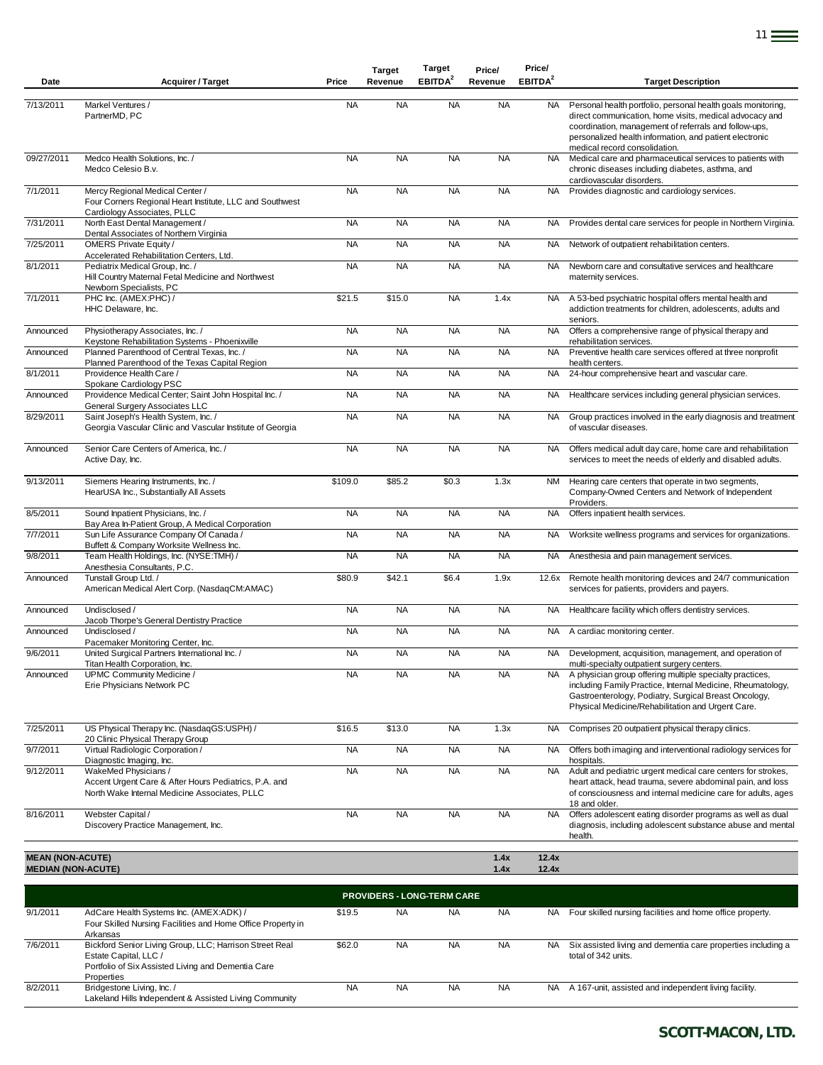| Date | Acquirer / Target | Price | Target Revenue | Target EBITDA[2] | Price/ Revenue | Price/ EBITDA[2] | Target Description |
|---|---|---|---|---|---|---|---|
| 7/13/2011 | Markel Ventures / PartnerMD, PC | NA | NA | NA | NA | NA | Personal health portfolio, personal health goals monitoring, direct communication, home visits, medical advocacy and coordination, management of referrals and follow-ups, personalized health information, and patient electronic medical record consolidation. |
| 09/27/2011 | Medco Health Solutions, Inc. / Medco Celesio B.v. | NA | NA | NA | NA | NA | Medical care and pharmaceutical services to patients with chronic diseases including diabetes, asthma, and cardiovascular disorders. |
| 7/1/2011 | Mercy Regional Medical Center / Four Corners Regional Heart Institute, LLC and Southwest Cardiology Associates, PLLC | NA | NA | NA | NA | NA | Provides diagnostic and cardiology services. |
| 7/31/2011 | North East Dental Management / Dental Associates of Northern Virginia | NA | NA | NA | NA | NA | Provides dental care services for people in Northern Virginia. |
| 7/25/2011 | OMERS Private Equity / Accelerated Rehabilitation Centers, Ltd. | NA | NA | NA | NA | NA | Network of outpatient rehabilitation centers. |
| 8/1/2011 | Pediatrix Medical Group, Inc. / Hill Country Maternal Fetal Medicine and Northwest Newborn Specialists, PC | NA | NA | NA | NA | NA | Newborn care and consultative services and healthcare maternity services. |
| 7/1/2011 | PHC Inc. (AMEX:PHC) / HHC Delaware, Inc. | $21.5 | $15.0 | NA | 1.4x | NA | A 53-bed psychiatric hospital offers mental health and addiction treatments for children, adolescents, adults and seniors. |
| Announced | Physiotherapy Associates, Inc. / Keystone Rehabilitation Systems - Phoenixville | NA | NA | NA | NA | NA | Offers a comprehensive range of physical therapy and rehabilitation services. |
| Announced | Planned Parenthood of Central Texas, Inc. / Planned Parenthood of the Texas Capital Region | NA | NA | NA | NA | NA | Preventive health care services offered at three nonprofit health centers. |
| 8/1/2011 | Providence Health Care / Spokane Cardiology PSC | NA | NA | NA | NA | NA | 24-hour comprehensive heart and vascular care. |
| Announced | Providence Medical Center; Saint John Hospital Inc. / General Surgery Associates LLC | NA | NA | NA | NA | NA | Healthcare services including general physician services. |
| 8/29/2011 | Saint Joseph's Health System, Inc. / Georgia Vascular Clinic and Vascular Institute of Georgia | NA | NA | NA | NA | NA | Group practices involved in the early diagnosis and treatment of vascular diseases. |
| Announced | Senior Care Centers of America, Inc. / Active Day, Inc. | NA | NA | NA | NA | NA | Offers medical adult day care, home care and rehabilitation services to meet the needs of elderly and disabled adults. |
| 9/13/2011 | Siemens Hearing Instruments, Inc. / HearUSA Inc., Substantially All Assets | $109.0 | $85.2 | $0.3 | 1.3x | NM | Hearing care centers that operate in two segments, Company-Owned Centers and Network of Independent Providers. |
| 8/5/2011 | Sound Inpatient Physicians, Inc. / Bay Area In-Patient Group, A Medical Corporation | NA | NA | NA | NA | NA | Offers inpatient health services. |
| 7/7/2011 | Sun Life Assurance Company Of Canada / Buffett & Company Worksite Wellness Inc. | NA | NA | NA | NA | NA | Worksite wellness programs and services for organizations. |
| 9/8/2011 | Team Health Holdings, Inc. (NYSE:TMH) / Anesthesia Consultants, P.C. | NA | NA | NA | NA | NA | Anesthesia and pain management services. |
| Announced | Tunstall Group Ltd. / American Medical Alert Corp. (NasdaqCM:AMAC) | $80.9 | $42.1 | $6.4 | 1.9x | 12.6x | Remote health monitoring devices and 24/7 communication services for patients, providers and payers. |
| Announced | Undisclosed / Jacob Thorpe's General Dentistry Practice | NA | NA | NA | NA | NA | Healthcare facility which offers dentistry services. |
| Announced | Undisclosed / Pacemaker Monitoring Center, Inc. | NA | NA | NA | NA | NA | A cardiac monitoring center. |
| 9/6/2011 | United Surgical Partners International Inc. / Titan Health Corporation, Inc. | NA | NA | NA | NA | NA | Development, acquisition, management, and operation of multi-specialty outpatient surgery centers. |
| Announced | UPMC Community Medicine / Erie Physicians Network PC | NA | NA | NA | NA | NA | A physician group offering multiple specialty practices, including Family Practice, Internal Medicine, Rheumatology, Gastroenterology, Podiatry, Surgical Breast Oncology, Physical Medicine/Rehabilitation and Urgent Care. |
| 7/25/2011 | US Physical Therapy Inc. (NasdaqGS:USPH) / 20 Clinic Physical Therapy Group | $16.5 | $13.0 | NA | 1.3x | NA | Comprises 20 outpatient physical therapy clinics. |
| 9/7/2011 | Virtual Radiologic Corporation / Diagnostic Imaging, Inc. | NA | NA | NA | NA | NA | Offers both imaging and interventional radiology services for hospitals. |
| 9/12/2011 | WakeMed Physicians / Accent Urgent Care & After Hours Pediatrics, P.A. and North Wake Internal Medicine Associates, PLLC | NA | NA | NA | NA | NA | Adult and pediatric urgent medical care centers for strokes, heart attack, head trauma, severe abdominal pain, and loss of consciousness and internal medicine care for adults, ages 18 and older. |
| 8/16/2011 | Webster Capital / Discovery Practice Management, Inc. | NA | NA | NA | NA | NA | Offers adolescent eating disorder programs as well as dual diagnosis, including adolescent substance abuse and mental health. |
| **MEAN (NON-ACUTE)** | | | | | **1.4x** | **12.4x** | |
| **MEDIAN (NON-ACUTE)** | | | | | **1.4x** | **12.4x** | |
| | | | **PROVIDERS - LONG-TERM CARE** | | | | |
| 9/1/2011 | AdCare Health Systems Inc. (AMEX:ADK) / Four Skilled Nursing Facilities and Home Office Property in Arkansas | $19.5 | NA | NA | NA | NA | Four skilled nursing facilities and home office property. |
| 7/6/2011 | Bickford Senior Living Group, LLC; Harrison Street Real Estate Capital, LLC / Portfolio of Six Assisted Living and Dementia Care Properties | $62.0 | NA | NA | NA | NA | Six assisted living and dementia care properties including a total of 342 units. |
| 8/2/2011 | Bridgestone Living, Inc. / Lakeland Hills Independent & Assisted Living Community | NA | NA | NA | NA | NA | A 167-unit, assisted and independent living facility. |

**SCOTT-MACON, LTD.**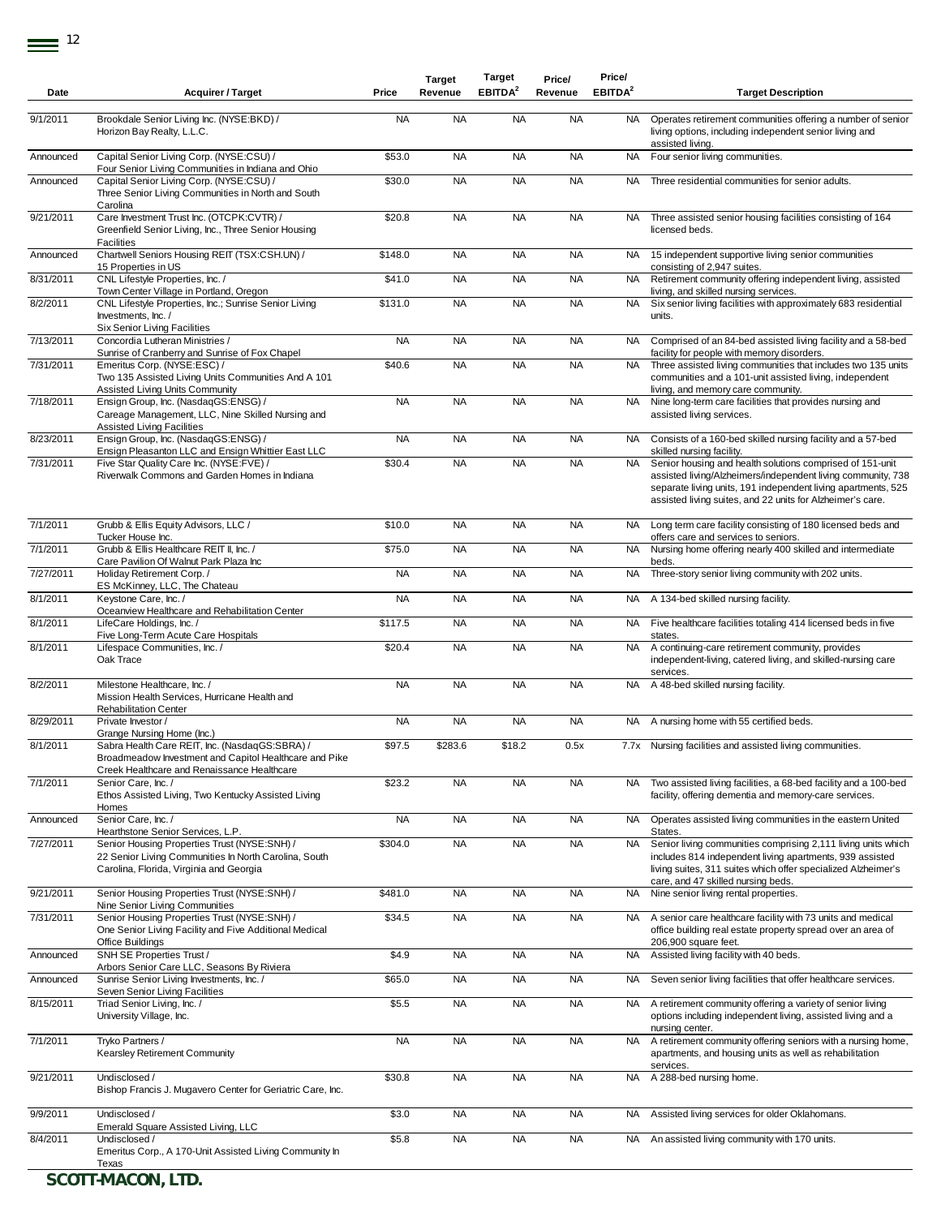| Date | Acquirer / Target | Price | Target Revenue | Target EBITDA[2] | Price/ Revenue | Price/ EBITDA[2] | Target Description |
|---|---|---|---|---|---|---|---|
| 9/1/2011 | Brookdale Senior Living Inc. (NYSE:BKD) / Horizon Bay Realty, L.L.C. | NA | NA | NA | NA | NA | Operates retirement communities offering a number of senior living options, including independent senior living and assisted living. |
| Announced | Capital Senior Living Corp. (NYSE:CSU) / Four Senior Living Communities in Indiana and Ohio | $53.0 | NA | NA | NA | NA | Four senior living communities. |
| Announced | Capital Senior Living Corp. (NYSE:CSU) / Three Senior Living Communities in North and South Carolina | $30.0 | NA | NA | NA | NA | Three residential communities for senior adults. |
| 9/21/2011 | Care Investment Trust Inc. (OTCPK:CVTR) / Greenfield Senior Living, Inc., Three Senior Housing Facilities | $20.8 | NA | NA | NA | NA | Three assisted senior housing facilities consisting of 164 licensed beds. |
| Announced | Chartwell Seniors Housing REIT (TSX:CSH.UN) / 15 Properties in US | $148.0 | NA | NA | NA | NA | 15 independent supportive living senior communities consisting of 2,947 suites. |
| 8/31/2011 | CNL Lifestyle Properties, Inc. / Town Center Village in Portland, Oregon | $41.0 | NA | NA | NA | NA | Retirement community offering independent living, assisted living, and skilled nursing services. |
| 8/2/2011 | CNL Lifestyle Properties, Inc.; Sunrise Senior Living Investments, Inc. / Six Senior Living Facilities | $131.0 | NA | NA | NA | NA | Six senior living facilities with approximately 683 residential units. |
| 7/13/2011 | Concordia Lutheran Ministries / Sunrise of Cranberry and Sunrise of Fox Chapel | NA | NA | NA | NA | NA | Comprised of an 84-bed assisted living facility and a 58-bed facility for people with memory disorders. |
| 7/31/2011 | Emeritus Corp. (NYSE:ESC) / Two 135 Assisted Living Units Communities And A 101 Assisted Living Units Community | $40.6 | NA | NA | NA | NA | Three assisted living communities that includes two 135 units communities and a 101-unit assisted living, independent living, and memory care community. |
| 7/18/2011 | Ensign Group, Inc. (NasdaqGS:ENSG) / Careage Management, LLC, Nine Skilled Nursing and Assisted Living Facilities | NA | NA | NA | NA | NA | Nine long-term care facilities that provides nursing and assisted living services. |
| 8/23/2011 | Ensign Group, Inc. (NasdaqGS:ENSG) / Ensign Pleasanton LLC and Ensign Whittier East LLC | NA | NA | NA | NA | NA | Consists of a 160-bed skilled nursing facility and a 57-bed skilled nursing facility. |
| 7/31/2011 | Five Star Quality Care Inc. (NYSE:FVE) / Riverwalk Commons and Garden Homes in Indiana | $30.4 | NA | NA | NA | NA | Senior housing and health solutions comprised of 151-unit assisted living/Alzheimers/independent living community, 738 separate living units, 191 independent living apartments, 525 assisted living suites, and 22 units for Alzheimer's care. |
| 7/1/2011 | Grubb & Ellis Equity Advisors, LLC / Tucker House Inc. | $10.0 | NA | NA | NA | NA | Long term care facility consisting of 180 licensed beds and offers care and services to seniors. |
| 7/1/2011 | Grubb & Ellis Healthcare REIT II, Inc. / Care Pavilion Of Walnut Park Plaza Inc | $75.0 | NA | NA | NA | NA | Nursing home offering nearly 400 skilled and intermediate beds. |
| 7/27/2011 | Holiday Retirement Corp. / ES McKinney, LLC, The Chateau | NA | NA | NA | NA | NA | Three-story senior living community with 202 units. |
| 8/1/2011 | Keystone Care, Inc. / Oceanview Healthcare and Rehabilitation Center | NA | NA | NA | NA | NA | A 134-bed skilled nursing facility. |
| 8/1/2011 | LifeCare Holdings, Inc. / Five Long-Term Acute Care Hospitals | $117.5 | NA | NA | NA | NA | Five healthcare facilities totaling 414 licensed beds in five states. |
| 8/1/2011 | Lifespace Communities, Inc. / Oak Trace | $20.4 | NA | NA | NA | NA | A continuing-care retirement community, provides independent-living, catered living, and skilled-nursing care services. |
| 8/2/2011 | Milestone Healthcare, Inc. / Mission Health Services, Hurricane Health and Rehabilitation Center | NA | NA | NA | NA | NA | A 48-bed skilled nursing facility. |
| 8/29/2011 | Private Investor / Grange Nursing Home (Inc.) | NA | NA | NA | NA | NA | A nursing home with 55 certified beds. |
| 8/1/2011 | Sabra Health Care REIT, Inc. (NasdaqGS:SBRA) / Broadmeadow Investment and Capitol Healthcare and Pike Creek Healthcare and Renaissance Healthcare | $97.5 | $283.6 | $18.2 | 0.5x | 7.7x | Nursing facilities and assisted living communities. |
| 7/1/2011 | Senior Care, Inc. / Ethos Assisted Living, Two Kentucky Assisted Living Homes | $23.2 | NA | NA | NA | NA | Two assisted living facilities, a 68-bed facility and a 100-bed facility, offering dementia and memory-care services. |
| Announced | Senior Care, Inc. / Hearthstone Senior Services, L.P. | NA | NA | NA | NA | NA | Operates assisted living communities in the eastern United States. |
| 7/27/2011 | Senior Housing Properties Trust (NYSE:SNH) / 22 Senior Living Communities In North Carolina, South Carolina, Florida, Virginia and Georgia | $304.0 | NA | NA | NA | NA | Senior living communities comprising 2,111 living units which includes 814 independent living apartments, 939 assisted living suites, 311 suites which offer specialized Alzheimer's care, and 47 skilled nursing beds. |
| 9/21/2011 | Senior Housing Properties Trust (NYSE:SNH) / Nine Senior Living Communities | $481.0 | NA | NA | NA | NA | Nine senior living rental properties. |
| 7/31/2011 | Senior Housing Properties Trust (NYSE:SNH) / One Senior Living Facility and Five Additional Medical Office Buildings | $34.5 | NA | NA | NA | NA | A senior care healthcare facility with 73 units and medical office building real estate property spread over an area of 206,900 square feet. |
| Announced | SNH SE Properties Trust / Arbors Senior Care LLC, Seasons By Riviera | $4.9 | NA | NA | NA | NA | Assisted living facility with 40 beds. |
| Announced | Sunrise Senior Living Investments, Inc. / Seven Senior Living Facilities | $65.0 | NA | NA | NA | NA | Seven senior living facilities that offer healthcare services. |
| 8/15/2011 | Triad Senior Living, Inc. / University Village, Inc. | $5.5 | NA | NA | NA | NA | A retirement community offering a variety of senior living options including independent living, assisted living and a nursing center. |
| 7/1/2011 | Tryko Partners / Kearsley Retirement Community | NA | NA | NA | NA | NA | A retirement community offering seniors with a nursing home, apartments, and housing units as well as rehabilitation services. |
| 9/21/2011 | Undisclosed / Bishop Francis J. Mugavero Center for Geriatric Care, Inc. | $30.8 | NA | NA | NA | NA | A 288-bed nursing home. |
| 9/9/2011 | Undisclosed / Emerald Square Assisted Living, LLC | $3.0 | NA | NA | NA | NA | Assisted living services for older Oklahomans. |
| 8/4/2011 | Undisclosed / Emeritus Corp., A 170-Unit Assisted Living Community In Texas | $5.8 | NA | NA | NA | NA | An assisted living community with 170 units. |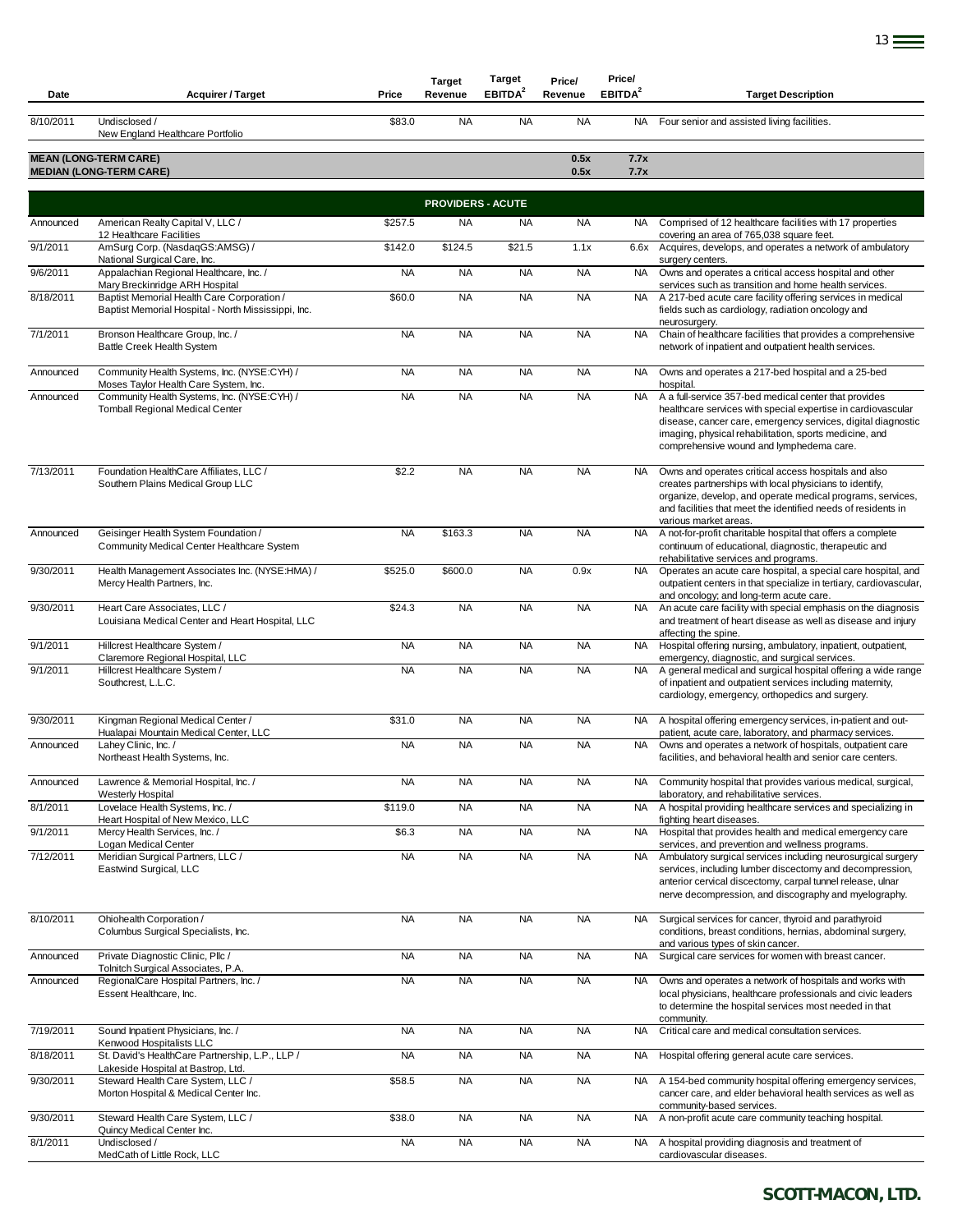| Date | Acquirer / Target | Price | Target Revenue | Target EBITDA[2] | Price/ Revenue | Price/ EBITDA[2] | Target Description |
|---|---|---|---|---|---|---|---|
| 8/10/2011 | Undisclosed / New England Healthcare Portfolio | $83.0 | NA | NA | NA | NA | Four senior and assisted living facilities. |
| **MEAN (LONG-TERM CARE)** | | | | | **0.5x** | **7.7x** | |
| **MEDIAN (LONG-TERM CARE)** | | | | | **0.5x** | **7.7x** | |
| | | | **PROVIDERS - ACUTE** | | | | |
| Announced | American Realty Capital V, LLC / 12 Healthcare Facilities | $257.5 | NA | NA | NA | NA | Comprised of 12 healthcare facilities with 17 properties covering an area of 765,038 square feet. |
| 9/1/2011 | AmSurg Corp. (NasdaqGS:AMSG) / National Surgical Care, Inc. | $142.0 | $124.5 | $21.5 | 1.1x | 6.6x | Acquires, develops, and operates a network of ambulatory surgery centers. |
| 9/6/2011 | Appalachian Regional Healthcare, Inc. / Mary Breckinridge ARH Hospital | NA | NA | NA | NA | NA | Owns and operates a critical access hospital and other services such as transition and home health services. |
| 8/18/2011 | Baptist Memorial Health Care Corporation / Baptist Memorial Hospital - North Mississippi, Inc. | $60.0 | NA | NA | NA | NA | A 217-bed acute care facility offering services in medical fields such as cardiology, radiation oncology and neurosurgery. |
| 7/1/2011 | Bronson Healthcare Group, Inc. / Battle Creek Health System | NA | NA | NA | NA | NA | Chain of healthcare facilities that provides a comprehensive network of inpatient and outpatient health services. |
| Announced | Community Health Systems, Inc. (NYSE:CYH) / Moses Taylor Health Care System, Inc. | NA | NA | NA | NA | NA | Owns and operates a 217-bed hospital and a 25-bed hospital. |
| Announced | Community Health Systems, Inc. (NYSE:CYH) / Tomball Regional Medical Center | NA | NA | NA | NA | NA | A a full-service 357-bed medical center that provides healthcare services with special expertise in cardiovascular disease, cancer care, emergency services, digital diagnostic imaging, physical rehabilitation, sports medicine, and comprehensive wound and lymphedema care. |
| 7/13/2011 | Foundation HealthCare Affiliates, LLC / Southern Plains Medical Group LLC | $2.2 | NA | NA | NA | NA | Owns and operates critical access hospitals and also creates partnerships with local physicians to identify, organize, develop, and operate medical programs, services, and facilities that meet the identified needs of residents in various market areas. |
| Announced | Geisinger Health System Foundation / Community Medical Center Healthcare System | NA | $163.3 | NA | NA | NA | A not-for-profit charitable hospital that offers a complete continuum of educational, diagnostic, therapeutic and rehabilitative services and programs. |
| 9/30/2011 | Health Management Associates Inc. (NYSE:HMA) / Mercy Health Partners, Inc. | $525.0 | $600.0 | NA | 0.9x | NA | Operates an acute care hospital, a special care hospital, and outpatient centers that specialize in tertiary, cardiovascular, and oncology; and long-term acute care. |
| 9/30/2011 | Heart Care Associates, LLC / Louisiana Medical Center and Heart Hospital, LLC | $24.3 | NA | NA | NA | NA | An acute care facility with special emphasis on the diagnosis and treatment of heart disease as well as disease and injury affecting the spine. |
| 9/1/2011 | Hillcrest Healthcare System / Claremore Regional Hospital, LLC | NA | NA | NA | NA | NA | Hospital offering nursing, ambulatory, inpatient, outpatient, emergency, diagnostic, and surgical services. |
| 9/1/2011 | Hillcrest Healthcare System / Southcrest, L.L.C. | NA | NA | NA | NA | NA | A general medical and surgical hospital offering a wide range of inpatient and outpatient services including maternity, cardiology, emergency, orthopedics and surgery. |
| 9/30/2011 | Kingman Regional Medical Center / Hualapai Mountain Medical Center, LLC | $31.0 | NA | NA | NA | NA | A hospital offering emergency services, in-patient and out-patient, acute care, laboratory, and pharmacy services. |
| Announced | Lahey Clinic, Inc. / Northeast Health Systems, Inc. | NA | NA | NA | NA | NA | Owns and operates a network of hospitals, outpatient care facilities, and behavioral health and senior care centers. |
| Announced | Lawrence & Memorial Hospital, Inc. / Westerly Hospital | NA | NA | NA | NA | NA | Community hospital that provides various medical, surgical, laboratory, and rehabilitative services. |
| 8/1/2011 | Lovelace Health Systems, Inc. / Heart Hospital of New Mexico, LLC | $119.0 | NA | NA | NA | NA | A hospital providing healthcare services and specializing in fighting heart diseases. |
| 9/1/2011 | Mercy Health Services, Inc. / Logan Medical Center | $6.3 | NA | NA | NA | NA | Hospital that provides health and medical emergency care services, and prevention and wellness programs. |
| 7/12/2011 | Meridian Surgical Partners, LLC / Eastwind Surgical, LLC | NA | NA | NA | NA | NA | Ambulatory surgical services including neurosurgical surgery services, including lumber discectomy and decompression, anterior cervical discectomy, carpal tunnel release, ulnar nerve decompression, and discography and myelography. |
| 8/10/2011 | Ohiohealth Corporation / Columbus Surgical Specialists, Inc. | NA | NA | NA | NA | NA | Surgical services for cancer, thyroid and parathyroid conditions, breast conditions, hernias, abdominal surgery, and various types of skin cancer. |
| Announced | Private Diagnostic Clinic, Pllc / Tolnitch Surgical Associates, P.A. | NA | NA | NA | NA | NA | Surgical care services for women with breast cancer. |
| Announced | RegionalCare Hospital Partners, Inc. / Essent Healthcare, Inc. | NA | NA | NA | NA | NA | Owns and operates a network of hospitals and works with local physicians, healthcare professionals and civic leaders to determine the hospital services most needed in that community. |
| 7/19/2011 | Sound Inpatient Physicians, Inc. / Kenwood Hospitalists LLC | NA | NA | NA | NA | NA | Critical care and medical consultation services. |
| 8/18/2011 | St. David's HealthCare Partnership, L.P., LLP / Lakeside Hospital at Bastrop, Ltd. | NA | NA | NA | NA | NA | Hospital offering general acute care services. |
| 9/30/2011 | Steward Health Care System, LLC / Morton Hospital & Medical Center Inc. | $58.5 | NA | NA | NA | NA | A 154-bed community hospital offering emergency services, cancer care, and elder behavioral health services as well as community-based services. |
| 9/30/2011 | Steward Health Care System, LLC / Quincy Medical Center Inc. | $38.0 | NA | NA | NA | NA | A non-profit acute care community teaching hospital. |
| 8/1/2011 | Undisclosed / MedCath of Little Rock, LLC | NA | NA | NA | NA | NA | A hospital providing diagnosis and treatment of cardiovascular diseases. |

**SCOTT-MACON, LTD.**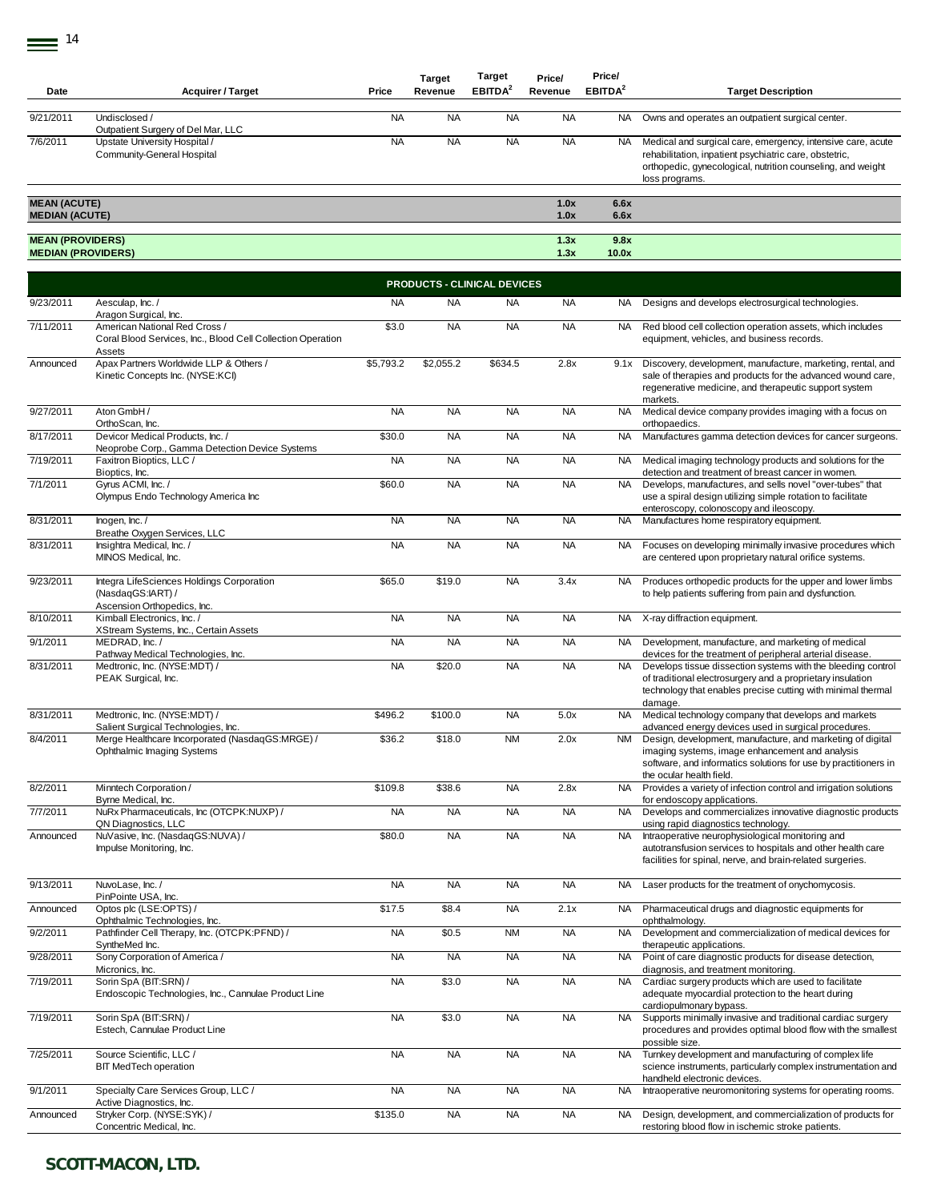| Date | Acquirer / Target | Price | Target Revenue | Target EBITDA[2] | Price/ Revenue | Price/ EBITDA[2] | Target Description |
|---|---|---|---|---|---|---|---|
| 9/21/2011 | Undisclosed / Outpatient Surgery of Del Mar, LLC | NA | NA | NA | NA | NA | Owns and operates an outpatient surgical center. |
| 7/6/2011 | Upstate University Hospital / Community-General Hospital | NA | NA | NA | NA | NA | Medical and surgical care, emergency, intensive care, acute rehabilitation, inpatient psychiatric care, obstetric, orthopedic, gynecological, nutrition counseling, and weight loss programs. |
| **MEAN (ACUTE)** | | | | | **1.0x** | **6.6x** | |
| **MEDIAN (ACUTE)** | | | | | **1.0x** | **6.6x** | |
| **MEAN (PROVIDERS)** | | | | | **1.3x** | **9.8x** | |
| **MEDIAN (PROVIDERS)** | | | | | **1.3x** | **10.0x** | |
| | | | **PRODUCTS - CLINICAL DEVICES** | | | | |
| 9/23/2011 | Aesculap, Inc. / Aragon Surgical, Inc. | NA | NA | NA | NA | NA | Designs and develops electrosurgical technologies. |
| 7/11/2011 | American National Red Cross / Coral Blood Services, Inc., Blood Cell Collection Operation Assets | $3.0 | NA | NA | NA | NA | Red blood cell collection operation assets, which includes equipment, vehicles, and business records. |
| Announced | Apax Partners Worldwide LLP & Others / Kinetic Concepts Inc. (NYSE:KCI) | $5,793.2 | $2,055.2 | $634.5 | 2.8x | 9.1x | Discovery, development, manufacture, marketing, rental, and sale of therapies and products for the advanced wound care, regenerative medicine, and therapeutic support system markets. |
| 9/27/2011 | Aton GmbH / OrthoScan, Inc. | NA | NA | NA | NA | NA | Medical device company provides imaging with a focus on orthopaedics. |
| 8/17/2011 | Devicor Medical Products, Inc. / Neoprobe Corp., Gamma Detection Device Systems | $30.0 | NA | NA | NA | NA | Manufactures gamma detection devices for cancer surgeons. |
| 7/19/2011 | Faxitron Bioptics, LLC / Bioptics, Inc. | NA | NA | NA | NA | NA | Medical imaging technology products and solutions for the detection and treatment of breast cancer in women. |
| 7/1/2011 | Gyrus ACMI, Inc. / Olympus Endo Technology America Inc | $60.0 | NA | NA | NA | NA | Develops, manufactures, and sells novel "over-tubes" that use a spiral design utilizing simple rotation to facilitate enteroscopy, colonoscopy and ileoscopy. |
| 8/31/2011 | Inogen, Inc. / Breathe Oxygen Services, LLC | NA | NA | NA | NA | NA | Manufactures home respiratory equipment. |
| 8/31/2011 | Insightra Medical, Inc. / MINOS Medical, Inc. | NA | NA | NA | NA | NA | Focuses on developing minimally invasive procedures which are centered upon proprietary natural orifice systems. |
| 9/23/2011 | Integra LifeSciences Holdings Corporation (NasdaqGS:IART) / Ascension Orthopedics, Inc. | $65.0 | $19.0 | NA | 3.4x | NA | Produces orthopedic products for the upper and lower limbs to help patients suffering from pain and dysfunction. |
| 8/10/2011 | Kimball Electronics, Inc. / XStream Systems, Inc., Certain Assets | NA | NA | NA | NA | NA | X-ray diffraction equipment. |
| 9/1/2011 | MEDRAD, Inc. / Pathway Medical Technologies, Inc. | NA | NA | NA | NA | NA | Development, manufacture, and marketing of medical devices for the treatment of peripheral arterial disease. |
| 8/31/2011 | Medtronic, Inc. (NYSE:MDT) / PEAK Surgical, Inc. | NA | $20.0 | NA | NA | NA | Develops tissue dissection systems with the bleeding control of traditional electrosurgery and a proprietary insulation technology that enables precise cutting with minimal thermal damage. |
| 8/31/2011 | Medtronic, Inc. (NYSE:MDT) / Salient Surgical Technologies, Inc. | $496.2 | $100.0 | NA | 5.0x | NA | Medical technology company that develops and markets advanced energy devices used in surgical procedures. |
| 8/4/2011 | Merge Healthcare Incorporated (NasdaqGS:MRGE) / Ophthalmic Imaging Systems | $36.2 | $18.0 | NM | 2.0x | NM | Design, development, manufacture, and marketing of digital imaging systems, image enhancement and analysis software, and informatics solutions for use by practitioners in the ocular health field. |
| 8/2/2011 | Minntech Corporation / Byrne Medical, Inc. | $109.8 | $38.6 | NA | 2.8x | NA | Provides a variety of infection control and irrigation solutions for endoscopy applications. |
| 7/7/2011 | NuRx Pharmaceuticals, Inc (OTCPK:NUXP) / QN Diagnostics, LLC | NA | NA | NA | NA | NA | Develops and commercializes innovative diagnostic products using rapid diagnostics technology. |
| Announced | NuVasive, Inc. (NasdaqGS:NUVA) / Impulse Monitoring, Inc. | $80.0 | NA | NA | NA | NA | Intraoperative neurophysiological monitoring and autotransfusion services to hospitals and other health care facilities for spinal, nerve, and brain-related surgeries. |
| 9/13/2011 | NuvoLase, Inc. / PinPointe USA, Inc. | NA | NA | NA | NA | NA | Laser products for the treatment of onychomycosis. |
| Announced | Optos plc (LSE:OPTS) / Ophthalmic Technologies, Inc. | $17.5 | $8.4 | NA | 2.1x | NA | Pharmaceutical drugs and diagnostic equipments for ophthalmology. |
| 9/2/2011 | Pathfinder Cell Therapy, Inc. (OTCPK:PFND) / SyntheMed Inc. | NA | $0.5 | NM | NA | NA | Development and commercialization of medical devices for therapeutic applications. |
| 9/28/2011 | Sony Corporation of America / Micronics, Inc. | NA | NA | NA | NA | NA | Point of care diagnostic products for disease detection, diagnosis, and treatment monitoring. |
| 7/19/2011 | Sorin SpA (BIT:SRN) / Endoscopic Technologies, Inc., Cannulae Product Line | NA | $3.0 | NA | NA | NA | Cardiac surgery products which are used to facilitate adequate myocardial protection to the heart during cardiopulmonary bypass. |
| 7/19/2011 | Sorin SpA (BIT:SRN) / Estech, Cannulae Product Line | NA | $3.0 | NA | NA | NA | Supports minimally invasive and traditional cardiac surgery procedures and provides optimal blood flow with the smallest possible size. |
| 7/25/2011 | Source Scientific, LLC / BIT MedTech operation | NA | NA | NA | NA | NA | Turnkey development and manufacturing of complex life science instruments, particularly complex instrumentation and handheld electronic devices. |
| 9/1/2011 | Specialty Care Services Group, LLC / Active Diagnostics, Inc. | NA | NA | NA | NA | NA | Intraoperative neuromonitoring systems for operating rooms. |
| Announced | Stryker Corp. (NYSE:SYK) / Concentric Medical, Inc. | $135.0 | NA | NA | NA | NA | Design, development, and commercialization of products for restoring blood flow in ischemic stroke patients. |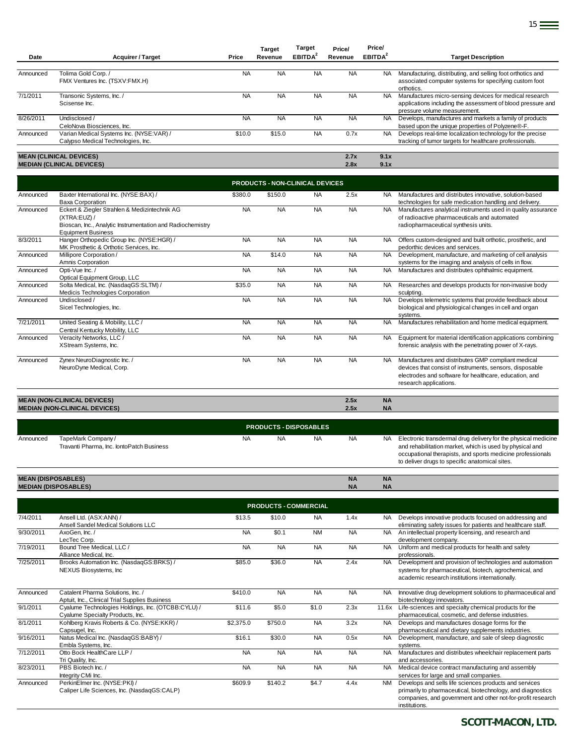| Date | Acquirer / Target | Price | Target Revenue | Target EBITDA[2] | Price/ Revenue | Price/ EBITDA[2] | Target Description |
|---|---|---|---|---|---|---|---|
| Announced | Tolima Gold Corp. / FMX Ventures Inc. (TSXV:FMX.H) | NA | NA | NA | NA | NA | Manufacturing, distributing, and selling foot orthotics and associated computer systems for specifying custom foot orthotics. |
| 7/1/2011 | Transonic Systems, Inc. / Scisense Inc. | NA | NA | NA | NA | NA | Manufactures micro-sensing devices for medical research applications including the assessment of blood pressure and pressure volume measurement. |
| 8/26/2011 | Undisclosed / CeloNova Biosciences, Inc. | NA | NA | NA | NA | NA | Develops, manufactures and markets a family of products based upon the unique properties of Polyzene®-F. |
| Announced | Varian Medical Systems Inc. (NYSE:VAR) / Calypso Medical Technologies, Inc. | $10.0 | $15.0 | NA | 0.7x | NA | Develops real-time localization technology for the precise tracking of tumor targets for healthcare professionals. |
| **MEAN (CLINICAL DEVICES)** | | | | | **2.7x** | **9.1x** | |
| **MEDIAN (CLINICAL DEVICES)** | | | | | **2.8x** | **9.1x** | |
| | | | **PRODUCTS - NON-CLINICAL DEVICES** | | | | |
| Announced | Baxter International Inc. (NYSE:BAX) / Baxa Corporation | $380.0 | $150.0 | NA | 2.5x | NA | Manufactures and distributes innovative, solution-based technologies for safe medication handling and delivery. |
| Announced | Eckert & Ziegler Strahlen & Medizintechnik AG (XTRA:EUZ) / Bioscan, Inc., Analytic Instrumentation and Radiochemistry Equipment Business | NA | NA | NA | NA | NA | Manufactures analytical instruments used in quality assurance of radioactive pharmaceuticals and automated radiopharmaceutical synthesis units. |
| 8/3/2011 | Hanger Orthopedic Group Inc. (NYSE:HGR) / MK Prosthetic & Orthotic Services, Inc. | NA | NA | NA | NA | NA | Offers custom-designed and built orthotic, prosthetic, and pedorthic devices and services. |
| Announced | Millipore Corporation / Amnis Corporation | NA | $14.0 | NA | NA | NA | Development, manufacture, and marketing of cell analysis systems for the imaging and analysis of cells in flow. |
| Announced | Opti-Vue Inc. / Optical Equipment Group, LLC | NA | NA | NA | NA | NA | Manufactures and distributes ophthalmic equipment. |
| Announced | Solta Medical, Inc. (NasdaqGS:SLTM) / Medicis Technologies Corporation | $35.0 | NA | NA | NA | NA | Researches and develops products for non-invasive body sculpting. |
| Announced | Undisclosed / Sicel Technologies, Inc. | NA | NA | NA | NA | NA | Develops telemetric systems that provide feedback about biological and physiological changes in cell and organ systems. |
| 7/21/2011 | United Seating & Mobility, LLC / Central Kentucky Mobility, LLC | NA | NA | NA | NA | NA | Manufactures rehabilitation and home medical equipment. |
| Announced | Veracity Networks, LLC / XStream Systems, Inc. | NA | NA | NA | NA | NA | Equipment for material identification applications combining forensic analysis with the penetrating power of X-rays. |
| Announced | Zynex NeuroDiagnostic Inc. / NeuroDyne Medical, Corp. | NA | NA | NA | NA | NA | Manufactures and distributes GMP compliant medical devices that consist of instruments, sensors, disposable electrodes and software for healthcare, education, and research applications. |
| **MEAN (NON-CLINICAL DEVICES)** | | | | | **2.5x** | **NA** | |
| **MEDIAN (NON-CLINICAL DEVICES)** | | | | | **2.5x** | **NA** | |
| | | | **PRODUCTS - DISPOSABLES** | | | | |
| Announced | TapeMark Company / Travanti Pharma, Inc. IontoPatch Business | NA | NA | NA | NA | NA | Electronic transdermal drug delivery for the physical medicine and rehabilitation market, which is used by physical and occupational therapists, and sports medicine professionals to deliver drugs to specific anatomical sites. |
| **MEAN (DISPOSABLES)** | | | | | **NA** | **NA** | |
| **MEDIAN (DISPOSABLES)** | | | | | **NA** | **NA** | |
| | | | **PRODUCTS - COMMERCIAL** | | | | |
| 7/4/2011 | Ansell Ltd. (ASX:ANN) / Ansell Sandel Medical Solutions LLC | $13.5 | $10.0 | NA | 1.4x | NA | Develops innovative products focused on addressing and eliminating safety issues for patients and healthcare staff. |
| 9/30/2011 | AxoGen, Inc. / LecTec Corp. | NA | $0.1 | NM | NA | NA | An intellectual property licensing, and research and development company. |
| 7/19/2011 | Bound Tree Medical, LLC / Alliance Medical, Inc. | NA | NA | NA | NA | NA | Uniform and medical products for health and safety professionals. |
| 7/25/2011 | Brooks Automation Inc. (NasdaqGS:BRKS) / NEXUS Biosystems, Inc | $85.0 | $36.0 | NA | 2.4x | NA | Development and provision of technologies and automation systems for pharmaceutical, biotech, agrochemical, and academic research institutions internationally. |
| Announced | Catalent Pharma Solutions, Inc. / Aptuit, Inc., Clinical Trial Supplies Business | $410.0 | NA | NA | NA | NA | Innovative drug development solutions to pharmaceutical and biotechnology innovators. |
| 9/1/2011 | Cyalume Technologies Holdings, Inc. (OTCBB:CYLU) / Cyalume Specialty Products, Inc. | $11.6 | $5.0 | $1.0 | 2.3x | 11.6x | Life-sciences and specialty chemical products for the pharmaceutical, cosmetic, and defense industries. |
| 8/1/2011 | Kohlberg Kravis Roberts & Co. (NYSE:KKR) / Capsugel, Inc. | $2,375.0 | $750.0 | NA | 3.2x | NA | Develops and manufactures dosage forms for the pharmaceutical and dietary supplements industries. |
| 9/16/2011 | Natus Medical Inc. (NasdaqGS:BABY) / Embla Systems, Inc. | $16.1 | $30.0 | NA | 0.5x | NA | Development, manufacture, and sale of sleep diagnostic systems. |
| 7/12/2011 | Otto Bock HealthCare LLP / Tri Quality, Inc. | NA | NA | NA | NA | NA | Manufactures and distributes wheelchair replacement parts and accessories. |
| 8/23/2011 | PBS Biotech Inc. / Integrity CMi Inc. | NA | NA | NA | NA | NA | Medical device contract manufacturing and assembly services for large and small companies. |
| Announced | PerkinElmer Inc. (NYSE:PKI) / Caliper Life Sciences, Inc. (NasdaqGS:CALP) | $609.9 | $140.2 | $4.7 | 4.4x | NM | Develops and sells life sciences products and services primarily to pharmaceutical, biotechnology, and diagnostics companies, and government and other not-for-profit research institutions. |

**SCOTT-MACON, LTD.**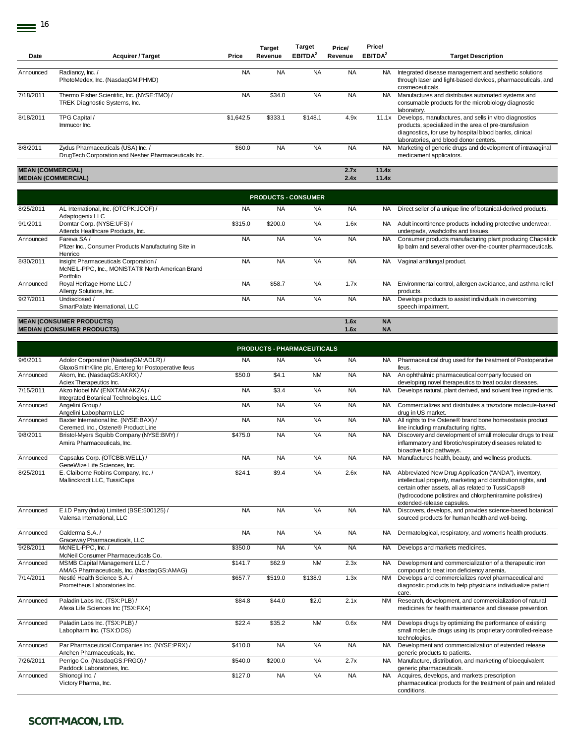| Date | Acquirer / Target | Price | Target Revenue | Target EBITDA[2] | Price/ Revenue | Price/ EBITDA[2] | Target Description |
|---|---|---|---|---|---|---|---|
| Announced | Radiancy, Inc. / PhotoMedex, Inc. (NasdaqGM:PHMD) | NA | NA | NA | NA | NA | Integrated disease management and aesthetic solutions through laser and light-based devices, pharmaceuticals, and cosmeceuticals. |
| 7/18/2011 | Thermo Fisher Scientific, Inc. (NYSE:TMO) / TREK Diagnostic Systems, Inc. | NA | $34.0 | NA | NA | NA | Manufactures and distributes automated systems and consumable products for the microbiology diagnostic laboratory. |
| 8/18/2011 | TPG Capital / Immucor Inc. | $1,642.5 | $333.1 | $148.1 | 4.9x | 11.1x | Develops, manufactures, and sells in vitro diagnostics products, specialized in the area of pre-transfusion diagnostics, for use by hospital blood banks, clinical laboratories, and blood donor centers. |
| 8/8/2011 | Zydus Pharmaceuticals (USA) Inc. / DrugTech Corporation and Nesher Pharmaceuticals Inc. | $60.0 | NA | NA | NA | NA | Marketing of generic drugs and development of intravaginal medicament applicators. |
| **MEAN (COMMERCIAL)** | | | | | **2.7x** | **11.4x** | |
| **MEDIAN (COMMERCIAL)** | | | | | **2.4x** | **11.4x** | |
| | | | **PRODUCTS - CONSUMER** | | | | |
| 8/25/2011 | AL International, Inc. (OTCPK:JCOF) / Adaptogenix LLC | NA | NA | NA | NA | NA | Direct seller of a unique line of botanical-derived products. |
| 9/1/2011 | Domtar Corp. (NYSE:UFS) / Attends Healthcare Products, Inc. | $315.0 | $200.0 | NA | 1.6x | NA | Adult incontinence products including protective underwear, underpads, washcloths and tissues. |
| Announced | Fareva SA / Pfizer Inc., Consumer Products Manufacturing Site in Henrico | NA | NA | NA | NA | NA | Consumer products manufacturing plant producing Chapstick lip balm and several other over-the-counter pharmaceuticals. |
| 8/30/2011 | Insight Pharmaceuticals Corporation / McNEIL-PPC, Inc., MONISTAT® North American Brand Portfolio | NA | NA | NA | NA | NA | Vaginal antifungal product. |
| Announced | Royal Heritage Home LLC / Allergy Solutions, Inc. | NA | $58.7 | NA | 1.7x | NA | Environmental control, allergen avoidance, and asthma relief products. |
| 9/27/2011 | Undisclosed / SmartPalate International, LLC | NA | NA | NA | NA | NA | Develops products to assist individuals in overcoming speech impairment. |
| **MEAN (CONSUMER PRODUCTS)** | | | | | **1.6x** | **NA** | |
| **MEDIAN (CONSUMER PRODUCTS)** | | | | | **1.6x** | **NA** | |
| | | | **PRODUCTS - PHARMACEUTICALS** | | | | |
| 9/6/2011 | Adolor Corporation (NasdaqGM:ADLR) / GlaxoSmithKline plc, Entereg for Postoperative Ileus | NA | NA | NA | NA | NA | Pharmaceutical drug used for the treatment of Postoperative Ileus. |
| Announced | Akorn, Inc. (NasdaqGS:AKRX) / Aciex Therapeutics Inc. | $50.0 | $4.1 | NM | NA | NA | An ophthalmic pharmaceutical company focused on developing novel therapeutics to treat ocular diseases. |
| 7/15/2011 | Akzo Nobel NV (ENXTAM:AKZA) / Integrated Botanical Technologies, LLC | NA | $3.4 | NA | NA | NA | Develops natural, plant derived, and solvent free ingredients. |
| Announced | Angelini Group / Angelini Labopharm LLC | NA | NA | NA | NA | NA | Commercializes and distributes a trazodone molecule-based drug in US market. |
| Announced | Baxter International Inc. (NYSE:BAX) / Ceremed, Inc., Ostene® Product Line | NA | NA | NA | NA | NA | All rights to the Ostene® brand bone homeostasis product line including manufacturing rights. |
| 9/8/2011 | Bristol-Myers Squibb Company (NYSE:BMY) / Amira Pharmaceuticals, Inc. | $475.0 | NA | NA | NA | NA | Discovery and development of small molecular drugs to treat inflammatory and fibrotic/respiratory diseases related to bioactive lipid pathways. |
| Announced | Capsalus Corp. (OTCBB:WELL) / GeneWize Life Sciences, Inc. | NA | NA | NA | NA | NA | Manufactures health, beauty, and wellness products. |
| 8/25/2011 | E. Claiborne Robins Company, Inc. / Mallinckrodt LLC, TussiCaps | $24.1 | $9.4 | NA | 2.6x | NA | Abbreviated New Drug Application ("ANDA"), inventory, intellectual property, marketing and distribution rights, and certain other assets, all as related to TussiCaps® (hydrocodone polistirex and chlorpheniramine polistirex) extended-release capsules. |
| Announced | E.I.D Parry (India) Limited (BSE:500125) / Valensa International, LLC | NA | NA | NA | NA | NA | Discovers, develops, and provides science-based botanical sourced products for human health and well-being. |
| Announced | Galderma S.A. / Graceway Pharmaceuticals, LLC | NA | NA | NA | NA | NA | Dermatological, respiratory, and women's health products. |
| 9/28/2011 | McNEIL-PPC, Inc. / McNeil Consumer Pharmaceuticals Co. | $350.0 | NA | NA | NA | NA | Develops and markets medicines. |
| Announced | MSMB Capital Management LLC / AMAG Pharmaceuticals, Inc. (NasdaqGS:AMAG) | $141.7 | $62.9 | NM | 2.3x | NA | Development and commercialization of a therapeutic iron compound to treat iron deficiency anemia. |
| 7/14/2011 | Nestlé Health Science S.A. / Prometheus Laboratories Inc. | $657.7 | $519.0 | $138.9 | 1.3x | NM | Develops and commercializes novel pharmaceutical and diagnostic products to help physicians individualize patient care. |
| Announced | Paladin Labs Inc. (TSX:PLB) / Afexa Life Sciences Inc (TSX:FXA) | $84.8 | $44.0 | $2.0 | 2.1x | NM | Research, development, and commercialization of natural medicines for health maintenance and disease prevention. |
| Announced | Paladin Labs Inc. (TSX:PLB) / Labopharm Inc. (TSX:DDS) | $22.4 | $35.2 | NM | 0.6x | NM | Develops drugs by optimizing the performance of existing small molecule drugs using its proprietary controlled-release technologies. |
| Announced | Par Pharmaceutical Companies Inc. (NYSE:PRX) / Anchen Pharmaceuticals, Inc. | $410.0 | NA | NA | NA | NA | Development and commercialization of extended release generic products to patients. |
| 7/26/2011 | Perrigo Co. (NasdaqGS:PRGO) / Paddock Laboratories, Inc. | $540.0 | $200.0 | NA | 2.7x | NA | Manufacture, distribution, and marketing of bioequivalent generic pharmaceuticals. |
| Announced | Shionogi Inc. / Victory Pharma, Inc. | $127.0 | NA | NA | NA | NA | Acquires, develops, and markets prescription pharmaceutical products for the treatment of pain and related conditions. |

**SCOTT-MACON, LTD.**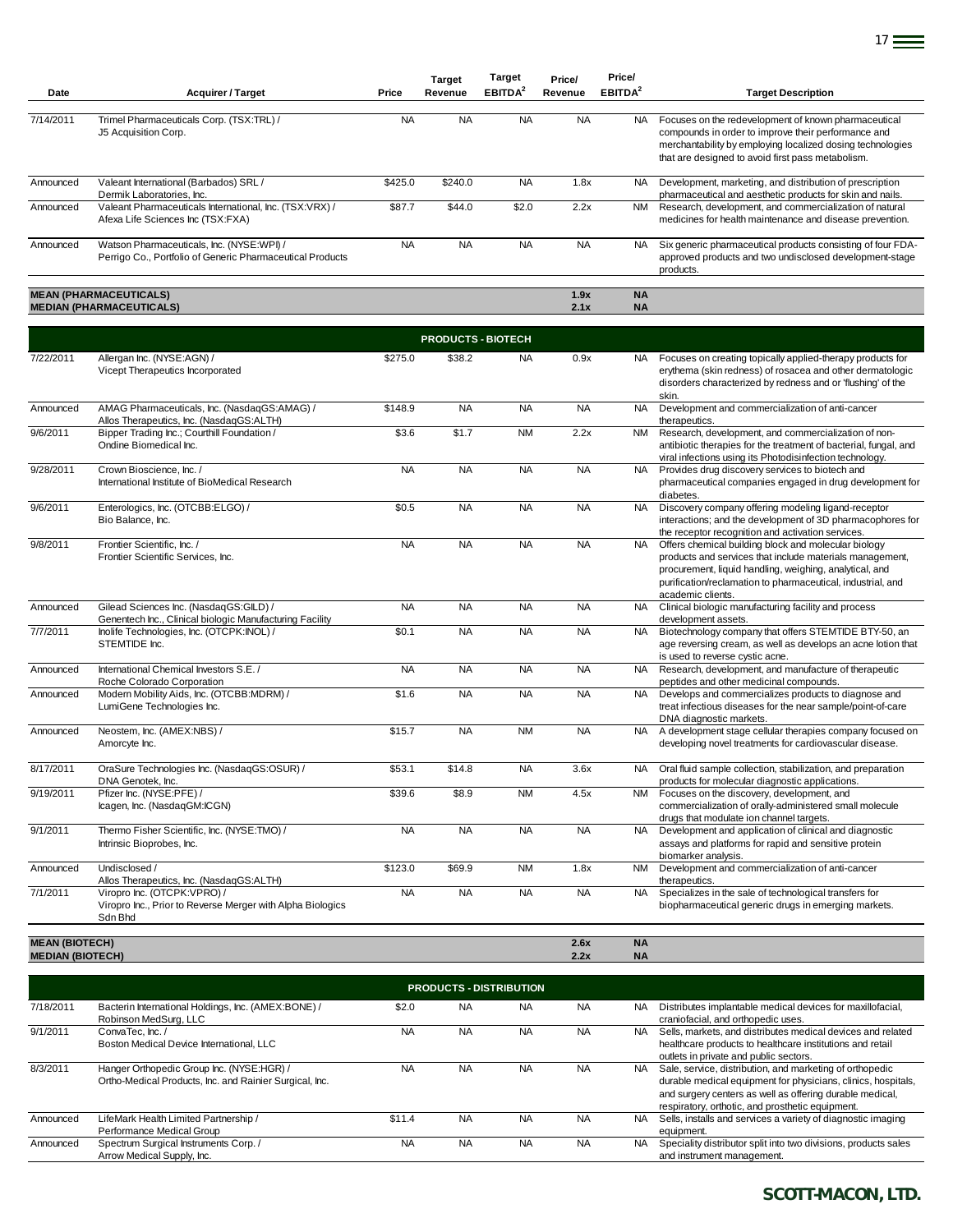| Date | Acquirer / Target | Price | Target Revenue | Target EBITDA[2] | Price/ Revenue | Price/ EBITDA[2] | Target Description |
|---|---|---|---|---|---|---|---|
| 7/14/2011 | Trimel Pharmaceuticals Corp. (TSX:TRL) / J5 Acquisition Corp. | NA | NA | NA | NA | NA | Focuses on the redevelopment of known pharmaceutical compounds in order to improve their performance and merchantability by employing localized dosing technologies that are designed to avoid first pass metabolism. |
| Announced | Valeant International (Barbados) SRL / Dermik Laboratories, Inc. | $425.0 | $240.0 | NA | 1.8x | NA | Development, marketing, and distribution of prescription pharmaceutical and aesthetic products for skin and nails. |
| Announced | Valeant Pharmaceuticals International, Inc. (TSX:VRX) / Afexa Life Sciences Inc (TSX:FXA) | $87.7 | $44.0 | $2.0 | 2.2x | NM | Research, development, and commercialization of natural medicines for health maintenance and disease prevention. |
| Announced | Watson Pharmaceuticals, Inc. (NYSE:WPI) / Perrigo Co., Portfolio of Generic Pharmaceutical Products | NA | NA | NA | NA | NA | Six generic pharmaceutical products consisting of four FDA-approved products and two undisclosed development-stage products. |
| **MEAN (PHARMACEUTICALS)** | | | | | **1.9x** | **NA** | |
| **MEDIAN (PHARMACEUTICALS)** | | | | | **2.1x** | **NA** | |
| | | | **PRODUCTS - BIOTECH** | | | | |
| 7/22/2011 | Allergan Inc. (NYSE:AGN) / Vicept Therapeutics Incorporated | $275.0 | $38.2 | NA | 0.9x | NA | Focuses on creating topically applied-therapy products for erythema (skin redness) of rosacea and other dermatologic disorders characterized by redness and or 'flushing' of the skin. |
| Announced | AMAG Pharmaceuticals, Inc. (NasdaqGS:AMAG) / Allos Therapeutics, Inc. (NasdaqGS:ALTH) | $148.9 | NA | NA | NA | NA | Development and commercialization of anti-cancer therapeutics. |
| 9/6/2011 | Bipper Trading Inc.; Courthill Foundation / Ondine Biomedical Inc. | $3.6 | $1.7 | NM | 2.2x | NM | Research, development, and commercialization of non-antibiotic therapies for the treatment of bacterial, fungal, and viral infections using its Photodisinfection technology. |
| 9/28/2011 | Crown Bioscience, Inc. / International Institute of BioMedical Research | NA | NA | NA | NA | NA | Provides drug discovery services to biotech and pharmaceutical companies engaged in drug development for diabetes. |
| 9/6/2011 | Enterologics, Inc. (OTCBB:ELGO) / Bio Balance, Inc. | $0.5 | NA | NA | NA | NA | Discovery company offering modeling ligand-receptor interactions; and the development of 3D pharmacophores for the receptor recognition and activation services. |
| 9/8/2011 | Frontier Scientific, Inc. / Frontier Scientific Services, Inc. | NA | NA | NA | NA | NA | Offers chemical building block and molecular biology products and services that include materials management, procurement, liquid handling, weighing, analytical, and purification/reclamation to pharmaceutical, industrial, and academic clients. |
| Announced | Gilead Sciences Inc. (NasdaqGS:GILD) / Genentech Inc., Clinical biologic Manufacturing Facility | NA | NA | NA | NA | NA | Clinical biologic manufacturing facility and process development assets. |
| 7/7/2011 | Inolife Technologies, Inc. (OTCPK:INOL) / STEMTIDE Inc. | $0.1 | NA | NA | NA | NA | Biotechnology company that offers STEMTIDE BTY-50, an age reversing cream, as well as develops an acne lotion that is used to reverse cystic acne. |
| Announced | International Chemical Investors S.E. / Roche Colorado Corporation | NA | NA | NA | NA | NA | Research, development, and manufacture of therapeutic peptides and other medicinal compounds. |
| Announced | Modern Mobility Aids, Inc. (OTCBB:MDRM) / LumiGene Technologies Inc. | $1.6 | NA | NA | NA | NA | Develops and commercializes products to diagnose and treat infectious diseases for the near sample/point-of-care DNA diagnostic markets. |
| Announced | Neostem, Inc. (AMEX:NBS) / Amorcyte Inc. | $15.7 | NA | NM | NA | NA | A development stage cellular therapies company focused on developing novel treatments for cardiovascular disease. |
| 8/17/2011 | OraSure Technologies Inc. (NasdaqGS:OSUR) / DNA Genotek, Inc. | $53.1 | $14.8 | NA | 3.6x | NA | Oral fluid sample collection, stabilization, and preparation products for molecular diagnostic applications. |
| 9/19/2011 | Pfizer Inc. (NYSE:PFE) / Icagen, Inc. (NasdaqGM:ICGN) | $39.6 | $8.9 | NM | 4.5x | NM | Focuses on the discovery, development, and commercialization of orally-administered small molecule drugs that modulate ion channel targets. |
| 9/1/2011 | Thermo Fisher Scientific, Inc. (NYSE:TMO) / Intrinsic Bioprobes, Inc. | NA | NA | NA | NA | NA | Development and application of clinical and diagnostic assays and platforms for rapid and sensitive protein biomarker analysis. |
| Announced | Undisclosed / Allos Therapeutics, Inc. (NasdaqGS:ALTH) | $123.0 | $69.9 | NM | 1.8x | NM | Development and commercialization of anti-cancer therapeutics. |
| 7/1/2011 | Viropro Inc. (OTCPK:VPRO) / Viropro Inc., Prior to Reverse Merger with Alpha Biologics Sdn Bhd | NA | NA | NA | NA | NA | Specializes in the sale of technological transfers for biopharmaceutical generic drugs in emerging markets. |
| **MEAN (BIOTECH)** | | | | | **2.6x** | **NA** | |
| **MEDIAN (BIOTECH)** | | | | | **2.2x** | **NA** | |
| | | | **PRODUCTS - DISTRIBUTION** | | | | |
| 7/18/2011 | Bacterin International Holdings, Inc. (AMEX:BONE) / Robinson MedSurg, LLC | $2.0 | NA | NA | NA | NA | Distributes implantable medical devices for maxillofacial, craniofacial, and orthopedic uses. |
| 9/1/2011 | ConvaTec, Inc. / Boston Medical Device International, LLC | NA | NA | NA | NA | NA | Sells, markets, and distributes medical devices and related healthcare products to healthcare institutions and retail outlets in private and public sectors. |
| 8/3/2011 | Hanger Orthopedic Group Inc. (NYSE:HGR) / Ortho-Medical Products, Inc. and Rainier Surgical, Inc. | NA | NA | NA | NA | NA | Sale, service, distribution, and marketing of orthopedic durable medical equipment for physicians, clinics, hospitals, and surgery centers as well as offering durable medical, respiratory, orthotic, and prosthetic equipment. |
| Announced | LifeMark Health Limited Partnership / Performance Medical Group | $11.4 | NA | NA | NA | NA | Sells, installs and services a variety of diagnostic imaging equipment. |
| Announced | Spectrum Surgical Instruments Corp. / Arrow Medical Supply, Inc. | NA | NA | NA | NA | NA | Speciality distributor split into two divisions, products sales and instrument management. |

**SCOTT-MACON, LTD.**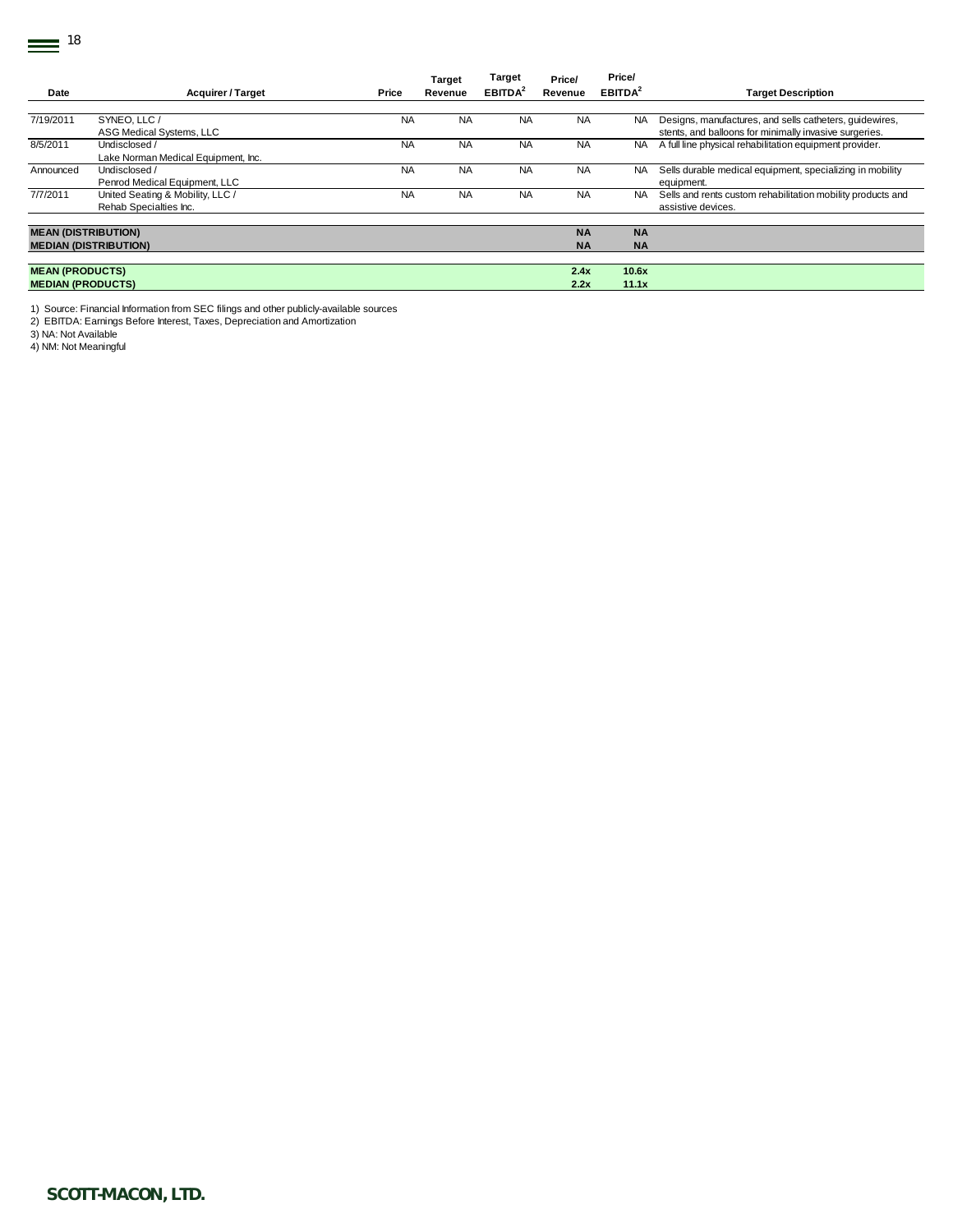| Date | Acquirer / Target | Price | Target Revenue | Target EBITDA[2] | Price/ Revenue | Price/ EBITDA[2] | Target Description |
|---|---|---|---|---|---|---|---|
| 7/19/2011 | SYNEO, LLC / ASG Medical Systems, LLC | NA | NA | NA | NA | NA | Designs, manufactures, and sells catheters, guidewires, stents, and balloons for minimally invasive surgeries. |
| 8/5/2011 | Undisclosed / Lake Norman Medical Equipment, Inc. | NA | NA | NA | NA | NA | A full line physical rehabilitation equipment provider. |
| Announced | Undisclosed / Penrod Medical Equipment, LLC | NA | NA | NA | NA | NA | Sells durable medical equipment, specializing in mobility equipment. |
| 7/7/2011 | United Seating & Mobility, LLC / Rehab Specialties Inc. | NA | NA | NA | NA | NA | Sells and rents custom rehabilitation mobility products and assistive devices. |
| **MEAN (DISTRIBUTION)** | | | | | **NA** | **NA** | |
| **MEDIAN (DISTRIBUTION)** | | | | | **NA** | **NA** | |
| **MEAN (PRODUCTS)** | | | | | **2.4x** | **10.6x** | |
| **MEDIAN (PRODUCTS)** | | | | | **2.2x** | **11.1x** | |

1) Source: Financial Information from SEC filings and other publicly-available sources
2) EBITDA: Earnings Before Interest, Taxes, Depreciation and Amortization
3) NA: Not Available
4) NM: Not Meaningful

**SCOTT-MACON, LTD.**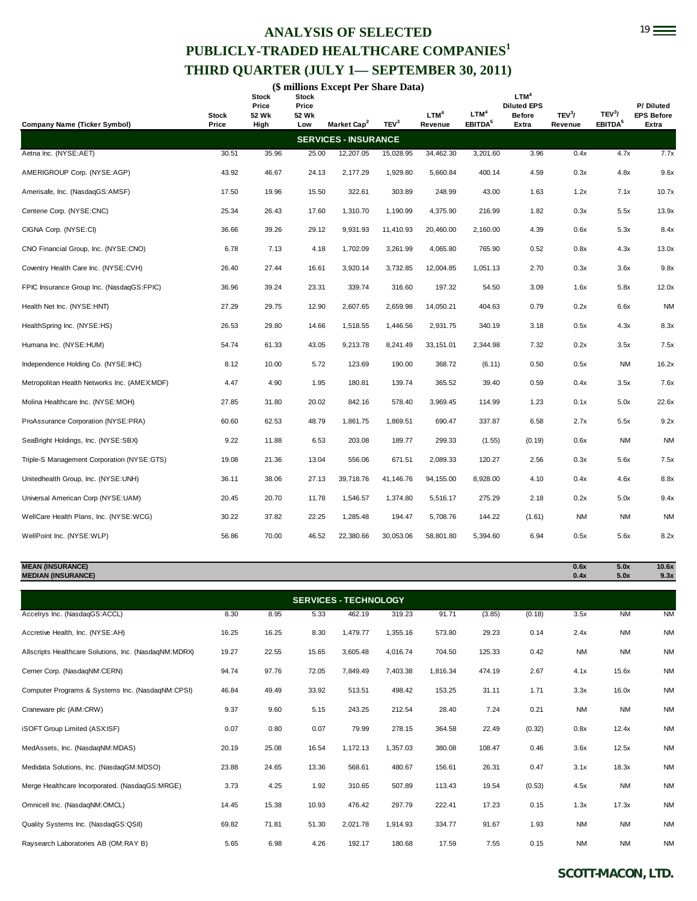# ANALYSIS OF SELECTED PUBLICLY-TRADED HEALTHCARE COMPANIES[1]

## THIRD QUARTER (JULY 1— SEPTEMBER 30, 2011)

**($ millions Except Per Share Data)**

| Company Name (Ticker Symbol) | Stock Price | Stock Price 52 Wk High | Stock Price 52 Wk Low | Market Cap[2] | TEV[3] | LTM[4] Revenue | LTM[4] EBITDA[5] | LTM[4] Diluted EPS Before Extra | TEV[3]/ Revenue | TEV[3]/ EBITDA[5] | P/ Diluted EPS Before Extra |
|---|---|---|---|---|---|---|---|---|---|---|---|
| **SERVICES - INSURANCE** | | | | | | | | | | | |
| Aetna Inc. (NYSE:AET) | 30.51 | 35.96 | 25.00 | 12,207.05 | 15,028.95 | 34,462.30 | 3,201.60 | 3.96 | 0.4x | 4.7x | 7.7x |
| AMERIGROUP Corp. (NYSE:AGP) | 43.92 | 46.67 | 24.13 | 2,177.29 | 1,929.80 | 5,660.84 | 400.14 | 4.59 | 0.3x | 4.8x | 9.6x |
| Amerisafe, Inc. (NasdaqGS:AMSF) | 17.50 | 19.96 | 15.50 | 322.61 | 303.89 | 248.99 | 43.00 | 1.63 | 1.2x | 7.1x | 10.7x |
| Centene Corp. (NYSE:CNC) | 25.34 | 26.43 | 17.60 | 1,310.70 | 1,190.99 | 4,375.90 | 216.99 | 1.82 | 0.3x | 5.5x | 13.9x |
| CIGNA Corp. (NYSE:CI) | 36.66 | 39.26 | 29.12 | 9,931.93 | 11,410.93 | 20,460.00 | 2,160.00 | 4.39 | 0.6x | 5.3x | 8.4x |
| CNO Financial Group, Inc. (NYSE:CNO) | 6.78 | 7.13 | 4.18 | 1,702.09 | 3,261.99 | 4,065.80 | 765.90 | 0.52 | 0.8x | 4.3x | 13.0x |
| Coventry Health Care Inc. (NYSE:CVH) | 26.40 | 27.44 | 16.61 | 3,920.14 | 3,732.85 | 12,004.85 | 1,051.13 | 2.70 | 0.3x | 3.6x | 9.8x |
| FPIC Insurance Group Inc. (NasdaqGS:FPIC) | 36.96 | 39.24 | 23.31 | 339.74 | 316.60 | 197.32 | 54.50 | 3.09 | 1.6x | 5.8x | 12.0x |
| Health Net Inc. (NYSE:HNT) | 27.29 | 29.75 | 12.90 | 2,607.65 | 2,659.98 | 14,050.21 | 404.63 | 0.79 | 0.2x | 6.6x | NM |
| HealthSpring Inc. (NYSE:HS) | 26.53 | 29.80 | 14.66 | 1,518.55 | 1,446.56 | 2,931.75 | 340.19 | 3.18 | 0.5x | 4.3x | 8.3x |
| Humana Inc. (NYSE:HUM) | 54.74 | 61.33 | 43.05 | 9,213.78 | 8,241.49 | 33,151.01 | 2,344.98 | 7.32 | 0.2x | 3.5x | 7.5x |
| Independence Holding Co. (NYSE:IHC) | 8.12 | 10.00 | 5.72 | 123.69 | 190.00 | 368.72 | (6.11) | 0.50 | 0.5x | NM | 16.2x |
| Metropolitan Health Networks Inc. (AMEX:MDF) | 4.47 | 4.90 | 1.95 | 180.81 | 139.74 | 365.52 | 39.40 | 0.59 | 0.4x | 3.5x | 7.6x |
| Molina Healthcare Inc. (NYSE:MOH) | 27.85 | 31.80 | 20.02 | 842.16 | 578.40 | 3,969.45 | 114.99 | 1.23 | 0.1x | 5.0x | 22.6x |
| ProAssurance Corporation (NYSE:PRA) | 60.60 | 62.53 | 48.79 | 1,861.75 | 1,869.51 | 690.47 | 337.87 | 6.58 | 2.7x | 5.5x | 9.2x |
| SeaBright Holdings, Inc. (NYSE:SBX) | 9.22 | 11.88 | 6.53 | 203.08 | 189.77 | 299.33 | (1.55) | (0.19) | 0.6x | NM | NM |
| Triple-S Management Corporation (NYSE:GTS) | 19.08 | 21.36 | 13.04 | 556.06 | 671.51 | 2,089.33 | 120.27 | 2.56 | 0.3x | 5.6x | 7.5x |
| Unitedhealth Group, Inc. (NYSE:UNH) | 36.11 | 38.06 | 27.13 | 39,718.76 | 41,146.76 | 94,155.00 | 8,928.00 | 4.10 | 0.4x | 4.6x | 8.8x |
| Universal American Corp (NYSE:UAM) | 20.45 | 20.70 | 11.78 | 1,546.57 | 1,374.80 | 5,516.17 | 275.29 | 2.18 | 0.2x | 5.0x | 9.4x |
| WellCare Health Plans, Inc. (NYSE:WCG) | 30.22 | 37.82 | 22.25 | 1,285.48 | 194.47 | 5,708.76 | 144.22 | (1.61) | NM | NM | NM |
| WellPoint Inc. (NYSE:WLP) | 56.86 | 70.00 | 46.52 | 22,380.66 | 30,053.06 | 58,801.80 | 5,394.60 | 6.94 | 0.5x | 5.6x | 8.2x |
| **MEAN (INSURANCE)** | | | | | | | | | **0.6x** | **5.0x** | **10.6x** |
| **MEDIAN (INSURANCE)** | | | | | | | | | **0.4x** | **5.0x** | **9.3x** |
| **SERVICES - TECHNOLOGY** | | | | | | | | | | | |
| Accelrys Inc. (NasdaqGS:ACCL) | 8.30 | 8.95 | 5.33 | 462.19 | 319.23 | 91.71 | (3.85) | (0.18) | 3.5x | NM | NM |
| Accretive Health, Inc. (NYSE:AH) | 16.25 | 16.25 | 8.30 | 1,479.77 | 1,355.16 | 573.80 | 29.23 | 0.14 | 2.4x | NM | NM |
| Allscripts Healthcare Solutions, Inc. (NasdaqNM:MDRX) | 19.27 | 22.55 | 15.65 | 3,605.48 | 4,016.74 | 704.50 | 125.33 | 0.42 | NM | NM | NM |
| Cerner Corp. (NasdaqNM:CERN) | 94.74 | 97.76 | 72.05 | 7,849.49 | 7,403.38 | 1,816.34 | 474.19 | 2.67 | 4.1x | 15.6x | NM |
| Computer Programs & Systems Inc. (NasdaqNM:CPSI) | 46.84 | 49.49 | 33.92 | 513.51 | 498.42 | 153.25 | 31.11 | 1.71 | 3.3x | 16.0x | NM |
| Craneware plc (AIM:CRW) | 9.37 | 9.60 | 5.15 | 243.25 | 212.54 | 28.40 | 7.24 | 0.21 | NM | NM | NM |
| iSOFT Group Limited (ASX:ISF) | 0.07 | 0.80 | 0.07 | 79.99 | 278.15 | 364.58 | 22.49 | (0.32) | 0.8x | 12.4x | NM |
| MedAssets, Inc. (NasdaqNM:MDAS) | 20.19 | 25.08 | 16.54 | 1,172.13 | 1,357.03 | 380.08 | 108.47 | 0.46 | 3.6x | 12.5x | NM |
| Medidata Solutions, Inc. (NasdaqGM:MDSO) | 23.88 | 24.65 | 13.36 | 568.61 | 480.67 | 156.61 | 26.31 | 0.47 | 3.1x | 18.3x | NM |
| Merge Healthcare Incorporated. (NasdaqGS:MRGE) | 3.73 | 4.25 | 1.92 | 310.65 | 507.89 | 113.43 | 19.54 | (0.53) | 4.5x | NM | NM |
| Omnicell Inc. (NasdaqNM:OMCL) | 14.45 | 15.38 | 10.93 | 476.42 | 297.79 | 222.41 | 17.23 | 0.15 | 1.3x | 17.3x | NM |
| Quality Systems Inc. (NasdaqGS:QSII) | 69.82 | 71.81 | 51.30 | 2,021.78 | 1,914.93 | 334.77 | 91.67 | 1.93 | NM | NM | NM |
| Raysearch Laboratories AB (OM:RAY B) | 5.65 | 6.98 | 4.26 | 192.17 | 180.68 | 17.59 | 7.55 | 0.15 | NM | NM | NM |

**SCOTT-MACON, LTD.**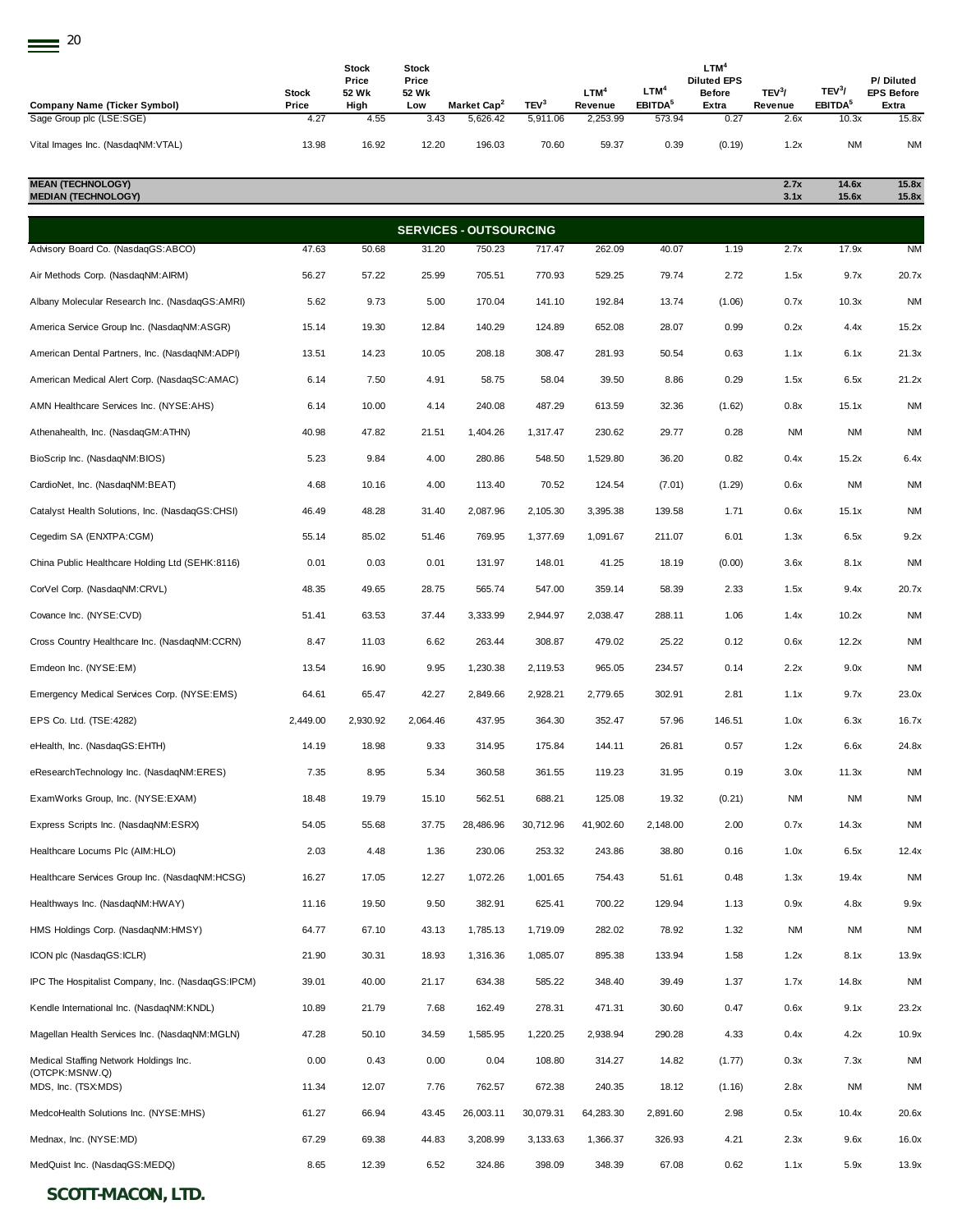| Company Name (Ticker Symbol) | Stock Price | Stock Price 52 Wk High | Stock Price 52 Wk Low | Market Cap[2] | TEV[3] | LTM[4] Revenue | LTM[4] EBITDA[5] | LTM[4] Diluted EPS Before Extra | TEV[3]/ Revenue | TEV[3]/ EBITDA[5] | P/ Diluted EPS Before Extra |
|---|---|---|---|---|---|---|---|---|---|---|---|
| Sage Group plc (LSE:SGE) | 4.27 | 4.55 | 3.43 | 5,626.42 | 5,911.06 | 2,253.99 | 573.94 | 0.27 | 2.6x | 10.3x | 15.8x |
| Vital Images Inc. (NasdaqNM:VTAL) | 13.98 | 16.92 | 12.20 | 196.03 | 70.60 | 59.37 | 0.39 | (0.19) | 1.2x | NM | NM |
| **MEAN (TECHNOLOGY)** | | | | | | | | | **2.7x** | **14.6x** | **15.8x** |
| **MEDIAN (TECHNOLOGY)** | | | | | | | | | **3.1x** | **15.6x** | **15.8x** |
| **SERVICES - OUTSOURCING** | | | | | | | | | | | |
| Advisory Board Co. (NasdaqGS:ABCO) | 47.63 | 50.68 | 31.20 | 750.23 | 717.47 | 262.09 | 40.07 | 1.19 | 2.7x | 17.9x | NM |
| Air Methods Corp. (NasdaqNM:AIRM) | 56.27 | 57.22 | 25.99 | 705.51 | 770.93 | 529.25 | 79.74 | 2.72 | 1.5x | 9.7x | 20.7x |
| Albany Molecular Research Inc. (NasdaqGS:AMRI) | 5.62 | 9.73 | 5.00 | 170.04 | 141.10 | 192.84 | 13.74 | (1.06) | 0.7x | 10.3x | NM |
| America Service Group Inc. (NasdaqNM:ASGR) | 15.14 | 19.30 | 12.84 | 140.29 | 124.89 | 652.08 | 28.07 | 0.99 | 0.2x | 4.4x | 15.2x |
| American Dental Partners, Inc. (NasdaqNM:ADPI) | 13.51 | 14.23 | 10.05 | 208.18 | 308.47 | 281.93 | 50.54 | 0.63 | 1.1x | 6.1x | 21.3x |
| American Medical Alert Corp. (NasdaqSC:AMAC) | 6.14 | 7.50 | 4.91 | 58.75 | 58.04 | 39.50 | 8.86 | 0.29 | 1.5x | 6.5x | 21.2x |
| AMN Healthcare Services Inc. (NYSE:AHS) | 6.14 | 10.00 | 4.14 | 240.08 | 487.29 | 613.59 | 32.36 | (1.62) | 0.8x | 15.1x | NM |
| Athenahealth, Inc. (NasdaqGM:ATHN) | 40.98 | 47.82 | 21.51 | 1,404.26 | 1,317.47 | 230.62 | 29.77 | 0.28 | NM | NM | NM |
| BioScrip Inc. (NasdaqNM:BIOS) | 5.23 | 9.84 | 4.00 | 280.86 | 548.50 | 1,529.80 | 36.20 | 0.82 | 0.4x | 15.2x | 6.4x |
| CardioNet, Inc. (NasdaqNM:BEAT) | 4.68 | 10.16 | 4.00 | 113.40 | 70.52 | 124.54 | (7.01) | (1.29) | 0.6x | NM | NM |
| Catalyst Health Solutions, Inc. (NasdaqGS:CHSI) | 46.49 | 48.28 | 31.40 | 2,087.96 | 2,105.30 | 3,395.38 | 139.58 | 1.71 | 0.6x | 15.1x | NM |
| Cegedim SA (ENXTPA:CGM) | 55.14 | 85.02 | 51.46 | 769.95 | 1,377.69 | 1,091.67 | 211.07 | 6.01 | 1.3x | 6.5x | 9.2x |
| China Public Healthcare Holding Ltd (SEHK:8116) | 0.01 | 0.03 | 0.01 | 131.97 | 148.01 | 41.25 | 18.19 | (0.00) | 3.6x | 8.1x | NM |
| CorVel Corp. (NasdaqNM:CRVL) | 48.35 | 49.65 | 28.75 | 565.74 | 547.00 | 359.14 | 58.39 | 2.33 | 1.5x | 9.4x | 20.7x |
| Covance Inc. (NYSE:CVD) | 51.41 | 63.53 | 37.44 | 3,333.99 | 2,944.97 | 2,038.47 | 288.11 | 1.06 | 1.4x | 10.2x | NM |
| Cross Country Healthcare Inc. (NasdaqNM:CCRN) | 8.47 | 11.03 | 6.62 | 263.44 | 308.87 | 479.02 | 25.22 | 0.12 | 0.6x | 12.2x | NM |
| Emdeon Inc. (NYSE:EM) | 13.54 | 16.90 | 9.95 | 1,230.38 | 2,119.53 | 965.05 | 234.57 | 0.14 | 2.2x | 9.0x | NM |
| Emergency Medical Services Corp. (NYSE:EMS) | 64.61 | 65.47 | 42.27 | 2,849.66 | 2,928.21 | 2,779.65 | 302.91 | 2.81 | 1.1x | 9.7x | 23.0x |
| EPS Co. Ltd. (TSE:4282) | 2,449.00 | 2,930.92 | 2,064.46 | 437.95 | 364.30 | 352.47 | 57.96 | 146.51 | 1.0x | 6.3x | 16.7x |
| eHealth, Inc. (NasdaqGS:EHTH) | 14.19 | 18.98 | 9.33 | 314.95 | 175.84 | 144.11 | 26.81 | 0.57 | 1.2x | 6.6x | 24.8x |
| eResearchTechnology Inc. (NasdaqNM:ERES) | 7.35 | 8.95 | 5.34 | 360.58 | 361.55 | 119.23 | 31.95 | 0.19 | 3.0x | 11.3x | NM |
| ExamWorks Group, Inc. (NYSE:EXAM) | 18.48 | 19.79 | 15.10 | 562.51 | 688.21 | 125.08 | 19.32 | (0.21) | NM | NM | NM |
| Express Scripts Inc. (NasdaqNM:ESRX) | 54.05 | 55.68 | 37.75 | 28,486.96 | 30,712.96 | 41,902.60 | 2,148.00 | 2.00 | 0.7x | 14.3x | NM |
| Healthcare Locums Plc (AIM:HLO) | 2.03 | 4.48 | 1.36 | 230.06 | 253.32 | 243.86 | 38.80 | 0.16 | 1.0x | 6.5x | 12.4x |
| Healthcare Services Group Inc. (NasdaqNM:HCSG) | 16.27 | 17.05 | 12.27 | 1,072.26 | 1,001.65 | 754.43 | 51.61 | 0.48 | 1.3x | 19.4x | NM |
| Healthways Inc. (NasdaqNM:HWAY) | 11.16 | 19.50 | 9.50 | 382.91 | 625.41 | 700.22 | 129.94 | 1.13 | 0.9x | 4.8x | 9.9x |
| HMS Holdings Corp. (NasdaqNM:HMSY) | 64.77 | 67.10 | 43.13 | 1,785.13 | 1,719.09 | 282.02 | 78.92 | 1.32 | NM | NM | NM |
| ICON plc (NasdaqGS:ICLR) | 21.90 | 30.31 | 18.93 | 1,316.36 | 1,085.07 | 895.38 | 133.94 | 1.58 | 1.2x | 8.1x | 13.9x |
| IPC The Hospitalist Company, Inc. (NasdaqGS:IPCM) | 39.01 | 40.00 | 21.17 | 634.38 | 585.22 | 348.40 | 39.49 | 1.37 | 1.7x | 14.8x | NM |
| Kendle International Inc. (NasdaqNM:KNDL) | 10.89 | 21.79 | 7.68 | 162.49 | 278.31 | 471.31 | 30.60 | 0.47 | 0.6x | 9.1x | 23.2x |
| Magellan Health Services Inc. (NasdaqNM:MGLN) | 47.28 | 50.10 | 34.59 | 1,585.95 | 1,220.25 | 2,938.94 | 290.28 | 4.33 | 0.4x | 4.2x | 10.9x |
| Medical Staffing Network Holdings Inc. (OTCPK:MSNW.Q) | 0.00 | 0.43 | 0.00 | 0.04 | 108.80 | 314.27 | 14.82 | (1.77) | 0.3x | 7.3x | NM |
| MDS, Inc. (TSX:MDS) | 11.34 | 12.07 | 7.76 | 762.57 | 672.38 | 240.35 | 18.12 | (1.16) | 2.8x | NM | NM |
| MedcoHealth Solutions Inc. (NYSE:MHS) | 61.27 | 66.94 | 43.45 | 26,003.11 | 30,079.31 | 64,283.30 | 2,891.60 | 2.98 | 0.5x | 10.4x | 20.6x |
| Mednax, Inc. (NYSE:MD) | 67.29 | 69.38 | 44.83 | 3,208.99 | 3,133.63 | 1,366.37 | 326.93 | 4.21 | 2.3x | 9.6x | 16.0x |
| MedQuist Inc. (NasdaqGS:MEDQ) | 8.65 | 12.39 | 6.52 | 324.86 | 398.09 | 348.39 | 67.08 | 0.62 | 1.1x | 5.9x | 13.9x |

**SCOTT-MACON, LTD.**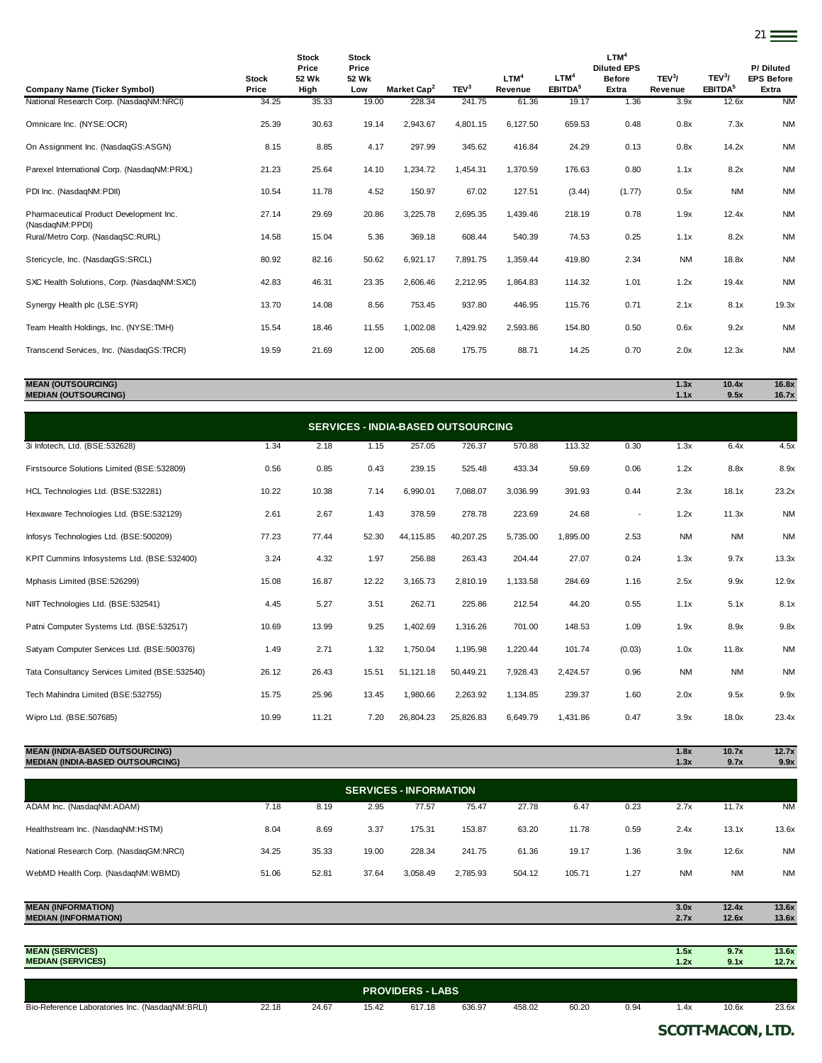| Company Name (Ticker Symbol) | Stock Price | Stock Price 52 Wk High | Stock Price 52 Wk Low | Market Cap[2] | TEV[3] | LTM[4] Revenue | LTM[4] EBITDA[5] | LTM[4] Diluted EPS Before Extra | TEV[3]/ Revenue | TEV[3]/ EBITDA[5] | P/ Diluted EPS Before Extra |
|---|---|---|---|---|---|---|---|---|---|---|---|
| National Research Corp. (NasdaqNM:NRCI) | 34.25 | 35.33 | 19.00 | 228.34 | 241.75 | 61.36 | 19.17 | 1.36 | 3.9x | 12.6x | NM |
| Omnicare Inc. (NYSE:OCR) | 25.39 | 30.63 | 19.14 | 2,943.67 | 4,801.15 | 6,127.50 | 659.53 | 0.48 | 0.8x | 7.3x | NM |
| On Assignment Inc. (NasdaqGS:ASGN) | 8.15 | 8.85 | 4.17 | 297.99 | 345.62 | 416.84 | 24.29 | 0.13 | 0.8x | 14.2x | NM |
| Parexel International Corp. (NasdaqNM:PRXL) | 21.23 | 25.64 | 14.10 | 1,234.72 | 1,454.31 | 1,370.59 | 176.63 | 0.80 | 1.1x | 8.2x | NM |
| PDI Inc. (NasdaqNM:PDII) | 10.54 | 11.78 | 4.52 | 150.97 | 67.02 | 127.51 | (3.44) | (1.77) | 0.5x | NM | NM |
| Pharmaceutical Product Development Inc. (NasdaqNM:PPDI) | 27.14 | 29.69 | 20.86 | 3,225.78 | 2,695.35 | 1,439.46 | 218.19 | 0.78 | 1.9x | 12.4x | NM |
| Rural/Metro Corp. (NasdaqSC:RURL) | 14.58 | 15.04 | 5.36 | 369.18 | 608.44 | 540.39 | 74.53 | 0.25 | 1.1x | 8.2x | NM |
| Stericycle, Inc. (NasdaqGS:SRCL) | 80.92 | 82.16 | 50.62 | 6,921.17 | 7,891.75 | 1,359.44 | 419.80 | 2.34 | NM | 18.8x | NM |
| SXC Health Solutions, Corp. (NasdaqNM:SXCI) | 42.83 | 46.31 | 23.35 | 2,606.46 | 2,212.95 | 1,864.83 | 114.32 | 1.01 | 1.2x | 19.4x | NM |
| Synergy Health plc (LSE:SYR) | 13.70 | 14.08 | 8.56 | 753.45 | 937.80 | 446.95 | 115.76 | 0.71 | 2.1x | 8.1x | 19.3x |
| Team Health Holdings, Inc. (NYSE:TMH) | 15.54 | 18.46 | 11.55 | 1,002.08 | 1,429.92 | 2,593.86 | 154.80 | 0.50 | 0.6x | 9.2x | NM |
| Transcend Services, Inc. (NasdaqGS:TRCR) | 19.59 | 21.69 | 12.00 | 205.68 | 175.75 | 88.71 | 14.25 | 0.70 | 2.0x | 12.3x | NM |
| **MEAN (OUTSOURCING)** | | | | | | | | | **1.3x** | **10.4x** | **16.8x** |
| **MEDIAN (OUTSOURCING)** | | | | | | | | | **1.1x** | **9.5x** | **16.7x** |
| **SERVICES - INDIA-BASED OUTSOURCING** | | | | | | | | | | | |
| 3i Infotech, Ltd. (BSE:532628) | 1.34 | 2.18 | 1.15 | 257.05 | 726.37 | 570.88 | 113.32 | 0.30 | 1.3x | 6.4x | 4.5x |
| Firstsource Solutions Limited (BSE:532809) | 0.56 | 0.85 | 0.43 | 239.15 | 525.48 | 433.34 | 59.69 | 0.06 | 1.2x | 8.8x | 8.9x |
| HCL Technologies Ltd. (BSE:532281) | 10.22 | 10.38 | 7.14 | 6,990.01 | 7,088.07 | 3,036.99 | 391.93 | 0.44 | 2.3x | 18.1x | 23.2x |
| Hexaware Technologies Ltd. (BSE:532129) | 2.61 | 2.67 | 1.43 | 378.59 | 278.78 | 223.69 | 24.68 | - | 1.2x | 11.3x | NM |
| Infosys Technologies Ltd. (BSE:500209) | 77.23 | 77.44 | 52.30 | 44,115.85 | 40,207.25 | 5,735.00 | 1,895.00 | 2.53 | NM | NM | NM |
| KPIT Cummins Infosystems Ltd. (BSE:532400) | 3.24 | 4.32 | 1.97 | 256.88 | 263.43 | 204.44 | 27.07 | 0.24 | 1.3x | 9.7x | 13.3x |
| Mphasis Limited (BSE:526299) | 15.08 | 16.87 | 12.22 | 3,165.73 | 2,810.19 | 1,133.58 | 284.69 | 1.16 | 2.5x | 9.9x | 12.9x |
| NIIT Technologies Ltd. (BSE:532541) | 4.45 | 5.27 | 3.51 | 262.71 | 225.86 | 212.54 | 44.20 | 0.55 | 1.1x | 5.1x | 8.1x |
| Patni Computer Systems Ltd. (BSE:532517) | 10.69 | 13.99 | 9.25 | 1,402.69 | 1,316.26 | 701.00 | 148.53 | 1.09 | 1.9x | 8.9x | 9.8x |
| Satyam Computer Services Ltd. (BSE:500376) | 1.49 | 2.71 | 1.32 | 1,750.04 | 1,195.98 | 1,220.44 | 101.74 | (0.03) | 1.0x | 11.8x | NM |
| Tata Consultancy Services Limited (BSE:532540) | 26.12 | 26.43 | 15.51 | 51,121.18 | 50,449.21 | 7,928.43 | 2,424.57 | 0.96 | NM | NM | NM |
| Tech Mahindra Limited (BSE:532755) | 15.75 | 25.96 | 13.45 | 1,980.66 | 2,263.92 | 1,134.85 | 239.37 | 1.60 | 2.0x | 9.5x | 9.9x |
| Wipro Ltd. (BSE:507685) | 10.99 | 11.21 | 7.20 | 26,804.23 | 25,826.83 | 6,649.79 | 1,431.86 | 0.47 | 3.9x | 18.0x | 23.4x |
| **MEAN (INDIA-BASED OUTSOURCING)** | | | | | | | | | **1.8x** | **10.7x** | **12.7x** |
| **MEDIAN (INDIA-BASED OUTSOURCING)** | | | | | | | | | **1.3x** | **9.7x** | **9.9x** |
| **SERVICES - INFORMATION** | | | | | | | | | | | |
| ADAM Inc. (NasdaqNM:ADAM) | 7.18 | 8.19 | 2.95 | 77.57 | 75.47 | 27.78 | 6.47 | 0.23 | 2.7x | 11.7x | NM |
| Healthstream Inc. (NasdaqNM:HSTM) | 8.04 | 8.69 | 3.37 | 175.31 | 153.87 | 63.20 | 11.78 | 0.59 | 2.4x | 13.1x | 13.6x |
| National Research Corp. (NasdaqGM:NRCI) | 34.25 | 35.33 | 19.00 | 228.34 | 241.75 | 61.36 | 19.17 | 1.36 | 3.9x | 12.6x | NM |
| WebMD Health Corp. (NasdaqNM:WBMD) | 51.06 | 52.81 | 37.64 | 3,058.49 | 2,785.93 | 504.12 | 105.71 | 1.27 | NM | NM | NM |
| **MEAN (INFORMATION)** | | | | | | | | | **3.0x** | **12.4x** | **13.6x** |
| **MEDIAN (INFORMATION)** | | | | | | | | | **2.7x** | **12.6x** | **13.6x** |
| **MEAN (SERVICES)** | | | | | | | | | **1.5x** | **9.7x** | **13.6x** |
| **MEDIAN (SERVICES)** | | | | | | | | | **1.2x** | **9.1x** | **12.7x** |
| **PROVIDERS - LABS** | | | | | | | | | | | |
| Bio-Reference Laboratories Inc. (NasdaqNM:BRLI) | 22.18 | 24.67 | 15.42 | 617.18 | 636.97 | 458.02 | 60.20 | 0.94 | 1.4x | 10.6x | 23.6x |

**SCOTT-MACON, LTD.**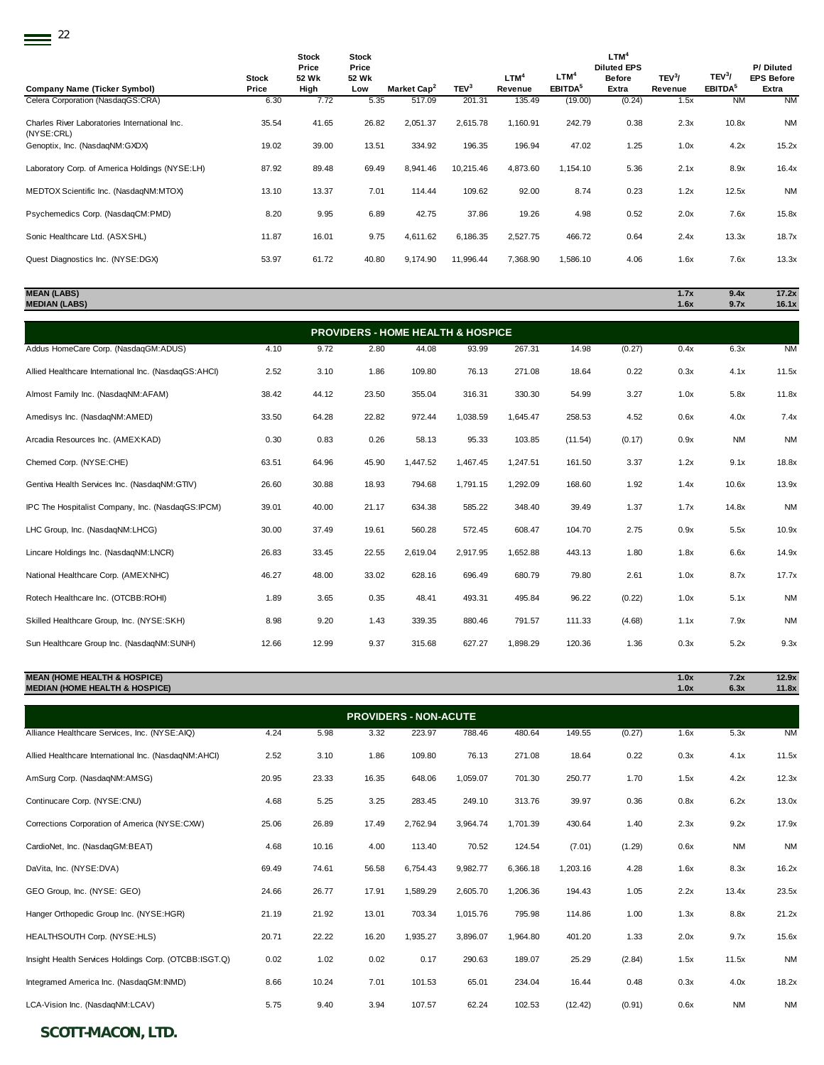| Company Name (Ticker Symbol) | Stock Price | Stock Price 52 Wk High | Stock Price 52 Wk Low | Market Cap[2] | TEV[3] | LTM[4] Revenue | LTM[4] EBITDA[5] | LTM[4] Diluted EPS Before Extra | TEV[3]/ Revenue | TEV[3]/ EBITDA[5] | P/ Diluted EPS Before Extra |
|---|---|---|---|---|---|---|---|---|---|---|---|
| Celera Corporation (NasdaqGS:CRA) | 6.30 | 7.72 | 5.35 | 517.09 | 201.31 | 135.49 | (19.00) | (0.24) | 1.5x | NM | NM |
| Charles River Laboratories International Inc. (NYSE:CRL) | 35.54 | 41.65 | 26.82 | 2,051.37 | 2,615.78 | 1,160.91 | 242.79 | 0.38 | 2.3x | 10.8x | NM |
| Genoptix, Inc. (NasdaqNM:GXDX) | 19.02 | 39.00 | 13.51 | 334.92 | 196.35 | 196.94 | 47.02 | 1.25 | 1.0x | 4.2x | 15.2x |
| Laboratory Corp. of America Holdings (NYSE:LH) | 87.92 | 89.48 | 69.49 | 8,941.46 | 10,215.46 | 4,873.60 | 1,154.10 | 5.36 | 2.1x | 8.9x | 16.4x |
| MEDTOX Scientific Inc. (NasdaqNM:MTOX) | 13.10 | 13.37 | 7.01 | 114.44 | 109.62 | 92.00 | 8.74 | 0.23 | 1.2x | 12.5x | NM |
| Psychemedics Corp. (NasdaqCM:PMD) | 8.20 | 9.95 | 6.89 | 42.75 | 37.86 | 19.26 | 4.98 | 0.52 | 2.0x | 7.6x | 15.8x |
| Sonic Healthcare Ltd. (ASX:SHL) | 11.87 | 16.01 | 9.75 | 4,611.62 | 6,186.35 | 2,527.75 | 466.72 | 0.64 | 2.4x | 13.3x | 18.7x |
| Quest Diagnostics Inc. (NYSE:DGX) | 53.97 | 61.72 | 40.80 | 9,174.90 | 11,996.44 | 7,368.90 | 1,586.10 | 4.06 | 1.6x | 7.6x | 13.3x |
| **MEAN (LABS)** | | | | | | | | | **1.7x** | **9.4x** | **17.2x** |
| **MEDIAN (LABS)** | | | | | | | | | **1.6x** | **9.7x** | **16.1x** |
| **PROVIDERS - HOME HEALTH & HOSPICE** | | | | | | | | | | | |
| Addus HomeCare Corp. (NasdaqGM:ADUS) | 4.10 | 9.72 | 2.80 | 44.08 | 93.99 | 267.31 | 14.98 | (0.27) | 0.4x | 6.3x | NM |
| Allied Healthcare International Inc. (NasdaqGS:AHCI) | 2.52 | 3.10 | 1.86 | 109.80 | 76.13 | 271.08 | 18.64 | 0.22 | 0.3x | 4.1x | 11.5x |
| Almost Family Inc. (NasdaqNM:AFAM) | 38.42 | 44.12 | 23.50 | 355.04 | 316.31 | 330.30 | 54.99 | 3.27 | 1.0x | 5.8x | 11.8x |
| Amedisys Inc. (NasdaqNM:AMED) | 33.50 | 64.28 | 22.82 | 972.44 | 1,038.59 | 1,645.47 | 258.53 | 4.52 | 0.6x | 4.0x | 7.4x |
| Arcadia Resources Inc. (AMEX:KAD) | 0.30 | 0.83 | 0.26 | 58.13 | 95.33 | 103.85 | (11.54) | (0.17) | 0.9x | NM | NM |
| Chemed Corp. (NYSE:CHE) | 63.51 | 64.96 | 45.90 | 1,447.52 | 1,467.45 | 1,247.51 | 161.50 | 3.37 | 1.2x | 9.1x | 18.8x |
| Gentiva Health Services Inc. (NasdaqNM:GTIV) | 26.60 | 30.88 | 18.93 | 794.68 | 1,791.15 | 1,292.09 | 168.60 | 1.92 | 1.4x | 10.6x | 13.9x |
| IPC The Hospitalist Company, Inc. (NasdaqGS:IPCM) | 39.01 | 40.00 | 21.17 | 634.38 | 585.22 | 348.40 | 39.49 | 1.37 | 1.7x | 14.8x | NM |
| LHC Group, Inc. (NasdaqNM:LHCG) | 30.00 | 37.49 | 19.61 | 560.28 | 572.45 | 608.47 | 104.70 | 2.75 | 0.9x | 5.5x | 10.9x |
| Lincare Holdings Inc. (NasdaqNM:LNCR) | 26.83 | 33.45 | 22.55 | 2,619.04 | 2,917.95 | 1,652.88 | 443.13 | 1.80 | 1.8x | 6.6x | 14.9x |
| National Healthcare Corp. (AMEX:NHC) | 46.27 | 48.00 | 33.02 | 628.16 | 696.49 | 680.79 | 79.80 | 2.61 | 1.0x | 8.7x | 17.7x |
| Rotech Healthcare Inc. (OTCBB:ROHI) | 1.89 | 3.65 | 0.35 | 48.41 | 493.31 | 495.84 | 96.22 | (0.22) | 1.0x | 5.1x | NM |
| Skilled Healthcare Group, Inc. (NYSE:SKH) | 8.98 | 9.20 | 1.43 | 339.35 | 880.46 | 791.57 | 111.33 | (4.68) | 1.1x | 7.9x | NM |
| Sun Healthcare Group Inc. (NasdaqNM:SUNH) | 12.66 | 12.99 | 9.37 | 315.68 | 627.27 | 1,898.29 | 120.36 | 1.36 | 0.3x | 5.2x | 9.3x |
| **MEAN (HOME HEALTH & HOSPICE)** | | | | | | | | | **1.0x** | **7.2x** | **12.9x** |
| **MEDIAN (HOME HEALTH & HOSPICE)** | | | | | | | | | **1.0x** | **6.3x** | **11.8x** |
| **PROVIDERS - NON-ACUTE** | | | | | | | | | | | |
| Alliance Healthcare Services, Inc. (NYSE:AIQ) | 4.24 | 5.98 | 3.32 | 223.97 | 788.46 | 480.64 | 149.55 | (0.27) | 1.6x | 5.3x | NM |
| Allied Healthcare International Inc. (NasdaqNM:AHCI) | 2.52 | 3.10 | 1.86 | 109.80 | 76.13 | 271.08 | 18.64 | 0.22 | 0.3x | 4.1x | 11.5x |
| AmSurg Corp. (NasdaqNM:AMSG) | 20.95 | 23.33 | 16.35 | 648.06 | 1,059.07 | 701.30 | 250.77 | 1.70 | 1.5x | 4.2x | 12.3x |
| Continucare Corp. (NYSE:CNU) | 4.68 | 5.25 | 3.25 | 283.45 | 249.10 | 313.76 | 39.97 | 0.36 | 0.8x | 6.2x | 13.0x |
| Corrections Corporation of America (NYSE:CXW) | 25.06 | 26.89 | 17.49 | 2,762.94 | 3,964.74 | 1,701.39 | 430.64 | 1.40 | 2.3x | 9.2x | 17.9x |
| CardioNet, Inc. (NasdaqGM:BEAT) | 4.68 | 10.16 | 4.00 | 113.40 | 70.52 | 124.54 | (7.01) | (1.29) | 0.6x | NM | NM |
| DaVita, Inc. (NYSE:DVA) | 69.49 | 74.61 | 56.58 | 6,754.43 | 9,982.77 | 6,366.18 | 1,203.16 | 4.28 | 1.6x | 8.3x | 16.2x |
| GEO Group, Inc. (NYSE: GEO) | 24.66 | 26.77 | 17.91 | 1,589.29 | 2,605.70 | 1,206.36 | 194.43 | 1.05 | 2.2x | 13.4x | 23.5x |
| Hanger Orthopedic Group Inc. (NYSE:HGR) | 21.19 | 21.92 | 13.01 | 703.34 | 1,015.76 | 795.98 | 114.86 | 1.00 | 1.3x | 8.8x | 21.2x |
| HEALTHSOUTH Corp. (NYSE:HLS) | 20.71 | 22.22 | 16.20 | 1,935.27 | 3,896.07 | 1,964.80 | 401.20 | 1.33 | 2.0x | 9.7x | 15.6x |
| Insight Health Services Holdings Corp. (OTCBB:ISGT.Q) | 0.02 | 1.02 | 0.02 | 0.17 | 290.63 | 189.07 | 25.29 | (2.84) | 1.5x | 11.5x | NM |
| Integramed America Inc. (NasdaqGM:INMD) | 8.66 | 10.24 | 7.01 | 101.53 | 65.01 | 234.04 | 16.44 | 0.48 | 0.3x | 4.0x | 18.2x |
| LCA-Vision Inc. (NasdaqNM:LCAV) | 5.75 | 9.40 | 3.94 | 107.57 | 62.24 | 102.53 | (12.42) | (0.91) | 0.6x | NM | NM |

**SCOTT-MACON, LTD.**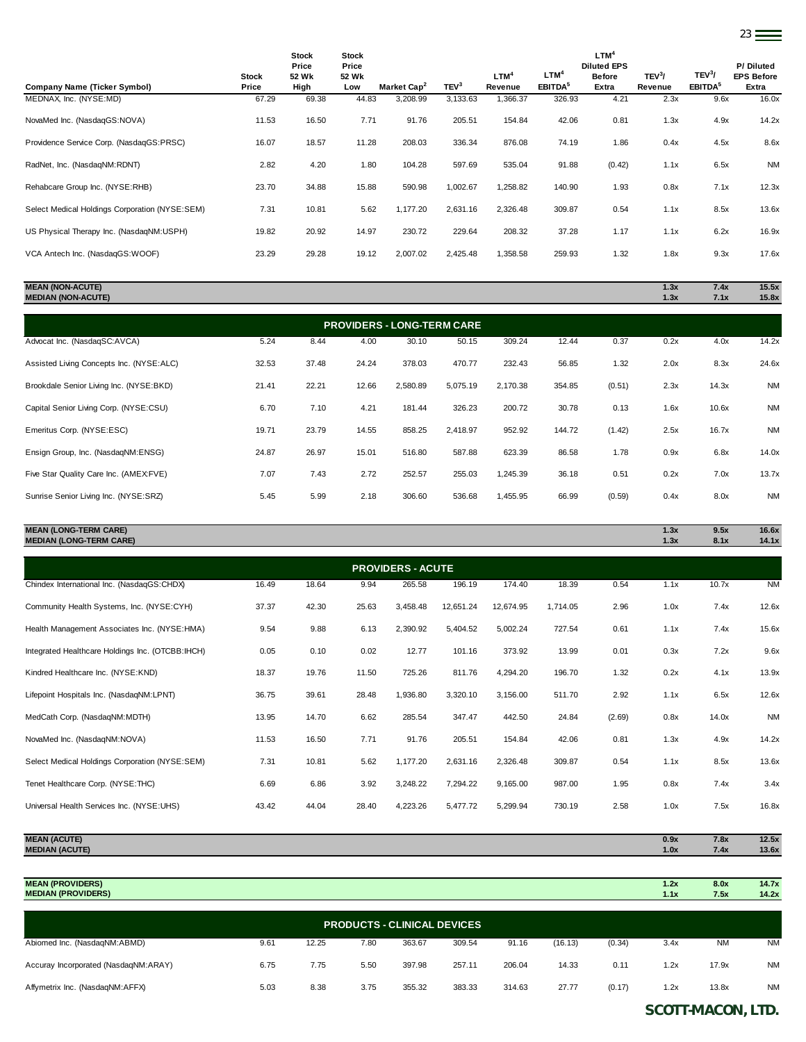| Company Name (Ticker Symbol) | Stock Price | Stock Price 52 Wk High | Stock Price 52 Wk Low | Market Cap[2] | TEV[3] | LTM[4] Revenue | LTM[4] EBITDA[5] | LTM[4] Diluted EPS Before Extra | TEV[3]/ Revenue | TEV[3]/ EBITDA[5] | P/ Diluted EPS Before Extra |
|---|---|---|---|---|---|---|---|---|---|---|---|
| MEDNAX, Inc. (NYSE:MD) | 67.29 | 69.38 | 44.83 | 3,208.99 | 3,133.63 | 1,366.37 | 326.93 | 4.21 | 2.3x | 9.6x | 16.0x |
| NovaMed Inc. (NasdaqGS:NOVA) | 11.53 | 16.50 | 7.71 | 91.76 | 205.51 | 154.84 | 42.06 | 0.81 | 1.3x | 4.9x | 14.2x |
| Providence Service Corp. (NasdaqGS:PRSC) | 16.07 | 18.57 | 11.28 | 208.03 | 336.34 | 876.08 | 74.19 | 1.86 | 0.4x | 4.5x | 8.6x |
| RadNet, Inc. (NasdaqNM:RDNT) | 2.82 | 4.20 | 1.80 | 104.28 | 597.69 | 535.04 | 91.88 | (0.42) | 1.1x | 6.5x | NM |
| Rehabcare Group Inc. (NYSE:RHB) | 23.70 | 34.88 | 15.88 | 590.98 | 1,002.67 | 1,258.82 | 140.90 | 1.93 | 0.8x | 7.1x | 12.3x |
| Select Medical Holdings Corporation (NYSE:SEM) | 7.31 | 10.81 | 5.62 | 1,177.20 | 2,631.16 | 2,326.48 | 309.87 | 0.54 | 1.1x | 8.5x | 13.6x |
| US Physical Therapy Inc. (NasdaqNM:USPH) | 19.82 | 20.92 | 14.97 | 230.72 | 229.64 | 208.32 | 37.28 | 1.17 | 1.1x | 6.2x | 16.9x |
| VCA Antech Inc. (NasdaqGS:WOOF) | 23.29 | 29.28 | 19.12 | 2,007.02 | 2,425.48 | 1,358.58 | 259.93 | 1.32 | 1.8x | 9.3x | 17.6x |
| **MEAN (NON-ACUTE)** | | | | | | | | | **1.3x** | **7.4x** | **15.5x** |
| **MEDIAN (NON-ACUTE)** | | | | | | | | | **1.3x** | **7.1x** | **15.8x** |
| **PROVIDERS - LONG-TERM CARE** | | | | | | | | | | | |
| Advocat Inc. (NasdaqSC:AVCA) | 5.24 | 8.44 | 4.00 | 30.10 | 50.15 | 309.24 | 12.44 | 0.37 | 0.2x | 4.0x | 14.2x |
| Assisted Living Concepts Inc. (NYSE:ALC) | 32.53 | 37.48 | 24.24 | 378.03 | 470.77 | 232.43 | 56.85 | 1.32 | 2.0x | 8.3x | 24.6x |
| Brookdale Senior Living Inc. (NYSE:BKD) | 21.41 | 22.21 | 12.66 | 2,580.89 | 5,075.19 | 2,170.38 | 354.85 | (0.51) | 2.3x | 14.3x | NM |
| Capital Senior Living Corp. (NYSE:CSU) | 6.70 | 7.10 | 4.21 | 181.44 | 326.23 | 200.72 | 30.78 | 0.13 | 1.6x | 10.6x | NM |
| Emeritus Corp. (NYSE:ESC) | 19.71 | 23.79 | 14.55 | 858.25 | 2,418.97 | 952.92 | 144.72 | (1.42) | 2.5x | 16.7x | NM |
| Ensign Group, Inc. (NasdaqNM:ENSG) | 24.87 | 26.97 | 15.01 | 516.80 | 587.88 | 623.39 | 86.58 | 1.78 | 0.9x | 6.8x | 14.0x |
| Five Star Quality Care Inc. (AMEX:FVE) | 7.07 | 7.43 | 2.72 | 252.57 | 255.03 | 1,245.39 | 36.18 | 0.51 | 0.2x | 7.0x | 13.7x |
| Sunrise Senior Living Inc. (NYSE:SRZ) | 5.45 | 5.99 | 2.18 | 306.60 | 536.68 | 1,455.95 | 66.99 | (0.59) | 0.4x | 8.0x | NM |
| **MEAN (LONG-TERM CARE)** | | | | | | | | | **1.3x** | **9.5x** | **16.6x** |
| **MEDIAN (LONG-TERM CARE)** | | | | | | | | | **1.3x** | **8.1x** | **14.1x** |
| **PROVIDERS - ACUTE** | | | | | | | | | | | |
| Chindex International Inc. (NasdaqGS:CHDX) | 16.49 | 18.64 | 9.94 | 265.58 | 196.19 | 174.40 | 18.39 | 0.54 | 1.1x | 10.7x | NM |
| Community Health Systems, Inc. (NYSE:CYH) | 37.37 | 42.30 | 25.63 | 3,458.48 | 12,651.24 | 12,674.95 | 1,714.05 | 2.96 | 1.0x | 7.4x | 12.6x |
| Health Management Associates Inc. (NYSE:HMA) | 9.54 | 9.88 | 6.13 | 2,390.92 | 5,404.52 | 5,002.24 | 727.54 | 0.61 | 1.1x | 7.4x | 15.6x |
| Integrated Healthcare Holdings Inc. (OTCBB:IHCH) | 0.05 | 0.10 | 0.02 | 12.77 | 101.16 | 373.92 | 13.99 | 0.01 | 0.3x | 7.2x | 9.6x |
| Kindred Healthcare Inc. (NYSE:KND) | 18.37 | 19.76 | 11.50 | 725.26 | 811.76 | 4,294.20 | 196.70 | 1.32 | 0.2x | 4.1x | 13.9x |
| Lifepoint Hospitals Inc. (NasdaqNM:LPNT) | 36.75 | 39.61 | 28.48 | 1,936.80 | 3,320.10 | 3,156.00 | 511.70 | 2.92 | 1.1x | 6.5x | 12.6x |
| MedCath Corp. (NasdaqNM:MDTH) | 13.95 | 14.70 | 6.62 | 285.54 | 347.47 | 442.50 | 24.84 | (2.69) | 0.8x | 14.0x | NM |
| NovaMed Inc. (NasdaqNM:NOVA) | 11.53 | 16.50 | 7.71 | 91.76 | 205.51 | 154.84 | 42.06 | 0.81 | 1.3x | 4.9x | 14.2x |
| Select Medical Holdings Corporation (NYSE:SEM) | 7.31 | 10.81 | 5.62 | 1,177.20 | 2,631.16 | 2,326.48 | 309.87 | 0.54 | 1.1x | 8.5x | 13.6x |
| Tenet Healthcare Corp. (NYSE:THC) | 6.69 | 6.86 | 3.92 | 3,248.22 | 7,294.22 | 9,165.00 | 987.00 | 1.95 | 0.8x | 7.4x | 3.4x |
| Universal Health Services Inc. (NYSE:UHS) | 43.42 | 44.04 | 28.40 | 4,223.26 | 5,477.72 | 5,299.94 | 730.19 | 2.58 | 1.0x | 7.5x | 16.8x |
| **MEAN (ACUTE)** | | | | | | | | | **0.9x** | **7.8x** | **12.5x** |
| **MEDIAN (ACUTE)** | | | | | | | | | **1.0x** | **7.4x** | **13.6x** |
| **MEAN (PROVIDERS)** | | | | | | | | | **1.2x** | **8.0x** | **14.7x** |
| **MEDIAN (PROVIDERS)** | | | | | | | | | **1.1x** | **7.5x** | **14.2x** |
| **PRODUCTS - CLINICAL DEVICES** | | | | | | | | | | | |
| Abiomed Inc. (NasdaqNM:ABMD) | 9.61 | 12.25 | 7.80 | 363.67 | 309.54 | 91.16 | (16.13) | (0.34) | 3.4x | NM | NM |
| Accuray Incorporated (NasdaqNM:ARAY) | 6.75 | 7.75 | 5.50 | 397.98 | 257.11 | 206.04 | 14.33 | 0.11 | 1.2x | 17.9x | NM |
| Affymetrix Inc. (NasdaqNM:AFFX) | 5.03 | 8.38 | 3.75 | 355.32 | 383.33 | 314.63 | 27.77 | (0.17) | 1.2x | 13.8x | NM |

**SCOTT-MACON, LTD.**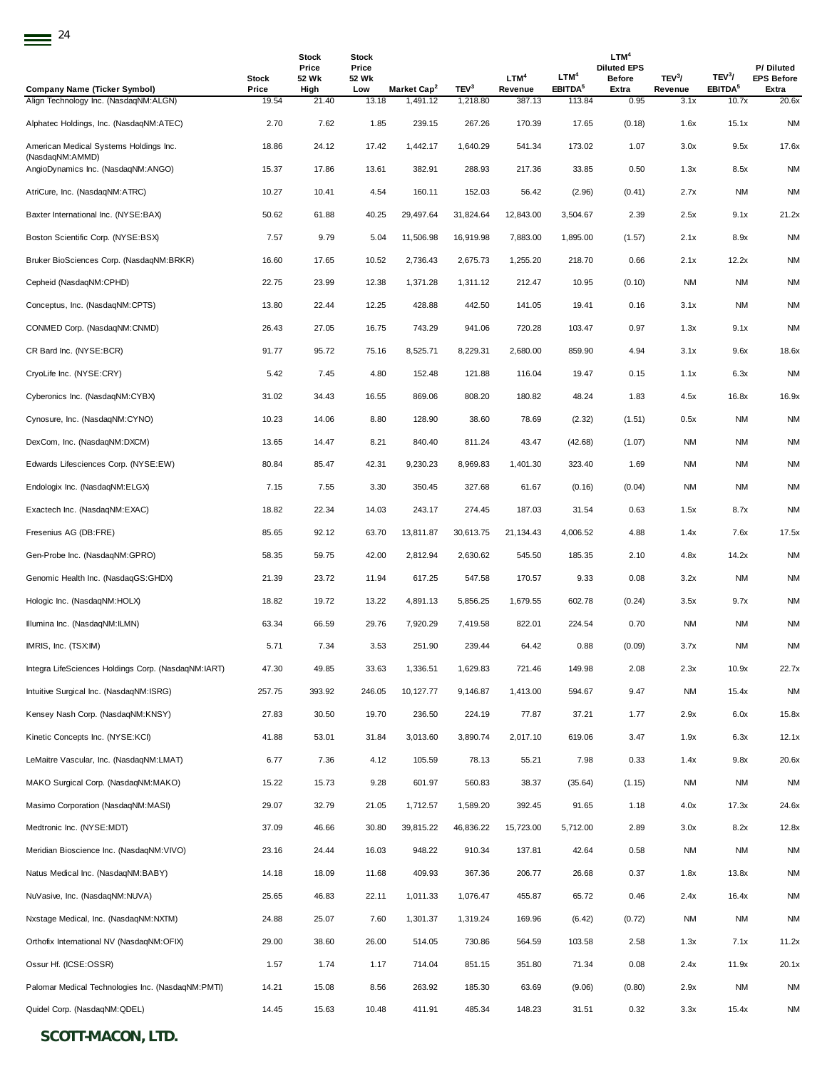| Company Name (Ticker Symbol) | Stock Price | Stock Price 52 Wk High | Stock Price 52 Wk Low | Market Cap[2] | TEV[3] | LTM[4] Revenue | LTM[4] EBITDA[5] | LTM[4] Diluted EPS Before Extra | TEV[3]/ Revenue | TEV[3]/ EBITDA[5] | P/ Diluted EPS Before Extra |
|---|---|---|---|---|---|---|---|---|---|---|---|
| Align Technology Inc. (NasdaqNM:ALGN) | 19.54 | 21.40 | 13.18 | 1,491.12 | 1,218.80 | 387.13 | 113.84 | 0.95 | 3.1x | 10.7x | 20.6x |
| Alphatec Holdings, Inc. (NasdaqNM:ATEC) | 2.70 | 7.62 | 1.85 | 239.15 | 267.26 | 170.39 | 17.65 | (0.18) | 1.6x | 15.1x | NM |
| American Medical Systems Holdings Inc. (NasdaqNM:AMMD) | 18.86 | 24.12 | 17.42 | 1,442.17 | 1,640.29 | 541.34 | 173.02 | 1.07 | 3.0x | 9.5x | 17.6x |
| AngioDynamics Inc. (NasdaqNM:ANGO) | 15.37 | 17.86 | 13.61 | 382.91 | 288.93 | 217.36 | 33.85 | 0.50 | 1.3x | 8.5x | NM |
| AtriCure, Inc. (NasdaqNM:ATRC) | 10.27 | 10.41 | 4.54 | 160.11 | 152.03 | 56.42 | (2.96) | (0.41) | 2.7x | NM | NM |
| Baxter International Inc. (NYSE:BAX) | 50.62 | 61.88 | 40.25 | 29,497.64 | 31,824.64 | 12,843.00 | 3,504.67 | 2.39 | 2.5x | 9.1x | 21.2x |
| Boston Scientific Corp. (NYSE:BSX) | 7.57 | 9.79 | 5.04 | 11,506.98 | 16,919.98 | 7,883.00 | 1,895.00 | (1.57) | 2.1x | 8.9x | NM |
| Bruker BioSciences Corp. (NasdaqNM:BRKR) | 16.60 | 17.65 | 10.52 | 2,736.43 | 2,675.73 | 1,255.20 | 218.70 | 0.66 | 2.1x | 12.2x | NM |
| Cepheid (NasdaqNM:CPHD) | 22.75 | 23.99 | 12.38 | 1,371.28 | 1,311.12 | 212.47 | 10.95 | (0.10) | NM | NM | NM |
| Conceptus, Inc. (NasdaqNM:CPTS) | 13.80 | 22.44 | 12.25 | 428.88 | 442.50 | 141.05 | 19.41 | 0.16 | 3.1x | NM | NM |
| CONMED Corp. (NasdaqNM:CNMD) | 26.43 | 27.05 | 16.75 | 743.29 | 941.06 | 720.28 | 103.47 | 0.97 | 1.3x | 9.1x | NM |
| CR Bard Inc. (NYSE:BCR) | 91.77 | 95.72 | 75.16 | 8,525.71 | 8,229.31 | 2,680.00 | 859.90 | 4.94 | 3.1x | 9.6x | 18.6x |
| CryoLife Inc. (NYSE:CRY) | 5.42 | 7.45 | 4.80 | 152.48 | 121.88 | 116.04 | 19.47 | 0.15 | 1.1x | 6.3x | NM |
| Cyberonics Inc. (NasdaqNM:CYBX) | 31.02 | 34.43 | 16.55 | 869.06 | 808.20 | 180.82 | 48.24 | 1.83 | 4.5x | 16.8x | 16.9x |
| Cynosure, Inc. (NasdaqNM:CYNO) | 10.23 | 14.06 | 8.80 | 128.90 | 38.60 | 78.69 | (2.32) | (1.51) | 0.5x | NM | NM |
| DexCom, Inc. (NasdaqNM:DXCM) | 13.65 | 14.47 | 8.21 | 840.40 | 811.24 | 43.47 | (42.68) | (1.07) | NM | NM | NM |
| Edwards Lifesciences Corp. (NYSE:EW) | 80.84 | 85.47 | 42.31 | 9,230.23 | 8,969.83 | 1,401.30 | 323.40 | 1.69 | NM | NM | NM |
| Endologix Inc. (NasdaqNM:ELGX) | 7.15 | 7.55 | 3.30 | 350.45 | 327.68 | 61.67 | (0.16) | (0.04) | NM | NM | NM |
| Exactech Inc. (NasdaqNM:EXAC) | 18.82 | 22.34 | 14.03 | 243.17 | 274.45 | 187.03 | 31.54 | 0.63 | 1.5x | 8.7x | NM |
| Fresenius AG (DB:FRE) | 85.65 | 92.12 | 63.70 | 13,811.87 | 30,613.75 | 21,134.43 | 4,006.52 | 4.88 | 1.4x | 7.6x | 17.5x |
| Gen-Probe Inc. (NasdaqNM:GPRO) | 58.35 | 59.75 | 42.00 | 2,812.94 | 2,630.62 | 545.50 | 185.35 | 2.10 | 4.8x | 14.2x | NM |
| Genomic Health Inc. (NasdaqGS:GHDX) | 21.39 | 23.72 | 11.94 | 617.25 | 547.58 | 170.57 | 9.33 | 0.08 | 3.2x | NM | NM |
| Hologic Inc. (NasdaqNM:HOLX) | 18.82 | 19.72 | 13.22 | 4,891.13 | 5,856.25 | 1,679.55 | 602.78 | (0.24) | 3.5x | 9.7x | NM |
| Illumina Inc. (NasdaqNM:ILMN) | 63.34 | 66.59 | 29.76 | 7,920.29 | 7,419.58 | 822.01 | 224.54 | 0.70 | NM | NM | NM |
| IMRIS, Inc. (TSX:IM) | 5.71 | 7.34 | 3.53 | 251.90 | 239.44 | 64.42 | 0.88 | (0.09) | 3.7x | NM | NM |
| Integra LifeSciences Holdings Corp. (NasdaqNM:IART) | 47.30 | 49.85 | 33.63 | 1,336.51 | 1,629.83 | 721.46 | 149.98 | 2.08 | 2.3x | 10.9x | 22.7x |
| Intuitive Surgical Inc. (NasdaqNM:ISRG) | 257.75 | 393.92 | 246.05 | 10,127.77 | 9,146.87 | 1,413.00 | 594.67 | 9.47 | NM | 15.4x | NM |
| Kensey Nash Corp. (NasdaqNM:KNSY) | 27.83 | 30.50 | 19.70 | 236.50 | 224.19 | 77.87 | 37.21 | 1.77 | 2.9x | 6.0x | 15.8x |
| Kinetic Concepts Inc. (NYSE:KCI) | 41.88 | 53.01 | 31.84 | 3,013.60 | 3,890.74 | 2,017.10 | 619.06 | 3.47 | 1.9x | 6.3x | 12.1x |
| LeMaitre Vascular, Inc. (NasdaqNM:LMAT) | 6.77 | 7.36 | 4.12 | 105.59 | 78.13 | 55.21 | 7.98 | 0.33 | 1.4x | 9.8x | 20.6x |
| MAKO Surgical Corp. (NasdaqNM:MAKO) | 15.22 | 15.73 | 9.28 | 601.97 | 560.83 | 38.37 | (35.64) | (1.15) | NM | NM | NM |
| Masimo Corporation (NasdaqNM:MASI) | 29.07 | 32.79 | 21.05 | 1,712.57 | 1,589.20 | 392.45 | 91.65 | 1.18 | 4.0x | 17.3x | 24.6x |
| Medtronic Inc. (NYSE:MDT) | 37.09 | 46.66 | 30.80 | 39,815.22 | 46,836.22 | 15,723.00 | 5,712.00 | 2.89 | 3.0x | 8.2x | 12.8x |
| Meridian Bioscience Inc. (NasdaqNM:VIVO) | 23.16 | 24.44 | 16.03 | 948.22 | 910.34 | 137.81 | 42.64 | 0.58 | NM | NM | NM |
| Natus Medical Inc. (NasdaqNM:BABY) | 14.18 | 18.09 | 11.68 | 409.93 | 367.36 | 206.77 | 26.68 | 0.37 | 1.8x | 13.8x | NM |
| NuVasive, Inc. (NasdaqNM:NUVA) | 25.65 | 46.83 | 22.11 | 1,011.33 | 1,076.47 | 455.87 | 65.72 | 0.46 | 2.4x | 16.4x | NM |
| Nxstage Medical, Inc. (NasdaqNM:NXTM) | 24.88 | 25.07 | 7.60 | 1,301.37 | 1,319.24 | 169.96 | (6.42) | (0.72) | NM | NM | NM |
| Orthofix International NV (NasdaqNM:OFIX) | 29.00 | 38.60 | 26.00 | 514.05 | 730.86 | 564.59 | 103.58 | 2.58 | 1.3x | 7.1x | 11.2x |
| Ossur Hf. (ICSE:OSSR) | 1.57 | 1.74 | 1.17 | 714.04 | 851.15 | 351.80 | 71.34 | 0.08 | 2.4x | 11.9x | 20.1x |
| Palomar Medical Technologies Inc. (NasdaqNM:PMTI) | 14.21 | 15.08 | 8.56 | 263.92 | 185.30 | 63.69 | (9.06) | (0.80) | 2.9x | NM | NM |
| Quidel Corp. (NasdaqNM:QDEL) | 14.45 | 15.63 | 10.48 | 411.91 | 485.34 | 148.23 | 31.51 | 0.32 | 3.3x | 15.4x | NM |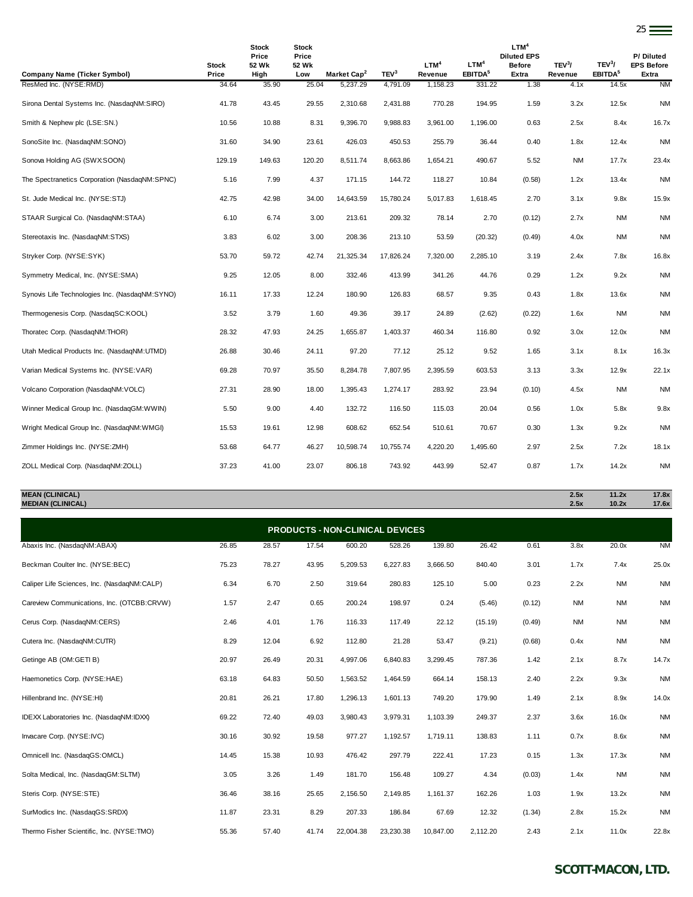| Company Name (Ticker Symbol) | Stock Price | Stock Price 52 Wk High | Stock Price 52 Wk Low | Market Cap[2] | TEV[3] | LTM[4] Revenue | LTM[4] EBITDA[5] | LTM[4] Diluted EPS Before Extra | TEV[3]/ Revenue | TEV[3]/ EBITDA[5] | P/ Diluted EPS Before Extra |
|---|---|---|---|---|---|---|---|---|---|---|---|
| ResMed Inc. (NYSE:RMD) | 34.64 | 35.90 | 25.04 | 5,237.29 | 4,791.09 | 1,158.23 | 331.22 | 1.38 | 4.1x | 14.5x | NM |
| Sirona Dental Systems Inc. (NasdaqNM:SIRO) | 41.78 | 43.45 | 29.55 | 2,310.68 | 2,431.88 | 770.28 | 194.95 | 1.59 | 3.2x | 12.5x | NM |
| Smith & Nephew plc (LSE:SN.) | 10.56 | 10.88 | 8.31 | 9,396.70 | 9,988.83 | 3,961.00 | 1,196.00 | 0.63 | 2.5x | 8.4x | 16.7x |
| SonoSite Inc. (NasdaqNM:SONO) | 31.60 | 34.90 | 23.61 | 426.03 | 450.53 | 255.79 | 36.44 | 0.40 | 1.8x | 12.4x | NM |
| Sonova Holding AG (SWX:SOON) | 129.19 | 149.63 | 120.20 | 8,511.74 | 8,663.86 | 1,654.21 | 490.67 | 5.52 | NM | 17.7x | 23.4x |
| The Spectranetics Corporation (NasdaqNM:SPNC) | 5.16 | 7.99 | 4.37 | 171.15 | 144.72 | 118.27 | 10.84 | (0.58) | 1.2x | 13.4x | NM |
| St. Jude Medical Inc. (NYSE:STJ) | 42.75 | 42.98 | 34.00 | 14,643.59 | 15,780.24 | 5,017.83 | 1,618.45 | 2.70 | 3.1x | 9.8x | 15.9x |
| STAAR Surgical Co. (NasdaqNM:STAA) | 6.10 | 6.74 | 3.00 | 213.61 | 209.32 | 78.14 | 2.70 | (0.12) | 2.7x | NM | NM |
| Stereotaxis Inc. (NasdaqNM:STXS) | 3.83 | 6.02 | 3.00 | 208.36 | 213.10 | 53.59 | (20.32) | (0.49) | 4.0x | NM | NM |
| Stryker Corp. (NYSE:SYK) | 53.70 | 59.72 | 42.74 | 21,325.34 | 17,826.24 | 7,320.00 | 2,285.10 | 3.19 | 2.4x | 7.8x | 16.8x |
| Symmetry Medical, Inc. (NYSE:SMA) | 9.25 | 12.05 | 8.00 | 332.46 | 413.99 | 341.26 | 44.76 | 0.29 | 1.2x | 9.2x | NM |
| Synovis Life Technologies Inc. (NasdaqNM:SYNO) | 16.11 | 17.33 | 12.24 | 180.90 | 126.83 | 68.57 | 9.35 | 0.43 | 1.8x | 13.6x | NM |
| Thermogenesis Corp. (NasdaqSC:KOOL) | 3.52 | 3.79 | 1.60 | 49.36 | 39.17 | 24.89 | (2.62) | (0.22) | 1.6x | NM | NM |
| Thoratec Corp. (NasdaqNM:THOR) | 28.32 | 47.93 | 24.25 | 1,655.87 | 1,403.37 | 460.34 | 116.80 | 0.92 | 3.0x | 12.0x | NM |
| Utah Medical Products Inc. (NasdaqNM:UTMD) | 26.88 | 30.46 | 24.11 | 97.20 | 77.12 | 25.12 | 9.52 | 1.65 | 3.1x | 8.1x | 16.3x |
| Varian Medical Systems Inc. (NYSE:VAR) | 69.28 | 70.97 | 35.50 | 8,284.78 | 7,807.95 | 2,395.59 | 603.53 | 3.13 | 3.3x | 12.9x | 22.1x |
| Volcano Corporation (NasdaqNM:VOLC) | 27.31 | 28.90 | 18.00 | 1,395.43 | 1,274.17 | 283.92 | 23.94 | (0.10) | 4.5x | NM | NM |
| Winner Medical Group Inc. (NasdaqGM:WWIN) | 5.50 | 9.00 | 4.40 | 132.72 | 116.50 | 115.03 | 20.04 | 0.56 | 1.0x | 5.8x | 9.8x |
| Wright Medical Group Inc. (NasdaqNM:WMGI) | 15.53 | 19.61 | 12.98 | 608.62 | 652.54 | 510.61 | 70.67 | 0.30 | 1.3x | 9.2x | NM |
| Zimmer Holdings Inc. (NYSE:ZMH) | 53.68 | 64.77 | 46.27 | 10,598.74 | 10,755.74 | 4,220.20 | 1,495.60 | 2.97 | 2.5x | 7.2x | 18.1x |
| ZOLL Medical Corp. (NasdaqNM:ZOLL) | 37.23 | 41.00 | 23.07 | 806.18 | 743.92 | 443.99 | 52.47 | 0.87 | 1.7x | 14.2x | NM |
| **MEAN (CLINICAL)** | | | | | | | | | **2.5x** | **11.2x** | **17.8x** |
| **MEDIAN (CLINICAL)** | | | | | | | | | **2.5x** | **10.2x** | **17.6x** |
| **PRODUCTS - NON-CLINICAL DEVICES** | | | | | | | | | | | |
| Abaxis Inc. (NasdaqNM:ABAX) | 26.85 | 28.57 | 17.54 | 600.20 | 528.26 | 139.80 | 26.42 | 0.61 | 3.8x | 20.0x | NM |
| Beckman Coulter Inc. (NYSE:BEC) | 75.23 | 78.27 | 43.95 | 5,209.53 | 6,227.83 | 3,666.50 | 840.40 | 3.01 | 1.7x | 7.4x | 25.0x |
| Caliper Life Sciences, Inc. (NasdaqNM:CALP) | 6.34 | 6.70 | 2.50 | 319.64 | 280.83 | 125.10 | 5.00 | 0.23 | 2.2x | NM | NM |
| Careview Communications, Inc. (OTCBB:CRVW) | 1.57 | 2.47 | 0.65 | 200.24 | 198.97 | 0.24 | (5.46) | (0.12) | NM | NM | NM |
| Cerus Corp. (NasdaqNM:CERS) | 2.46 | 4.01 | 1.76 | 116.33 | 117.49 | 22.12 | (15.19) | (0.49) | NM | NM | NM |
| Cutera Inc. (NasdaqNM:CUTR) | 8.29 | 12.04 | 6.92 | 112.80 | 21.28 | 53.47 | (9.21) | (0.68) | 0.4x | NM | NM |
| Getinge AB (OM:GETI B) | 20.97 | 26.49 | 20.31 | 4,997.06 | 6,840.83 | 3,299.45 | 787.36 | 1.42 | 2.1x | 8.7x | 14.7x |
| Haemonetics Corp. (NYSE:HAE) | 63.18 | 64.83 | 50.50 | 1,563.52 | 1,464.59 | 664.14 | 158.13 | 2.40 | 2.2x | 9.3x | NM |
| Hillenbrand Inc. (NYSE:HI) | 20.81 | 26.21 | 17.80 | 1,296.13 | 1,601.13 | 749.20 | 179.90 | 1.49 | 2.1x | 8.9x | 14.0x |
| IDEXX Laboratories Inc. (NasdaqNM:IDXX) | 69.22 | 72.40 | 49.03 | 3,980.43 | 3,979.31 | 1,103.39 | 249.37 | 2.37 | 3.6x | 16.0x | NM |
| Invacare Corp. (NYSE:IVC) | 30.16 | 30.92 | 19.58 | 977.27 | 1,192.57 | 1,719.11 | 138.83 | 1.11 | 0.7x | 8.6x | NM |
| Omnicell Inc. (NasdaqGS:OMCL) | 14.45 | 15.38 | 10.93 | 476.42 | 297.79 | 222.41 | 17.23 | 0.15 | 1.3x | 17.3x | NM |
| Solta Medical, Inc. (NasdaqGM:SLTM) | 3.05 | 3.26 | 1.49 | 181.70 | 156.48 | 109.27 | 4.34 | (0.03) | 1.4x | NM | NM |
| Steris Corp. (NYSE:STE) | 36.46 | 38.16 | 25.65 | 2,156.50 | 2,149.85 | 1,161.37 | 162.26 | 1.03 | 1.9x | 13.2x | NM |
| SurModics Inc. (NasdaqGS:SRDX) | 11.87 | 23.31 | 8.29 | 207.33 | 186.84 | 67.69 | 12.32 | (1.34) | 2.8x | 15.2x | NM |
| Thermo Fisher Scientific, Inc. (NYSE:TMO) | 55.36 | 57.40 | 41.74 | 22,004.38 | 23,230.38 | 10,847.00 | 2,112.20 | 2.43 | 2.1x | 11.0x | 22.8x |

**SCOTT-MACON, LTD.**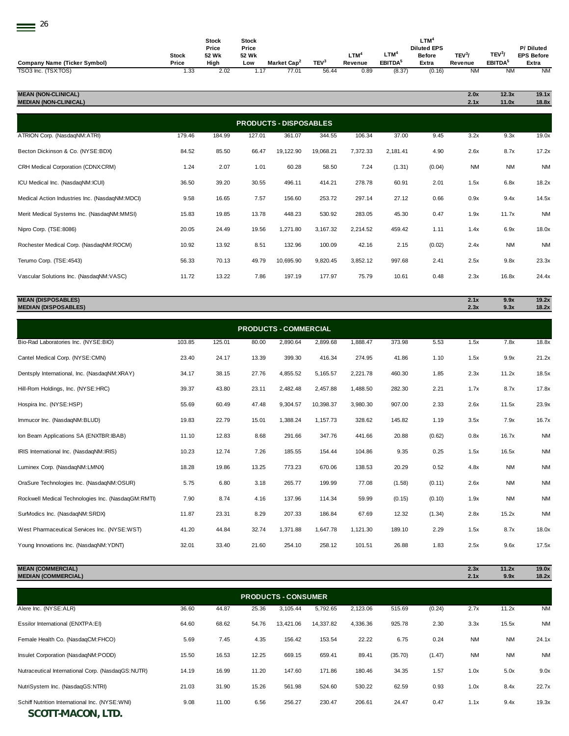| Company Name (Ticker Symbol) | Stock Price | Stock Price 52 Wk High | Stock Price 52 Wk Low | Market Cap[2] | TEV[3] | LTM[4] Revenue | LTM[4] EBITDA[5] | LTM[4] Diluted EPS Before Extra | TEV[3]/ Revenue | TEV[3]/ EBITDA[5] | P/ Diluted EPS Before Extra |
|---|---|---|---|---|---|---|---|---|---|---|---|
| TSO3 Inc. (TSX:TOS) | 1.33 | 2.02 | 1.17 | 77.01 | 56.44 | 0.89 | (8.37) | (0.16) | NM | NM | NM |
| **MEAN (NON-CLINICAL)** | | | | | | | | | **2.0x** | **12.3x** | **19.1x** |
| **MEDIAN (NON-CLINICAL)** | | | | | | | | | **2.1x** | **11.0x** | **18.8x** |
| **PRODUCTS - DISPOSABLES** | | | | | | | | | | | |
| ATRION Corp. (NasdaqNM:ATRI) | 179.46 | 184.99 | 127.01 | 361.07 | 344.55 | 106.34 | 37.00 | 9.45 | 3.2x | 9.3x | 19.0x |
| Becton Dickinson & Co. (NYSE:BDX) | 84.52 | 85.50 | 66.47 | 19,122.90 | 19,068.21 | 7,372.33 | 2,181.41 | 4.90 | 2.6x | 8.7x | 17.2x |
| CRH Medical Corporation (CDNX:CRM) | 1.24 | 2.07 | 1.01 | 60.28 | 58.50 | 7.24 | (1.31) | (0.04) | NM | NM | NM |
| ICU Medical Inc. (NasdaqNM:ICUI) | 36.50 | 39.20 | 30.55 | 496.11 | 414.21 | 278.78 | 60.91 | 2.01 | 1.5x | 6.8x | 18.2x |
| Medical Action Industries Inc. (NasdaqNM:MDCI) | 9.58 | 16.65 | 7.57 | 156.60 | 253.72 | 297.14 | 27.12 | 0.66 | 0.9x | 9.4x | 14.5x |
| Merit Medical Systems Inc. (NasdaqNM:MMSI) | 15.83 | 19.85 | 13.78 | 448.23 | 530.92 | 283.05 | 45.30 | 0.47 | 1.9x | 11.7x | NM |
| Nipro Corp. (TSE:8086) | 20.05 | 24.49 | 19.56 | 1,271.80 | 3,167.32 | 2,214.52 | 459.42 | 1.11 | 1.4x | 6.9x | 18.0x |
| Rochester Medical Corp. (NasdaqNM:ROCM) | 10.92 | 13.92 | 8.51 | 132.96 | 100.09 | 42.16 | 2.15 | (0.02) | 2.4x | NM | NM |
| Terumo Corp. (TSE:4543) | 56.33 | 70.13 | 49.79 | 10,695.90 | 9,820.45 | 3,852.12 | 997.68 | 2.41 | 2.5x | 9.8x | 23.3x |
| Vascular Solutions Inc. (NasdaqNM:VASC) | 11.72 | 13.22 | 7.86 | 197.19 | 177.97 | 75.79 | 10.61 | 0.48 | 2.3x | 16.8x | 24.4x |
| **MEAN (DISPOSABLES)** | | | | | | | | | **2.1x** | **9.9x** | **19.2x** |
| **MEDIAN (DISPOSABLES)** | | | | | | | | | **2.3x** | **9.3x** | **18.2x** |
| **PRODUCTS - COMMERCIAL** | | | | | | | | | | | |
| Bio-Rad Laboratories Inc. (NYSE:BIO) | 103.85 | 125.01 | 80.00 | 2,890.64 | 2,899.68 | 1,888.47 | 373.98 | 5.53 | 1.5x | 7.8x | 18.8x |
| Cantel Medical Corp. (NYSE:CMN) | 23.40 | 24.17 | 13.39 | 399.30 | 416.34 | 274.95 | 41.86 | 1.10 | 1.5x | 9.9x | 21.2x |
| Dentsply International, Inc. (NasdaqNM:XRAY) | 34.17 | 38.15 | 27.76 | 4,855.52 | 5,165.57 | 2,221.78 | 460.30 | 1.85 | 2.3x | 11.2x | 18.5x |
| Hill-Rom Holdings, Inc. (NYSE:HRC) | 39.37 | 43.80 | 23.11 | 2,482.48 | 2,457.88 | 1,488.50 | 282.30 | 2.21 | 1.7x | 8.7x | 17.8x |
| Hospira Inc. (NYSE:HSP) | 55.69 | 60.49 | 47.48 | 9,304.57 | 10,398.37 | 3,980.30 | 907.00 | 2.33 | 2.6x | 11.5x | 23.9x |
| Immucor Inc. (NasdaqNM:BLUD) | 19.83 | 22.79 | 15.01 | 1,388.24 | 1,157.73 | 328.62 | 145.82 | 1.19 | 3.5x | 7.9x | 16.7x |
| Ion Beam Applications SA (ENXTBR:IBAB) | 11.10 | 12.83 | 8.68 | 291.66 | 347.76 | 441.66 | 20.88 | (0.62) | 0.8x | 16.7x | NM |
| IRIS International Inc. (NasdaqNM:IRIS) | 10.23 | 12.74 | 7.26 | 185.55 | 154.44 | 104.86 | 9.35 | 0.25 | 1.5x | 16.5x | NM |
| Luminex Corp. (NasdaqNM:LMNX) | 18.28 | 19.86 | 13.25 | 773.23 | 670.06 | 138.53 | 20.29 | 0.52 | 4.8x | NM | NM |
| OraSure Technologies Inc. (NasdaqNM:OSUR) | 5.75 | 6.80 | 3.18 | 265.77 | 199.99 | 77.08 | (1.58) | (0.11) | 2.6x | NM | NM |
| Rockwell Medical Technologies Inc. (NasdaqGM:RMTI) | 7.90 | 8.74 | 4.16 | 137.96 | 114.34 | 59.99 | (0.15) | (0.10) | 1.9x | NM | NM |
| SurModics Inc. (NasdaqNM:SRDX) | 11.87 | 23.31 | 8.29 | 207.33 | 186.84 | 67.69 | 12.32 | (1.34) | 2.8x | 15.2x | NM |
| West Pharmaceutical Services Inc. (NYSE:WST) | 41.20 | 44.84 | 32.74 | 1,371.88 | 1,647.78 | 1,121.30 | 189.10 | 2.29 | 1.5x | 8.7x | 18.0x |
| Young Innovations Inc. (NasdaqNM:YDNT) | 32.01 | 33.40 | 21.60 | 254.10 | 258.12 | 101.51 | 26.88 | 1.83 | 2.5x | 9.6x | 17.5x |
| **MEAN (COMMERCIAL)** | | | | | | | | | **2.3x** | **11.2x** | **19.0x** |
| **MEDIAN (COMMERCIAL)** | | | | | | | | | **2.1x** | **9.9x** | **18.2x** |
| **PRODUCTS - CONSUMER** | | | | | | | | | | | |
| Alere Inc. (NYSE:ALR) | 36.60 | 44.87 | 25.36 | 3,105.44 | 5,792.65 | 2,123.06 | 515.69 | (0.24) | 2.7x | 11.2x | NM |
| Essilor International (ENXTPA:EI) | 64.60 | 68.62 | 54.76 | 13,421.06 | 14,337.82 | 4,336.36 | 925.78 | 2.30 | 3.3x | 15.5x | NM |
| Female Health Co. (NasdaqCM:FHCO) | 5.69 | 7.45 | 4.35 | 156.42 | 153.54 | 22.22 | 6.75 | 0.24 | NM | NM | 24.1x |
| Insulet Corporation (NasdaqNM:PODD) | 15.50 | 16.53 | 12.25 | 669.15 | 659.41 | 89.41 | (35.70) | (1.47) | NM | NM | NM |
| Nutraceutical International Corp. (NasdaqGS:NUTR) | 14.19 | 16.99 | 11.20 | 147.60 | 171.86 | 180.46 | 34.35 | 1.57 | 1.0x | 5.0x | 9.0x |
| NutriSystem Inc. (NasdaqGS:NTRI) | 21.03 | 31.90 | 15.26 | 561.98 | 524.60 | 530.22 | 62.59 | 0.93 | 1.0x | 8.4x | 22.7x |
| Schiff Nutrition International Inc. (NYSE:WNI) | 9.08 | 11.00 | 6.56 | 256.27 | 230.47 | 206.61 | 24.47 | 0.47 | 1.1x | 9.4x | 19.3x |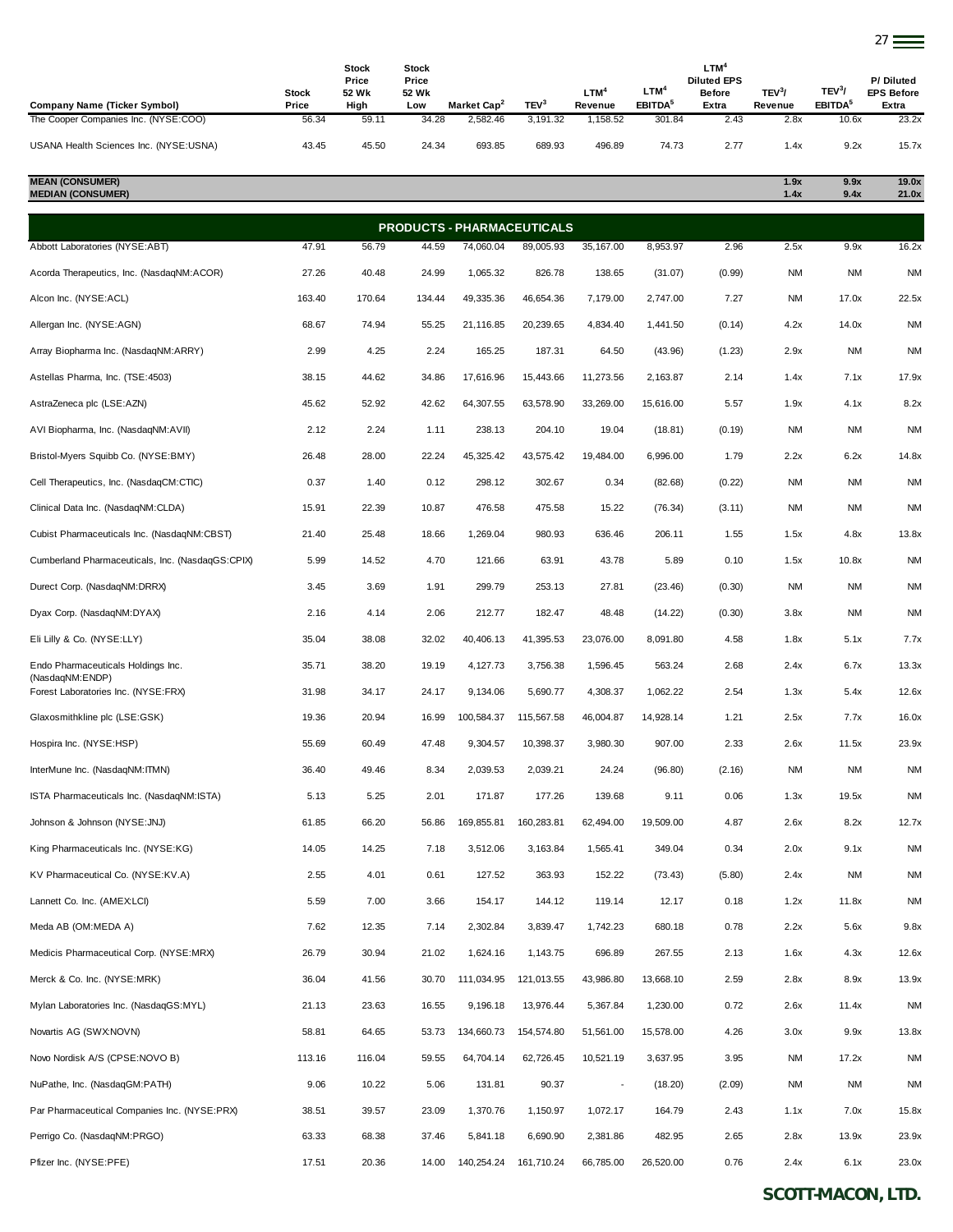| Company Name (Ticker Symbol) | Stock Price | Stock Price 52 Wk High | Stock Price 52 Wk Low | Market Cap[2] | TEV[3] | LTM[4] Revenue | LTM[4] EBITDA[5] | LTM[4] Diluted EPS Before Extra | TEV[3]/ Revenue | TEV[3]/ EBITDA[5] | P/ Diluted EPS Before Extra |
|---|---|---|---|---|---|---|---|---|---|---|---|
| The Cooper Companies Inc. (NYSE:COO) | 56.34 | 59.11 | 34.28 | 2,582.46 | 3,191.32 | 1,158.52 | 301.84 | 2.43 | 2.8x | 10.6x | 23.2x |
| USANA Health Sciences Inc. (NYSE:USNA) | 43.45 | 45.50 | 24.34 | 693.85 | 689.93 | 496.89 | 74.73 | 2.77 | 1.4x | 9.2x | 15.7x |
| **MEAN (CONSUMER)** | | | | | | | | | **1.9x** | **9.9x** | **19.0x** |
| **MEDIAN (CONSUMER)** | | | | | | | | | **1.4x** | **9.4x** | **21.0x** |
| **PRODUCTS - PHARMACEUTICALS** | | | | | | | | | | | |
| Abbott Laboratories (NYSE:ABT) | 47.91 | 56.79 | 44.59 | 74,060.04 | 89,005.93 | 35,167.00 | 8,953.97 | 2.96 | 2.5x | 9.9x | 16.2x |
| Acorda Therapeutics, Inc. (NasdaqNM:ACOR) | 27.26 | 40.48 | 24.99 | 1,065.32 | 826.78 | 138.65 | (31.07) | (0.99) | NM | NM | NM |
| Alcon Inc. (NYSE:ACL) | 163.40 | 170.64 | 134.44 | 49,335.36 | 46,654.36 | 7,179.00 | 2,747.00 | 7.27 | NM | 17.0x | 22.5x |
| Allergan Inc. (NYSE:AGN) | 68.67 | 74.94 | 55.25 | 21,116.85 | 20,239.65 | 4,834.40 | 1,441.50 | (0.14) | 4.2x | 14.0x | NM |
| Array Biopharma Inc. (NasdaqNM:ARRY) | 2.99 | 4.25 | 2.24 | 165.25 | 187.31 | 64.50 | (43.96) | (1.23) | 2.9x | NM | NM |
| Astellas Pharma, Inc. (TSE:4503) | 38.15 | 44.62 | 34.86 | 17,616.96 | 15,443.66 | 11,273.56 | 2,163.87 | 2.14 | 1.4x | 7.1x | 17.9x |
| AstraZeneca plc (LSE:AZN) | 45.62 | 52.92 | 42.62 | 64,307.55 | 63,578.90 | 33,269.00 | 15,616.00 | 5.57 | 1.9x | 4.1x | 8.2x |
| AVI Biopharma, Inc. (NasdaqNM:AVII) | 2.12 | 2.24 | 1.11 | 238.13 | 204.10 | 19.04 | (18.81) | (0.19) | NM | NM | NM |
| Bristol-Myers Squibb Co. (NYSE:BMY) | 26.48 | 28.00 | 22.24 | 45,325.42 | 43,575.42 | 19,484.00 | 6,996.00 | 1.79 | 2.2x | 6.2x | 14.8x |
| Cell Therapeutics, Inc. (NasdaqCM:CTIC) | 0.37 | 1.40 | 0.12 | 298.12 | 302.67 | 0.34 | (82.68) | (0.22) | NM | NM | NM |
| Clinical Data Inc. (NasdaqNM:CLDA) | 15.91 | 22.39 | 10.87 | 476.58 | 475.58 | 15.22 | (76.34) | (3.11) | NM | NM | NM |
| Cubist Pharmaceuticals Inc. (NasdaqNM:CBST) | 21.40 | 25.48 | 18.66 | 1,269.04 | 980.93 | 636.46 | 206.11 | 1.55 | 1.5x | 4.8x | 13.8x |
| Cumberland Pharmaceuticals, Inc. (NasdaqGS:CPIX) | 5.99 | 14.52 | 4.70 | 121.66 | 63.91 | 43.78 | 5.89 | 0.10 | 1.5x | 10.8x | NM |
| Durect Corp. (NasdaqNM:DRRX) | 3.45 | 3.69 | 1.91 | 299.79 | 253.13 | 27.81 | (23.46) | (0.30) | NM | NM | NM |
| Dyax Corp. (NasdaqNM:DYAX) | 2.16 | 4.14 | 2.06 | 212.77 | 182.47 | 48.48 | (14.22) | (0.30) | 3.8x | NM | NM |
| Eli Lilly & Co. (NYSE:LLY) | 35.04 | 38.08 | 32.02 | 40,406.13 | 41,395.53 | 23,076.00 | 8,091.80 | 4.58 | 1.8x | 5.1x | 7.7x |
| Endo Pharmaceuticals Holdings Inc. (NasdaqNM:ENDP) | 35.71 | 38.20 | 19.19 | 4,127.73 | 3,756.38 | 1,596.45 | 563.24 | 2.68 | 2.4x | 6.7x | 13.3x |
| Forest Laboratories Inc. (NYSE:FRX) | 31.98 | 34.17 | 24.17 | 9,134.06 | 5,690.77 | 4,308.37 | 1,062.22 | 2.54 | 1.3x | 5.4x | 12.6x |
| Glaxosmithkline plc (LSE:GSK) | 19.36 | 20.94 | 16.99 | 100,584.37 | 115,567.58 | 46,004.87 | 14,928.14 | 1.21 | 2.5x | 7.7x | 16.0x |
| Hospira Inc. (NYSE:HSP) | 55.69 | 60.49 | 47.48 | 9,304.57 | 10,398.37 | 3,980.30 | 907.00 | 2.33 | 2.6x | 11.5x | 23.9x |
| InterMune Inc. (NasdaqNM:ITMN) | 36.40 | 49.46 | 8.34 | 2,039.53 | 2,039.21 | 24.24 | (96.80) | (2.16) | NM | NM | NM |
| ISTA Pharmaceuticals Inc. (NasdaqNM:ISTA) | 5.13 | 5.25 | 2.01 | 171.87 | 177.26 | 139.68 | 9.11 | 0.06 | 1.3x | 19.5x | NM |
| Johnson & Johnson (NYSE:JNJ) | 61.85 | 66.20 | 56.86 | 169,855.81 | 160,283.81 | 62,494.00 | 19,509.00 | 4.87 | 2.6x | 8.2x | 12.7x |
| King Pharmaceuticals Inc. (NYSE:KG) | 14.05 | 14.25 | 7.18 | 3,512.06 | 3,163.84 | 1,565.41 | 349.04 | 0.34 | 2.0x | 9.1x | NM |
| KV Pharmaceutical Co. (NYSE:KV.A) | 2.55 | 4.01 | 0.61 | 127.52 | 363.93 | 152.22 | (73.43) | (5.80) | 2.4x | NM | NM |
| Lannett Co. Inc. (AMEX:LCI) | 5.59 | 7.00 | 3.66 | 154.17 | 144.12 | 119.14 | 12.17 | 0.18 | 1.2x | 11.8x | NM |
| Meda AB (OM:MEDA A) | 7.62 | 12.35 | 7.14 | 2,302.84 | 3,839.47 | 1,742.23 | 680.18 | 0.78 | 2.2x | 5.6x | 9.8x |
| Medicis Pharmaceutical Corp. (NYSE:MRX) | 26.79 | 30.94 | 21.02 | 1,624.16 | 1,143.75 | 696.89 | 267.55 | 2.13 | 1.6x | 4.3x | 12.6x |
| Merck & Co. Inc. (NYSE:MRK) | 36.04 | 41.56 | 30.70 | 111,034.95 | 121,013.55 | 43,986.80 | 13,668.10 | 2.59 | 2.8x | 8.9x | 13.9x |
| Mylan Laboratories Inc. (NasdaqGS:MYL) | 21.13 | 23.63 | 16.55 | 9,196.18 | 13,976.44 | 5,367.84 | 1,230.00 | 0.72 | 2.6x | 11.4x | NM |
| Novartis AG (SWX:NOVN) | 58.81 | 64.65 | 53.73 | 134,660.73 | 154,574.80 | 51,561.00 | 15,578.00 | 4.26 | 3.0x | 9.9x | 13.8x |
| Novo Nordisk A/S (CPSE:NOVO B) | 113.16 | 116.04 | 59.55 | 64,704.14 | 62,726.45 | 10,521.19 | 3,637.95 | 3.95 | NM | 17.2x | NM |
| NuPathe, Inc. (NasdaqGM:PATH) | 9.06 | 10.22 | 5.06 | 131.81 | 90.37 | - | (18.20) | (2.09) | NM | NM | NM |
| Par Pharmaceutical Companies Inc. (NYSE:PRX) | 38.51 | 39.57 | 23.09 | 1,370.76 | 1,150.97 | 1,072.17 | 164.79 | 2.43 | 1.1x | 7.0x | 15.8x |
| Perrigo Co. (NasdaqNM:PRGO) | 63.33 | 68.38 | 37.46 | 5,841.18 | 6,690.90 | 2,381.86 | 482.95 | 2.65 | 2.8x | 13.9x | 23.9x |
| Pfizer Inc. (NYSE:PFE) | 17.51 | 20.36 | 14.00 | 140,254.24 | 161,710.24 | 66,785.00 | 26,520.00 | 0.76 | 2.4x | 6.1x | 23.0x |

**SCOTT-MACON, LTD.**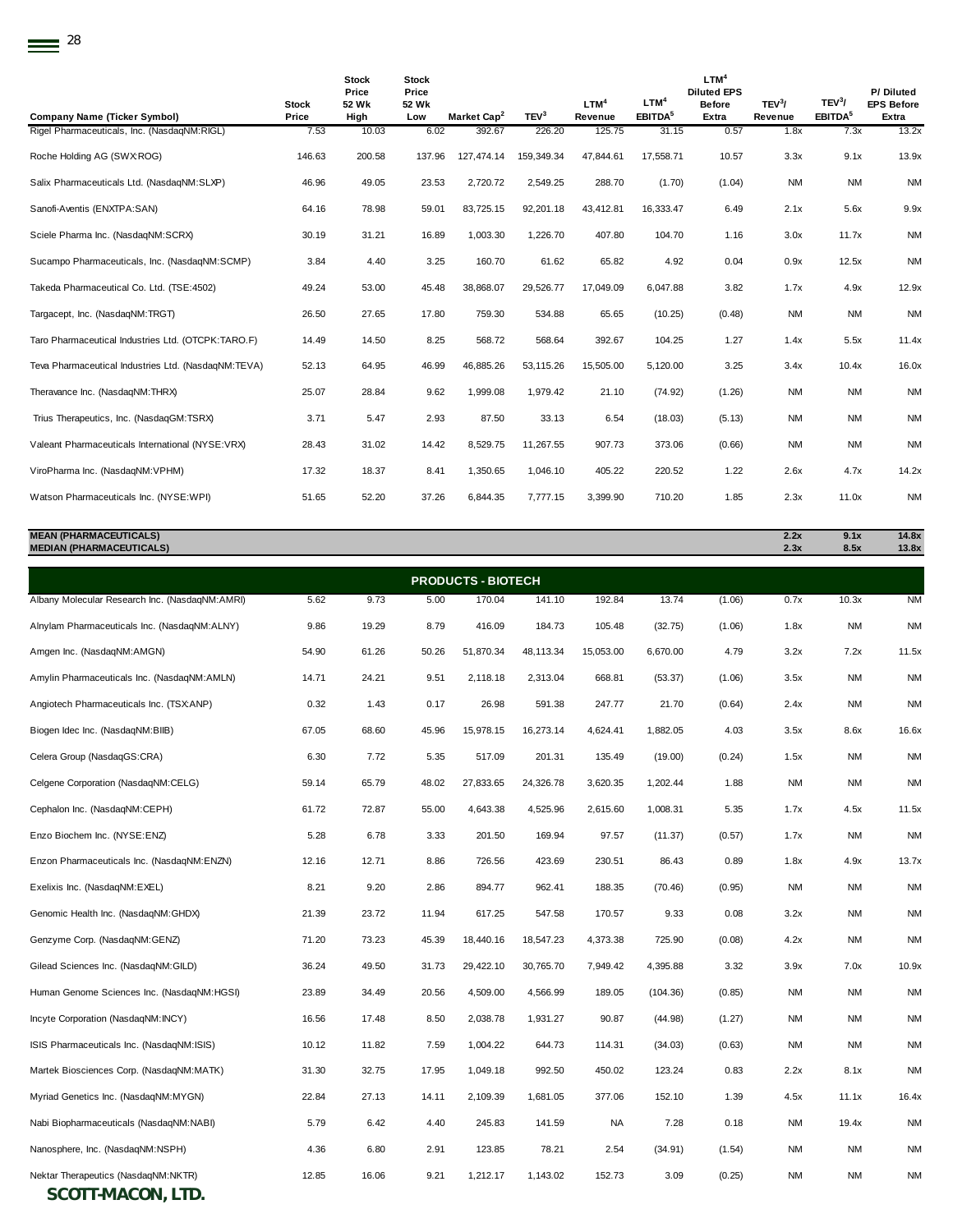| Company Name (Ticker Symbol) | Stock Price | Stock Price 52 Wk High | Stock Price 52 Wk Low | Market Cap[2] | TEV[3] | LTM[4] Revenue | LTM[4] EBITDA[5] | LTM[4] Diluted EPS Before Extra | TEV[3]/ Revenue | TEV[3]/ EBITDA[5] | P/ Diluted EPS Before Extra |
|---|---|---|---|---|---|---|---|---|---|---|---|
| Rigel Pharmaceuticals, Inc. (NasdaqNM:RIGL) | 7.53 | 10.03 | 6.02 | 392.67 | 226.20 | 125.75 | 31.15 | 0.57 | 1.8x | 7.3x | 13.2x |
| Roche Holding AG (SWX:ROG) | 146.63 | 200.58 | 137.96 | 127,474.14 | 159,349.34 | 47,844.61 | 17,558.71 | 10.57 | 3.3x | 9.1x | 13.9x |
| Salix Pharmaceuticals Ltd. (NasdaqNM:SLXP) | 46.96 | 49.05 | 23.53 | 2,720.72 | 2,549.25 | 288.70 | (1.70) | (1.04) | NM | NM | NM |
| Sanofi-Aventis (ENXTPA:SAN) | 64.16 | 78.98 | 59.01 | 83,725.15 | 92,201.18 | 43,412.81 | 16,333.47 | 6.49 | 2.1x | 5.6x | 9.9x |
| Sciele Pharma Inc. (NasdaqNM:SCRX) | 30.19 | 31.21 | 16.89 | 1,003.30 | 1,226.70 | 407.80 | 104.70 | 1.16 | 3.0x | 11.7x | NM |
| Sucampo Pharmaceuticals, Inc. (NasdaqNM:SCMP) | 3.84 | 4.40 | 3.25 | 160.70 | 61.62 | 65.82 | 4.92 | 0.04 | 0.9x | 12.5x | NM |
| Takeda Pharmaceutical Co. Ltd. (TSE:4502) | 49.24 | 53.00 | 45.48 | 38,868.07 | 29,526.77 | 17,049.09 | 6,047.88 | 3.82 | 1.7x | 4.9x | 12.9x |
| Targacept, Inc. (NasdaqNM:TRGT) | 26.50 | 27.65 | 17.80 | 759.30 | 534.88 | 65.65 | (10.25) | (0.48) | NM | NM | NM |
| Taro Pharmaceutical Industries Ltd. (OTCPK:TARO.F) | 14.49 | 14.50 | 8.25 | 568.72 | 568.64 | 392.67 | 104.25 | 1.27 | 1.4x | 5.5x | 11.4x |
| Teva Pharmaceutical Industries Ltd. (NasdaqNM:TEVA) | 52.13 | 64.95 | 46.99 | 46,885.26 | 53,115.26 | 15,505.00 | 5,120.00 | 3.25 | 3.4x | 10.4x | 16.0x |
| Theravance Inc. (NasdaqNM:THRX) | 25.07 | 28.84 | 9.62 | 1,999.08 | 1,979.42 | 21.10 | (74.92) | (1.26) | NM | NM | NM |
| Trius Therapeutics, Inc. (NasdaqGM:TSRX) | 3.71 | 5.47 | 2.93 | 87.50 | 33.13 | 6.54 | (18.03) | (5.13) | NM | NM | NM |
| Valeant Pharmaceuticals International (NYSE:VRX) | 28.43 | 31.02 | 14.42 | 8,529.75 | 11,267.55 | 907.73 | 373.06 | (0.66) | NM | NM | NM |
| ViroPharma Inc. (NasdaqNM:VPHM) | 17.32 | 18.37 | 8.41 | 1,350.65 | 1,046.10 | 405.22 | 220.52 | 1.22 | 2.6x | 4.7x | 14.2x |
| Watson Pharmaceuticals Inc. (NYSE:WPI) | 51.65 | 52.20 | 37.26 | 6,844.35 | 7,777.15 | 3,399.90 | 710.20 | 1.85 | 2.3x | 11.0x | NM |
| **MEAN (PHARMACEUTICALS)** | | | | | | | | | **2.2x** | **9.1x** | **14.8x** |
| **MEDIAN (PHARMACEUTICALS)** | | | | | | | | | **2.3x** | **8.5x** | **13.8x** |
| **PRODUCTS - BIOTECH** | | | | | | | | | | | |
| Albany Molecular Research Inc. (NasdaqNM:AMRI) | 5.62 | 9.73 | 5.00 | 170.04 | 141.10 | 192.84 | 13.74 | (1.06) | 0.7x | 10.3x | NM |
| Alnylam Pharmaceuticals Inc. (NasdaqNM:ALNY) | 9.86 | 19.29 | 8.79 | 416.09 | 184.73 | 105.48 | (32.75) | (1.06) | 1.8x | NM | NM |
| Amgen Inc. (NasdaqNM:AMGN) | 54.90 | 61.26 | 50.26 | 51,870.34 | 48,113.34 | 15,053.00 | 6,670.00 | 4.79 | 3.2x | 7.2x | 11.5x |
| Amylin Pharmaceuticals Inc. (NasdaqNM:AMLN) | 14.71 | 24.21 | 9.51 | 2,118.18 | 2,313.04 | 668.81 | (53.37) | (1.06) | 3.5x | NM | NM |
| Angiotech Pharmaceuticals Inc. (TSX:ANP) | 0.32 | 1.43 | 0.17 | 26.98 | 591.38 | 247.77 | 21.70 | (0.64) | 2.4x | NM | NM |
| Biogen Idec Inc. (NasdaqNM:BIIB) | 67.05 | 68.60 | 45.96 | 15,978.15 | 16,273.14 | 4,624.41 | 1,882.05 | 4.03 | 3.5x | 8.6x | 16.6x |
| Celera Group (NasdaqGS:CRA) | 6.30 | 7.72 | 5.35 | 517.09 | 201.31 | 135.49 | (19.00) | (0.24) | 1.5x | NM | NM |
| Celgene Corporation (NasdaqNM:CELG) | 59.14 | 65.79 | 48.02 | 27,833.65 | 24,326.78 | 3,620.35 | 1,202.44 | 1.88 | NM | NM | NM |
| Cephalon Inc. (NasdaqNM:CEPH) | 61.72 | 72.87 | 55.00 | 4,643.38 | 4,525.96 | 2,615.60 | 1,008.31 | 5.35 | 1.7x | 4.5x | 11.5x |
| Enzo Biochem Inc. (NYSE:ENZ) | 5.28 | 6.78 | 3.33 | 201.50 | 169.94 | 97.57 | (11.37) | (0.57) | 1.7x | NM | NM |
| Enzon Pharmaceuticals Inc. (NasdaqNM:ENZN) | 12.16 | 12.71 | 8.86 | 726.56 | 423.69 | 230.51 | 86.43 | 0.89 | 1.8x | 4.9x | 13.7x |
| Exelixis Inc. (NasdaqNM:EXEL) | 8.21 | 9.20 | 2.86 | 894.77 | 962.41 | 188.35 | (70.46) | (0.95) | NM | NM | NM |
| Genomic Health Inc. (NasdaqNM:GHDX) | 21.39 | 23.72 | 11.94 | 617.25 | 547.58 | 170.57 | 9.33 | 0.08 | 3.2x | NM | NM |
| Genzyme Corp. (NasdaqNM:GENZ) | 71.20 | 73.23 | 45.39 | 18,440.16 | 18,547.23 | 4,373.38 | 725.90 | (0.08) | 4.2x | NM | NM |
| Gilead Sciences Inc. (NasdaqNM:GILD) | 36.24 | 49.50 | 31.73 | 29,422.10 | 30,765.70 | 7,949.42 | 4,395.88 | 3.32 | 3.9x | 7.0x | 10.9x |
| Human Genome Sciences Inc. (NasdaqNM:HGSI) | 23.89 | 34.49 | 20.56 | 4,509.00 | 4,566.99 | 189.05 | (104.36) | (0.85) | NM | NM | NM |
| Incyte Corporation (NasdaqNM:INCY) | 16.56 | 17.48 | 8.50 | 2,038.78 | 1,931.27 | 90.87 | (44.98) | (1.27) | NM | NM | NM |
| ISIS Pharmaceuticals Inc. (NasdaqNM:ISIS) | 10.12 | 11.82 | 7.59 | 1,004.22 | 644.73 | 114.31 | (34.03) | (0.63) | NM | NM | NM |
| Martek Biosciences Corp. (NasdaqNM:MATK) | 31.30 | 32.75 | 17.95 | 1,049.18 | 992.50 | 450.02 | 123.24 | 0.83 | 2.2x | 8.1x | NM |
| Myriad Genetics Inc. (NasdaqNM:MYGN) | 22.84 | 27.13 | 14.11 | 2,109.39 | 1,681.05 | 377.06 | 152.10 | 1.39 | 4.5x | 11.1x | 16.4x |
| Nabi Biopharmaceuticals (NasdaqNM:NABI) | 5.79 | 6.42 | 4.40 | 245.83 | 141.59 | NA | 7.28 | 0.18 | NM | 19.4x | NM |
| Nanosphere, Inc. (NasdaqNM:NSPH) | 4.36 | 6.80 | 2.91 | 123.85 | 78.21 | 2.54 | (34.91) | (1.54) | NM | NM | NM |
| Nektar Therapeutics (NasdaqNM:NKTR) | 12.85 | 16.06 | 9.21 | 1,212.17 | 1,143.02 | 152.73 | 3.09 | (0.25) | NM | NM | NM |

**SCOTT-MACON, LTD.**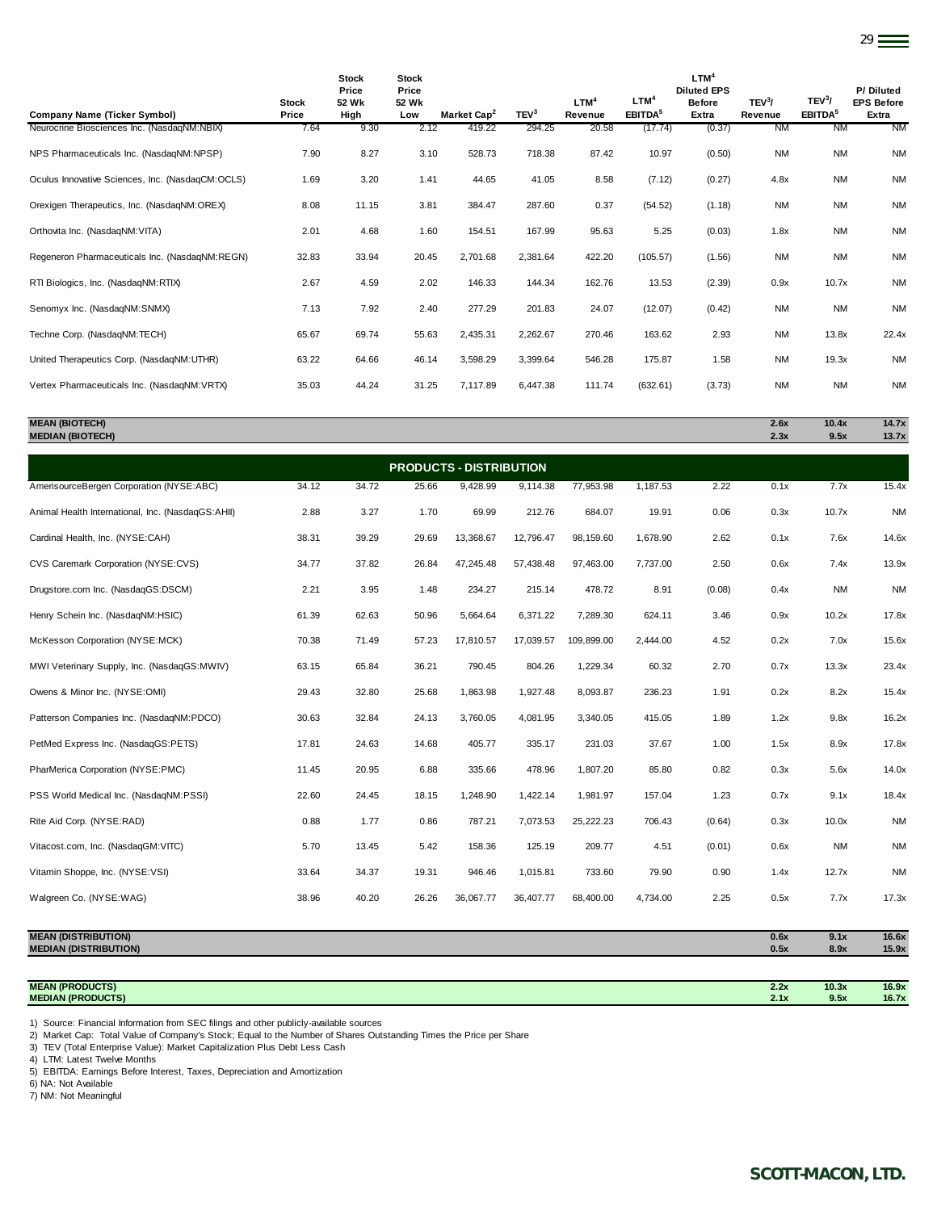| Company Name (Ticker Symbol) | Stock Price | Stock Price 52 Wk High | Stock Price 52 Wk Low | Market Cap[2] | TEV[3] | LTM[4] Revenue | LTM[4] EBITDA[5] | LTM[4] Diluted EPS Before Extra | TEV[3]/ Revenue | TEV[3]/ EBITDA[5] | P/ Diluted EPS Before Extra |
|---|---|---|---|---|---|---|---|---|---|---|---|
| Neurocrine Biosciences Inc. (NasdaqNM:NBIX) | 7.64 | 9.30 | 2.12 | 419.22 | 294.25 | 20.58 | (17.74) | (0.37) | NM | NM | NM |
| NPS Pharmaceuticals Inc. (NasdaqNM:NPSP) | 7.90 | 8.27 | 3.10 | 528.73 | 718.38 | 87.42 | 10.97 | (0.50) | NM | NM | NM |
| Oculus Innovative Sciences, Inc. (NasdaqCM:OCLS) | 1.69 | 3.20 | 1.41 | 44.65 | 41.05 | 8.58 | (7.12) | (0.27) | 4.8x | NM | NM |
| Orexigen Therapeutics, Inc. (NasdaqNM:OREX) | 8.08 | 11.15 | 3.81 | 384.47 | 287.60 | 0.37 | (54.52) | (1.18) | NM | NM | NM |
| Orthovita Inc. (NasdaqNM:VITA) | 2.01 | 4.68 | 1.60 | 154.51 | 167.99 | 95.63 | 5.25 | (0.03) | 1.8x | NM | NM |
| Regeneron Pharmaceuticals Inc. (NasdaqNM:REGN) | 32.83 | 33.94 | 20.45 | 2,701.68 | 2,381.64 | 422.20 | (105.57) | (1.56) | NM | NM | NM |
| RTI Biologics, Inc. (NasdaqNM:RTIX) | 2.67 | 4.59 | 2.02 | 146.33 | 144.34 | 162.76 | 13.53 | (2.39) | 0.9x | 10.7x | NM |
| Senomyx Inc. (NasdaqNM:SNMX) | 7.13 | 7.92 | 2.40 | 277.29 | 201.83 | 24.07 | (12.07) | (0.42) | NM | NM | NM |
| Techne Corp. (NasdaqNM:TECH) | 65.67 | 69.74 | 55.63 | 2,435.31 | 2,262.67 | 270.46 | 163.62 | 2.93 | NM | 13.8x | 22.4x |
| United Therapeutics Corp. (NasdaqNM:UTHR) | 63.22 | 64.66 | 46.14 | 3,598.29 | 3,399.64 | 546.28 | 175.87 | 1.58 | NM | 19.3x | NM |
| Vertex Pharmaceuticals Inc. (NasdaqNM:VRTX) | 35.03 | 44.24 | 31.25 | 7,117.89 | 6,447.38 | 111.74 | (632.61) | (3.73) | NM | NM | NM |
| **MEAN (BIOTECH)** | | | | | | | | | **2.6x** | **10.4x** | **14.7x** |
| **MEDIAN (BIOTECH)** | | | | | | | | | **2.3x** | **9.5x** | **13.7x** |
| **PRODUCTS - DISTRIBUTION** | | | | | | | | | | | |
| AmerisourceBergen Corporation (NYSE:ABC) | 34.12 | 34.72 | 25.66 | 9,428.99 | 9,114.38 | 77,953.98 | 1,187.53 | 2.22 | 0.1x | 7.7x | 15.4x |
| Animal Health International, Inc. (NasdaqGS:AHII) | 2.88 | 3.27 | 1.70 | 69.99 | 212.76 | 684.07 | 19.91 | 0.06 | 0.3x | 10.7x | NM |
| Cardinal Health, Inc. (NYSE:CAH) | 38.31 | 39.29 | 29.69 | 13,368.67 | 12,796.47 | 98,159.60 | 1,678.90 | 2.62 | 0.1x | 7.6x | 14.6x |
| CVS Caremark Corporation (NYSE:CVS) | 34.77 | 37.82 | 26.84 | 47,245.48 | 57,438.48 | 97,463.00 | 7,737.00 | 2.50 | 0.6x | 7.4x | 13.9x |
| Drugstore.com Inc. (NasdaqGS:DSCM) | 2.21 | 3.95 | 1.48 | 234.27 | 215.14 | 478.72 | 8.91 | (0.08) | 0.4x | NM | NM |
| Henry Schein Inc. (NasdaqNM:HSIC) | 61.39 | 62.63 | 50.96 | 5,664.64 | 6,371.22 | 7,289.30 | 624.11 | 3.46 | 0.9x | 10.2x | 17.8x |
| McKesson Corporation (NYSE:MCK) | 70.38 | 71.49 | 57.23 | 17,810.57 | 17,039.57 | 109,899.00 | 2,444.00 | 4.52 | 0.2x | 7.0x | 15.6x |
| MWI Veterinary Supply, Inc. (NasdaqGS:MWIV) | 63.15 | 65.84 | 36.21 | 790.45 | 804.26 | 1,229.34 | 60.32 | 2.70 | 0.7x | 13.3x | 23.4x |
| Owens & Minor Inc. (NYSE:OMI) | 29.43 | 32.80 | 25.68 | 1,863.98 | 1,927.48 | 8,093.87 | 236.23 | 1.91 | 0.2x | 8.2x | 15.4x |
| Patterson Companies Inc. (NasdaqNM:PDCO) | 30.63 | 32.84 | 24.13 | 3,760.05 | 4,081.95 | 3,340.05 | 415.05 | 1.89 | 1.2x | 9.8x | 16.2x |
| PetMed Express Inc. (NasdaqGS:PETS) | 17.81 | 24.63 | 14.68 | 405.77 | 335.17 | 231.03 | 37.67 | 1.00 | 1.5x | 8.9x | 17.8x |
| PharMerica Corporation (NYSE:PMC) | 11.45 | 20.95 | 6.88 | 335.66 | 478.96 | 1,807.20 | 85.80 | 0.82 | 0.3x | 5.6x | 14.0x |
| PSS World Medical Inc. (NasdaqNM:PSSI) | 22.60 | 24.45 | 18.15 | 1,248.90 | 1,422.14 | 1,981.97 | 157.04 | 1.23 | 0.7x | 9.1x | 18.4x |
| Rite Aid Corp. (NYSE:RAD) | 0.88 | 1.77 | 0.86 | 787.21 | 7,073.53 | 25,222.23 | 706.43 | (0.64) | 0.3x | 10.0x | NM |
| Vitacost.com, Inc. (NasdaqGM:VITC) | 5.70 | 13.45 | 5.42 | 158.36 | 125.19 | 209.77 | 4.51 | (0.01) | 0.6x | NM | NM |
| Vitamin Shoppe, Inc. (NYSE:VSI) | 33.64 | 34.37 | 19.31 | 946.46 | 1,015.81 | 733.60 | 79.90 | 0.90 | 1.4x | 12.7x | NM |
| Walgreen Co. (NYSE:WAG) | 38.96 | 40.20 | 26.26 | 36,067.77 | 36,407.77 | 68,400.00 | 4,734.00 | 2.25 | 0.5x | 7.7x | 17.3x |
| **MEAN (DISTRIBUTION)** | | | | | | | | | **0.6x** | **9.1x** | **16.6x** |
| **MEDIAN (DISTRIBUTION)** | | | | | | | | | **0.5x** | **8.9x** | **15.9x** |
| **MEAN (PRODUCTS)** | | | | | | | | | **2.2x** | **10.3x** | **16.9x** |
| **MEDIAN (PRODUCTS)** | | | | | | | | | **2.1x** | **9.5x** | **16.7x** |

1) Source: Financial Information from SEC filings and other publicly-available sources
2) Market Cap: Total Value of Company's Stock; Equal to the Number of Shares Outstanding Times the Price per Share
3) TEV (Total Enterprise Value): Market Capitalization Plus Debt Less Cash
4) LTM: Latest Twelve Months
5) EBITDA: Earnings Before Interest, Taxes, Depreciation and Amortization
6) NA: Not Available
7) NM: Not Meaningful

**SCOTT-MACON, LTD.**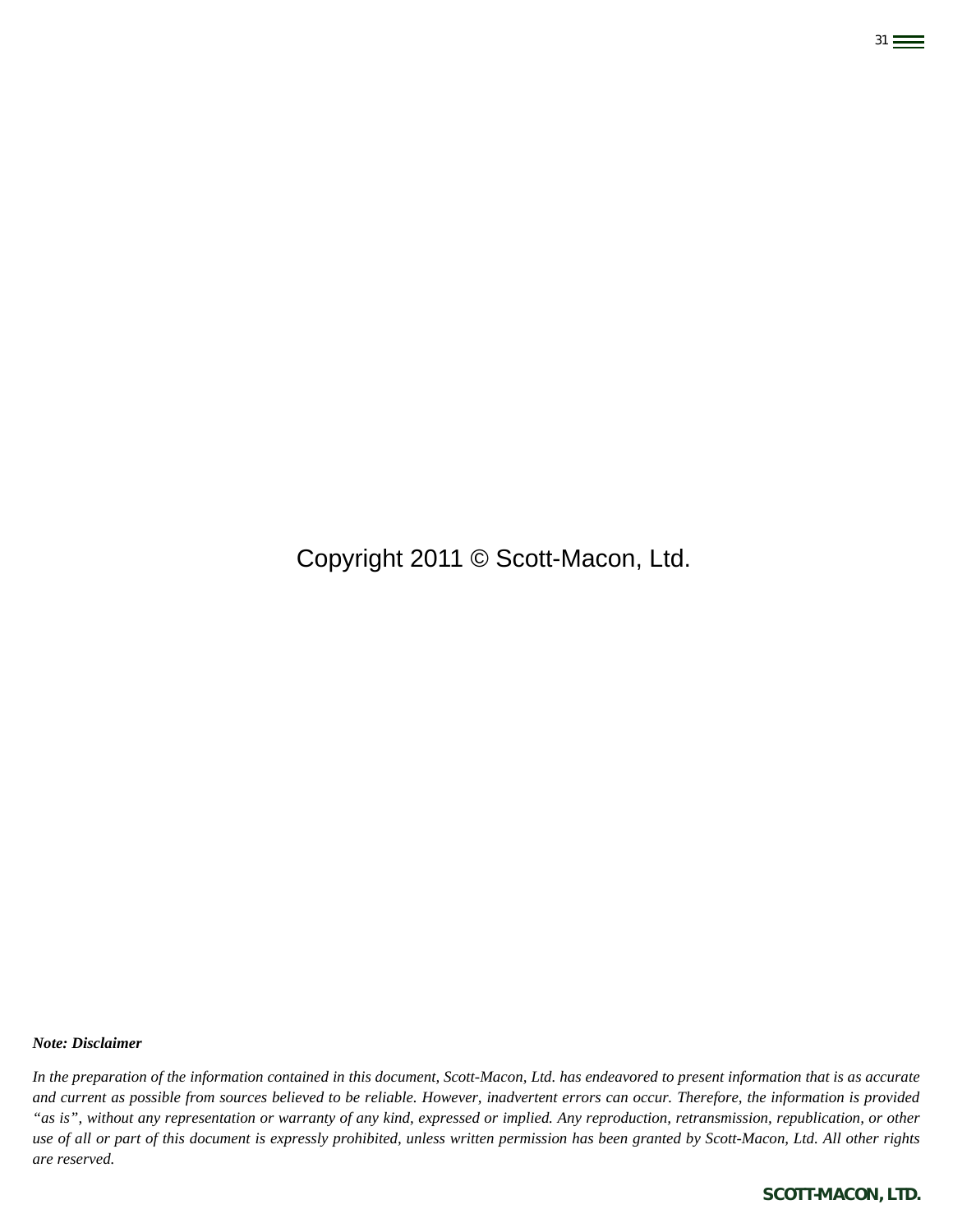Copyright 2011 © Scott-Macon, Ltd.

***Note: Disclaimer***

*In the preparation of the information contained in this document, Scott-Macon, Ltd. has endeavored to present information that is as accurate and current as possible from sources believed to be reliable. However, inadvertent errors can occur. Therefore, the information is provided "as is", without any representation or warranty of any kind, expressed or implied. Any reproduction, retransmission, republication, or other use of all or part of this document is expressly prohibited, unless written permission has been granted by Scott-Macon, Ltd. All other rights are reserved.*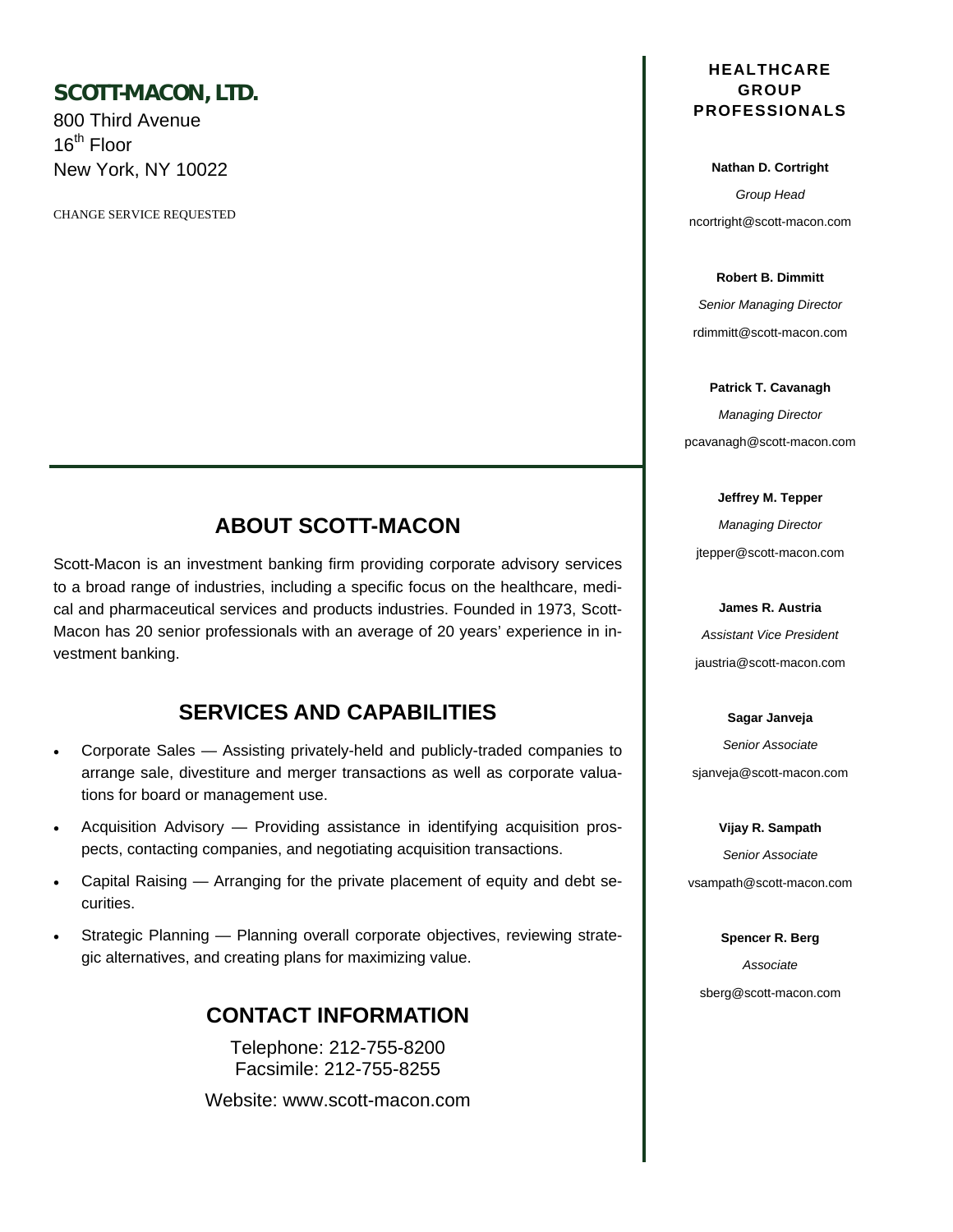**SCOTT-MACON, LTD.**

800 Third Avenue
16th Floor
New York, NY 10022

CHANGE SERVICE REQUESTED

## ABOUT SCOTT-MACON

Scott-Macon is an investment banking firm providing corporate advisory services to a broad range of industries, including a specific focus on the healthcare, medical and pharmaceutical services and products industries. Founded in 1973, Scott-Macon has 20 senior professionals with an average of 20 years' experience in investment banking.

## SERVICES AND CAPABILITIES

- Corporate Sales — Assisting privately-held and publicly-traded companies to arrange sale, divestiture and merger transactions as well as corporate valuations for board or management use.
- Acquisition Advisory — Providing assistance in identifying acquisition prospects, contacting companies, and negotiating acquisition transactions.
- Capital Raising — Arranging for the private placement of equity and debt securities.
- Strategic Planning — Planning overall corporate objectives, reviewing strategic alternatives, and creating plans for maximizing value.

## CONTACT INFORMATION

Telephone: 212-755-8200
Facsimile: 212-755-8255

Website: www.scott-macon.com

### HEALTHCARE GROUP PROFESSIONALS

**Nathan D. Cortright**
*Group Head*
ncortright@scott-macon.com

**Robert B. Dimmitt**
*Senior Managing Director*
rdimmitt@scott-macon.com

**Patrick T. Cavanagh**
*Managing Director*
pcavanagh@scott-macon.com

**Jeffrey M. Tepper**
*Managing Director*
jtepper@scott-macon.com

**James R. Austria**
*Assistant Vice President*
jaustria@scott-macon.com

**Sagar Janveja**
*Senior Associate*
sjanveja@scott-macon.com

**Vijay R. Sampath**
*Senior Associate*
vsampath@scott-macon.com

**Spencer R. Berg**
*Associate*
sberg@scott-macon.com